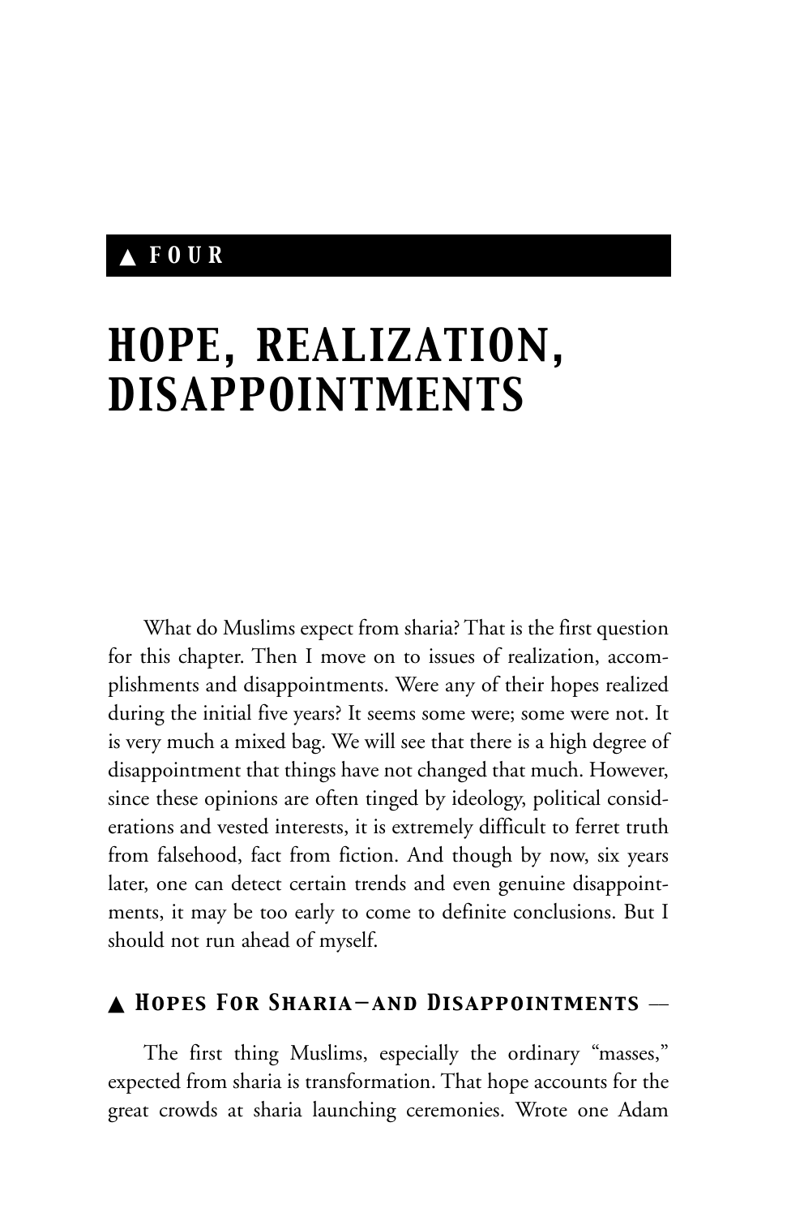# ▲ FOUR

# HOPE, REALIZATION, DISAPPOINTMENTS

What do Muslims expect from sharia? That is the first question for this chapter. Then I move on to issues of realization, accomplishments and disappointments. Were any of their hopes realized during the initial five years? It seems some were; some were not. It is very much a mixed bag. We will see that there is a high degree of disappointment that things have not changed that much. However, since these opinions are often tinged by ideology, political considerations and vested interests, it is extremely difficult to ferret truth from falsehood, fact from fiction. And though by now, six years later, one can detect certain trends and even genuine disappointments, it may be too early to come to definite conclusions. But I should not run ahead of myself.

## ▲ *Hopes For Sharia—and Disappointments* —

The first thing Muslims, especially the ordinary "masses," expected from sharia is transformation. That hope accounts for the great crowds at sharia launching ceremonies. Wrote one Adam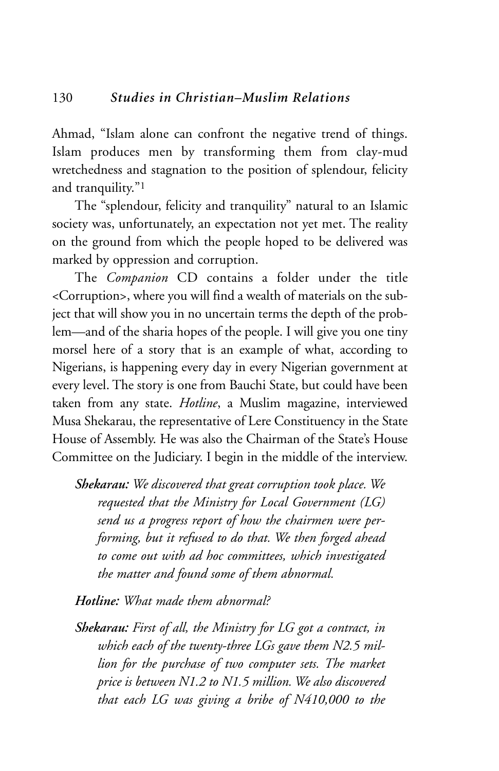Ahmad, "Islam alone can confront the negative trend of things. Islam produces men by transforming them from clay-mud wretchedness and stagnation to the position of splendour, felicity and tranquility."[1]

The "splendour, felicity and tranquility" natural to an Islamic society was, unfortunately, an expectation not yet met. The reality on the ground from which the people hoped to be delivered was marked by oppression and corruption.

The *Companion* CD contains a folder under the title <Corruption>, where you will find a wealth of materials on the subject that will show you in no uncertain terms the depth of the problem—and of the sharia hopes of the people. I will give you one tiny morsel here of a story that is an example of what, according to Nigerians, is happening every day in every Nigerian government at every level. The story is one from Bauchi State, but could have been taken from any state. *Hotline*, a Muslim magazine, interviewed Musa Shekarau, the representative of Lere Constituency in the State House of Assembly. He was also the Chairman of the State's House Committee on the Judiciary. I begin in the middle of the interview.

> ***Shekarau:*** *We discovered that great corruption took place. We requested that the Ministry for Local Government (LG) send us a progress report of how the chairmen were performing, but it refused to do that. We then forged ahead to come out with ad hoc committees, which investigated the matter and found some of them abnormal.*
>
> ***Hotline:*** *What made them abnormal?*
>
> ***Shekarau:*** *First of all, the Ministry for LG got a contract, in which each of the twenty-three LGs gave them N2.5 million for the purchase of two computer sets. The market price is between N1.2 to N1.5 million. We also discovered that each LG was giving a bribe of N410,000 to the*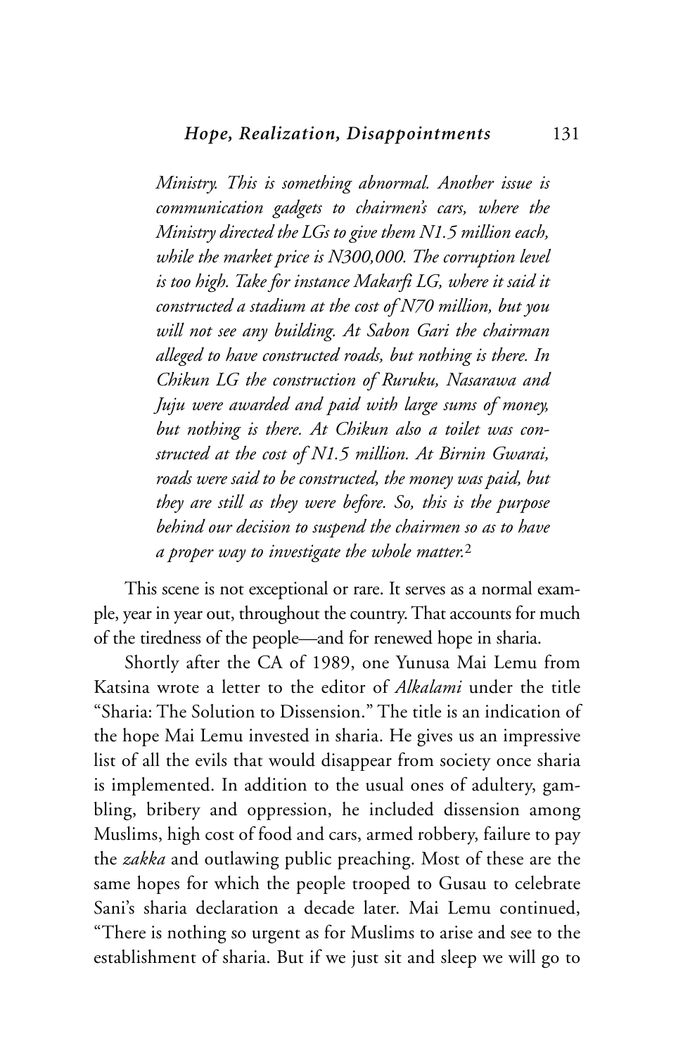*Ministry. This is something abnormal. Another issue is communication gadgets to chairmen's cars, where the Ministry directed the LGs to give them N1.5 million each, while the market price is N300,000. The corruption level is too high. Take for instance Makarfi LG, where it said it constructed a stadium at the cost of N70 million, but you will not see any building. At Sabon Gari the chairman alleged to have constructed roads, but nothing is there. In Chikun LG the construction of Ruruku, Nasarawa and Juju were awarded and paid with large sums of money, but nothing is there. At Chikun also a toilet was constructed at the cost of N1.5 million. At Birnin Gwarai, roads were said to be constructed, the money was paid, but they are still as they were before. So, this is the purpose behind our decision to suspend the chairmen so as to have a proper way to investigate the whole matter.*[2]

This scene is not exceptional or rare. It serves as a normal example, year in year out, throughout the country. That accounts for much of the tiredness of the people—and for renewed hope in sharia.

Shortly after the CA of 1989, one Yunusa Mai Lemu from Katsina wrote a letter to the editor of *Alkalami* under the title "Sharia: The Solution to Dissension." The title is an indication of the hope Mai Lemu invested in sharia. He gives us an impressive list of all the evils that would disappear from society once sharia is implemented. In addition to the usual ones of adultery, gambling, bribery and oppression, he included dissension among Muslims, high cost of food and cars, armed robbery, failure to pay the *zakka* and outlawing public preaching. Most of these are the same hopes for which the people trooped to Gusau to celebrate Sani's sharia declaration a decade later. Mai Lemu continued, "There is nothing so urgent as for Muslims to arise and see to the establishment of sharia. But if we just sit and sleep we will go to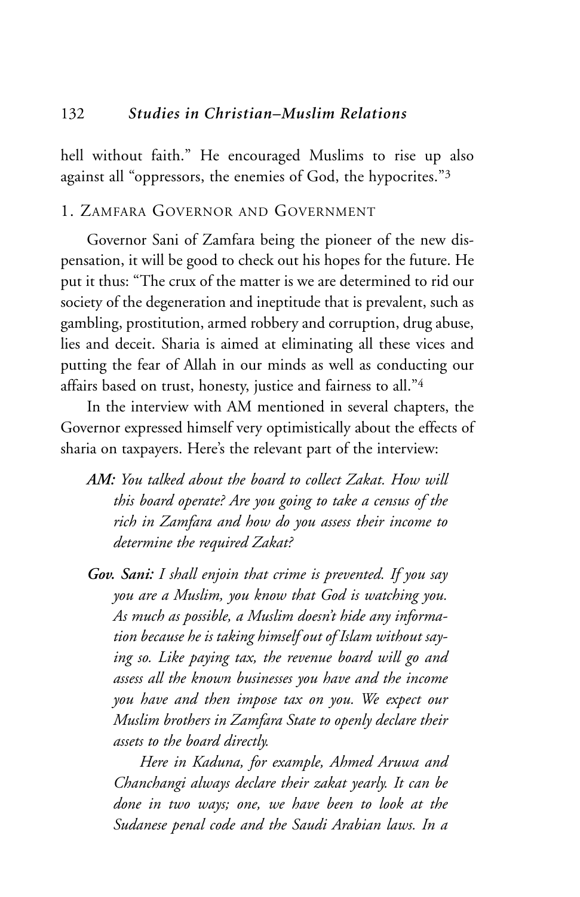hell without faith." He encouraged Muslims to rise up also against all "oppressors, the enemies of God, the hypocrites."[3]

## 1. Zamfara Governor and Government

Governor Sani of Zamfara being the pioneer of the new dispensation, it will be good to check out his hopes for the future. He put it thus: "The crux of the matter is we are determined to rid our society of the degeneration and ineptitude that is prevalent, such as gambling, prostitution, armed robbery and corruption, drug abuse, lies and deceit. Sharia is aimed at eliminating all these vices and putting the fear of Allah in our minds as well as conducting our affairs based on trust, honesty, justice and fairness to all."[4]

In the interview with AM mentioned in several chapters, the Governor expressed himself very optimistically about the effects of sharia on taxpayers. Here's the relevant part of the interview:

> ***AM:*** *You talked about the board to collect Zakat. How will this board operate? Are you going to take a census of the rich in Zamfara and how do you assess their income to determine the required Zakat?*
>
> ***Gov. Sani:*** *I shall enjoin that crime is prevented. If you say you are a Muslim, you know that God is watching you. As much as possible, a Muslim doesn't hide any information because he is taking himself out of Islam without saying so. Like paying tax, the revenue board will go and assess all the known businesses you have and the income you have and then impose tax on you. We expect our Muslim brothers in Zamfara State to openly declare their assets to the board directly.*
>
> *Here in Kaduna, for example, Ahmed Aruwa and Chanchangi always declare their zakat yearly. It can be done in two ways; one, we have been to look at the Sudanese penal code and the Saudi Arabian laws. In a*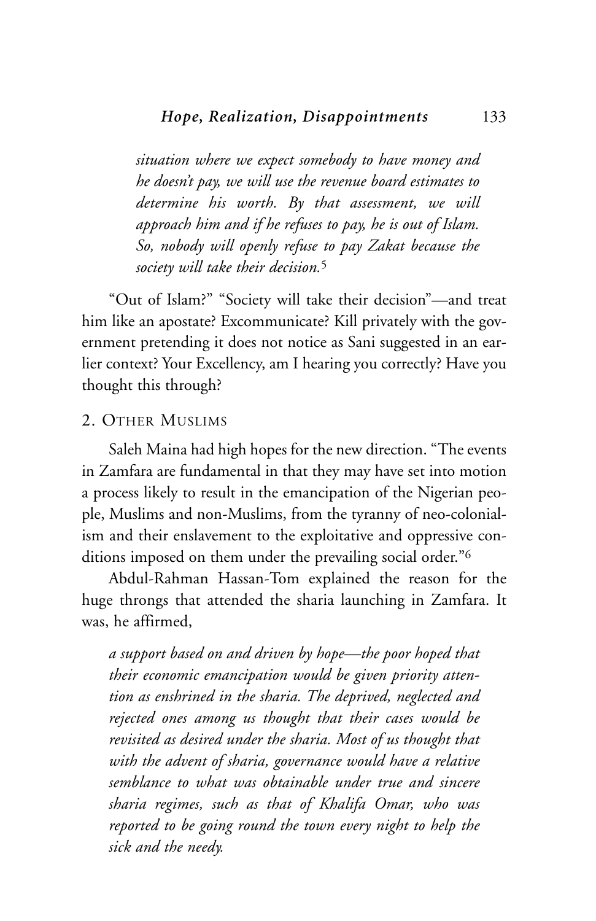*situation where we expect somebody to have money and he doesn't pay, we will use the revenue board estimates to determine his worth. By that assessment, we will approach him and if he refuses to pay, he is out of Islam. So, nobody will openly refuse to pay Zakat because the society will take their decision.*[5]

"Out of Islam?" "Society will take their decision"—and treat him like an apostate? Excommunicate? Kill privately with the government pretending it does not notice as Sani suggested in an earlier context? Your Excellency, am I hearing you correctly? Have you thought this through?

## 2. Other Muslims

Saleh Maina had high hopes for the new direction. "The events in Zamfara are fundamental in that they may have set into motion a process likely to result in the emancipation of the Nigerian people, Muslims and non-Muslims, from the tyranny of neo-colonialism and their enslavement to the exploitative and oppressive conditions imposed on them under the prevailing social order."[6]

Abdul-Rahman Hassan-Tom explained the reason for the huge throngs that attended the sharia launching in Zamfara. It was, he affirmed,

*a support based on and driven by hope—the poor hoped that their economic emancipation would be given priority attention as enshrined in the sharia. The deprived, neglected and rejected ones among us thought that their cases would be revisited as desired under the sharia. Most of us thought that with the advent of sharia, governance would have a relative semblance to what was obtainable under true and sincere sharia regimes, such as that of Khalifa Omar, who was reported to be going round the town every night to help the sick and the needy.*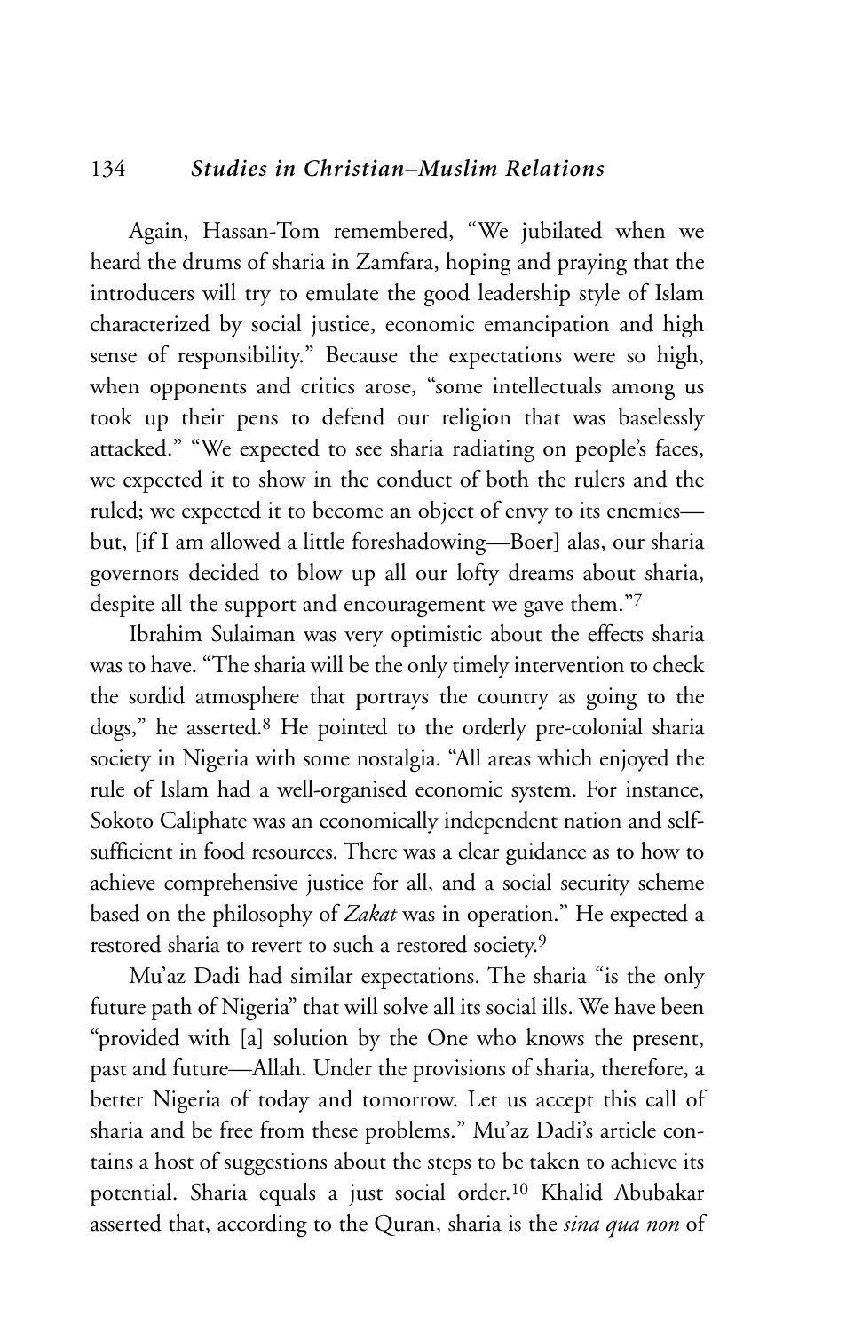Again, Hassan-Tom remembered, "We jubilated when we heard the drums of sharia in Zamfara, hoping and praying that the introducers will try to emulate the good leadership style of Islam characterized by social justice, economic emancipation and high sense of responsibility." Because the expectations were so high, when opponents and critics arose, "some intellectuals among us took up their pens to defend our religion that was baselessly attacked." "We expected to see sharia radiating on people's faces, we expected it to show in the conduct of both the rulers and the ruled; we expected it to become an object of envy to its enemies—but, [if I am allowed a little foreshadowing—Boer] alas, our sharia governors decided to blow up all our lofty dreams about sharia, despite all the support and encouragement we gave them."[7]

Ibrahim Sulaiman was very optimistic about the effects sharia was to have. "The sharia will be the only timely intervention to check the sordid atmosphere that portrays the country as going to the dogs," he asserted.[8] He pointed to the orderly pre-colonial sharia society in Nigeria with some nostalgia. "All areas which enjoyed the rule of Islam had a well-organised economic system. For instance, Sokoto Caliphate was an economically independent nation and self-sufficient in food resources. There was a clear guidance as to how to achieve comprehensive justice for all, and a social security scheme based on the philosophy of *Zakat* was in operation." He expected a restored sharia to revert to such a restored society.[9]

Mu'az Dadi had similar expectations. The sharia "is the only future path of Nigeria" that will solve all its social ills. We have been "provided with [a] solution by the One who knows the present, past and future—Allah. Under the provisions of sharia, therefore, a better Nigeria of today and tomorrow. Let us accept this call of sharia and be free from these problems." Mu'az Dadi's article contains a host of suggestions about the steps to be taken to achieve its potential. Sharia equals a just social order.[10] Khalid Abubakar asserted that, according to the Quran, sharia is the *sina qua non* of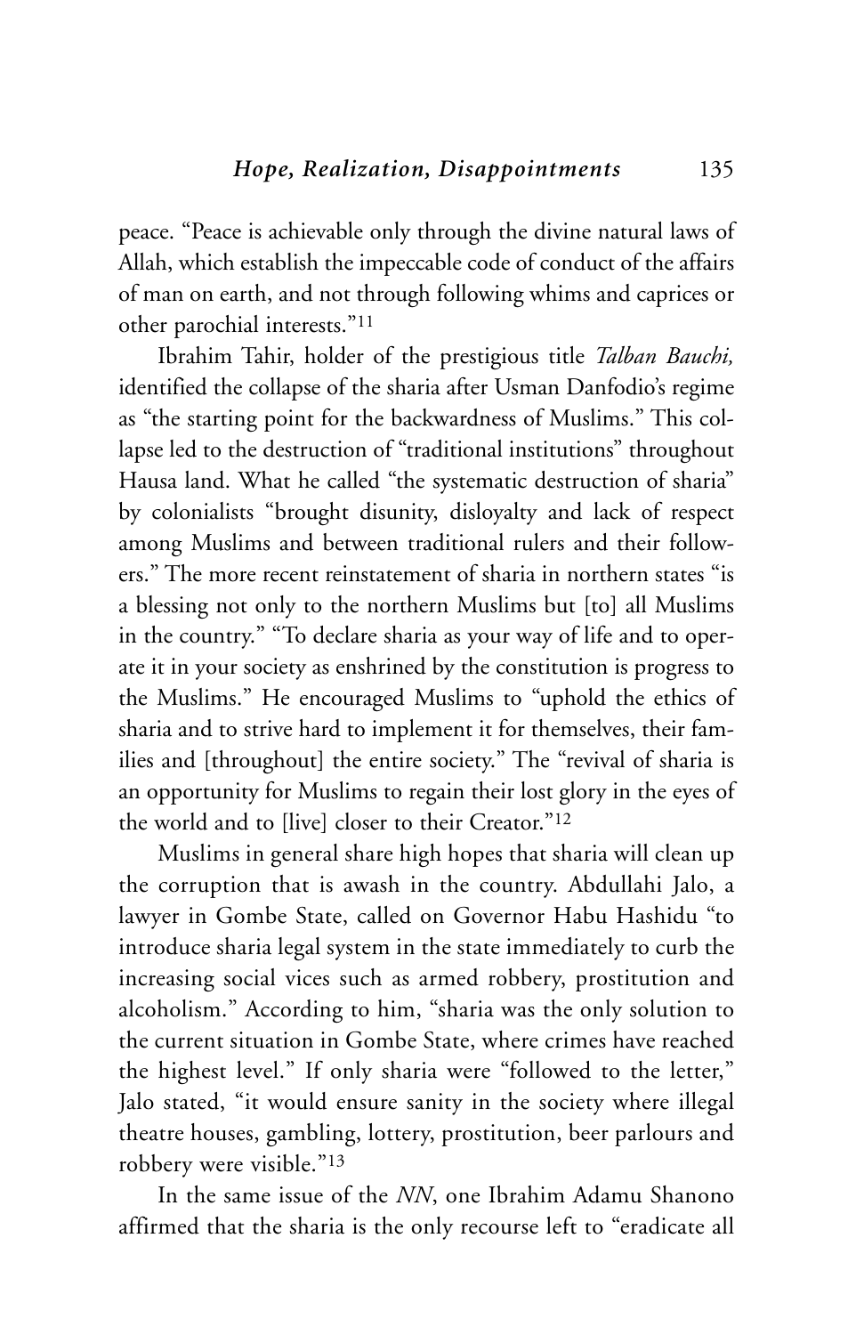peace. "Peace is achievable only through the divine natural laws of Allah, which establish the impeccable code of conduct of the affairs of man on earth, and not through following whims and caprices or other parochial interests."[11]

Ibrahim Tahir, holder of the prestigious title *Talban Bauchi,* identified the collapse of the sharia after Usman Danfodio's regime as "the starting point for the backwardness of Muslims." This collapse led to the destruction of "traditional institutions" throughout Hausa land. What he called "the systematic destruction of sharia" by colonialists "brought disunity, disloyalty and lack of respect among Muslims and between traditional rulers and their followers." The more recent reinstatement of sharia in northern states "is a blessing not only to the northern Muslims but [to] all Muslims in the country." "To declare sharia as your way of life and to operate it in your society as enshrined by the constitution is progress to the Muslims." He encouraged Muslims to "uphold the ethics of sharia and to strive hard to implement it for themselves, their families and [throughout] the entire society." The "revival of sharia is an opportunity for Muslims to regain their lost glory in the eyes of the world and to [live] closer to their Creator."[12]

Muslims in general share high hopes that sharia will clean up the corruption that is awash in the country. Abdullahi Jalo, a lawyer in Gombe State, called on Governor Habu Hashidu "to introduce sharia legal system in the state immediately to curb the increasing social vices such as armed robbery, prostitution and alcoholism." According to him, "sharia was the only solution to the current situation in Gombe State, where crimes have reached the highest level." If only sharia were "followed to the letter," Jalo stated, "it would ensure sanity in the society where illegal theatre houses, gambling, lottery, prostitution, beer parlours and robbery were visible."[13]

In the same issue of the *NN*, one Ibrahim Adamu Shanono affirmed that the sharia is the only recourse left to "eradicate all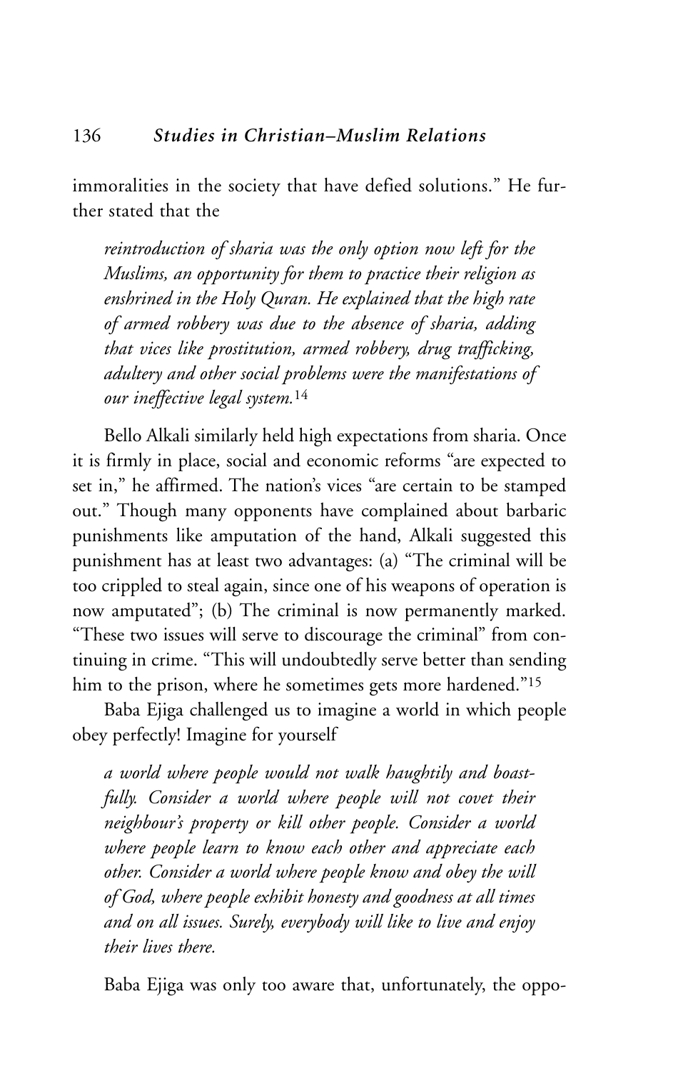immoralities in the society that have defied solutions." He further stated that the

> *reintroduction of sharia was the only option now left for the Muslims, an opportunity for them to practice their religion as enshrined in the Holy Quran. He explained that the high rate of armed robbery was due to the absence of sharia, adding that vices like prostitution, armed robbery, drug trafficking, adultery and other social problems were the manifestations of our ineffective legal system.*[14]

Bello Alkali similarly held high expectations from sharia. Once it is firmly in place, social and economic reforms "are expected to set in," he affirmed. The nation's vices "are certain to be stamped out." Though many opponents have complained about barbaric punishments like amputation of the hand, Alkali suggested this punishment has at least two advantages: (a) "The criminal will be too crippled to steal again, since one of his weapons of operation is now amputated"; (b) The criminal is now permanently marked. "These two issues will serve to discourage the criminal" from continuing in crime. "This will undoubtedly serve better than sending him to the prison, where he sometimes gets more hardened."[15]

Baba Ejiga challenged us to imagine a world in which people obey perfectly! Imagine for yourself

> *a world where people would not walk haughtily and boastfully. Consider a world where people will not covet their neighbour's property or kill other people. Consider a world where people learn to know each other and appreciate each other. Consider a world where people know and obey the will of God, where people exhibit honesty and goodness at all times and on all issues. Surely, everybody will like to live and enjoy their lives there.*

Baba Ejiga was only too aware that, unfortunately, the oppo-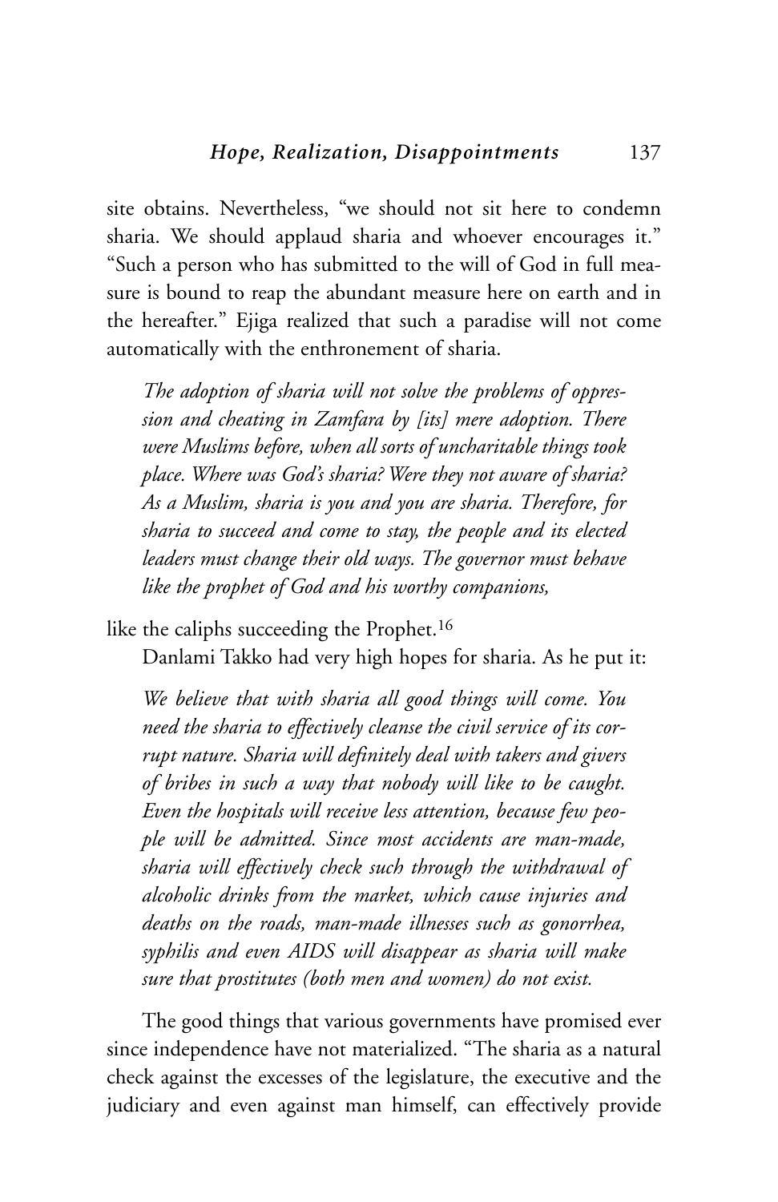site obtains. Nevertheless, "we should not sit here to condemn sharia. We should applaud sharia and whoever encourages it." "Such a person who has submitted to the will of God in full measure is bound to reap the abundant measure here on earth and in the hereafter." Ejiga realized that such a paradise will not come automatically with the enthronement of sharia.

> *The adoption of sharia will not solve the problems of oppression and cheating in Zamfara by [its] mere adoption. There were Muslims before, when all sorts of uncharitable things took place. Where was God's sharia? Were they not aware of sharia? As a Muslim, sharia is you and you are sharia. Therefore, for sharia to succeed and come to stay, the people and its elected leaders must change their old ways. The governor must behave like the prophet of God and his worthy companions,*

like the caliphs succeeding the Prophet.[16]

Danlami Takko had very high hopes for sharia. As he put it:

> *We believe that with sharia all good things will come. You need the sharia to effectively cleanse the civil service of its corrupt nature. Sharia will definitely deal with takers and givers of bribes in such a way that nobody will like to be caught. Even the hospitals will receive less attention, because few people will be admitted. Since most accidents are man-made, sharia will effectively check such through the withdrawal of alcoholic drinks from the market, which cause injuries and deaths on the roads, man-made illnesses such as gonorrhea, syphilis and even AIDS will disappear as sharia will make sure that prostitutes (both men and women) do not exist.*

The good things that various governments have promised ever since independence have not materialized. "The sharia as a natural check against the excesses of the legislature, the executive and the judiciary and even against man himself, can effectively provide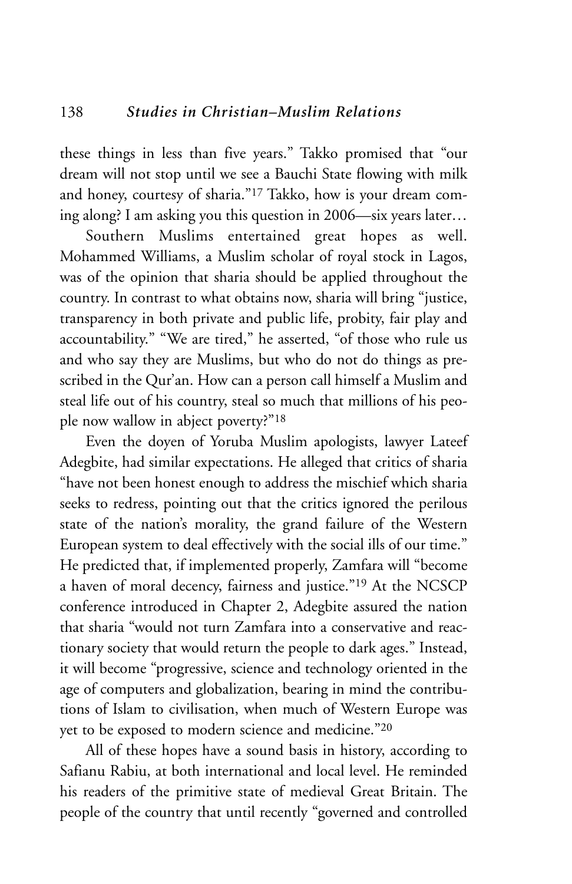these things in less than five years." Takko promised that "our dream will not stop until we see a Bauchi State flowing with milk and honey, courtesy of sharia."[17] Takko, how is your dream coming along? I am asking you this question in 2006—six years later…

Southern Muslims entertained great hopes as well. Mohammed Williams, a Muslim scholar of royal stock in Lagos, was of the opinion that sharia should be applied throughout the country. In contrast to what obtains now, sharia will bring "justice, transparency in both private and public life, probity, fair play and accountability." "We are tired," he asserted, "of those who rule us and who say they are Muslims, but who do not do things as prescribed in the Qur'an. How can a person call himself a Muslim and steal life out of his country, steal so much that millions of his people now wallow in abject poverty?"[18]

Even the doyen of Yoruba Muslim apologists, lawyer Lateef Adegbite, had similar expectations. He alleged that critics of sharia "have not been honest enough to address the mischief which sharia seeks to redress, pointing out that the critics ignored the perilous state of the nation's morality, the grand failure of the Western European system to deal effectively with the social ills of our time." He predicted that, if implemented properly, Zamfara will "become a haven of moral decency, fairness and justice."[19] At the NCSCP conference introduced in Chapter 2, Adegbite assured the nation that sharia "would not turn Zamfara into a conservative and reactionary society that would return the people to dark ages." Instead, it will become "progressive, science and technology oriented in the age of computers and globalization, bearing in mind the contributions of Islam to civilisation, when much of Western Europe was yet to be exposed to modern science and medicine."[20]

All of these hopes have a sound basis in history, according to Safianu Rabiu, at both international and local level. He reminded his readers of the primitive state of medieval Great Britain. The people of the country that until recently "governed and controlled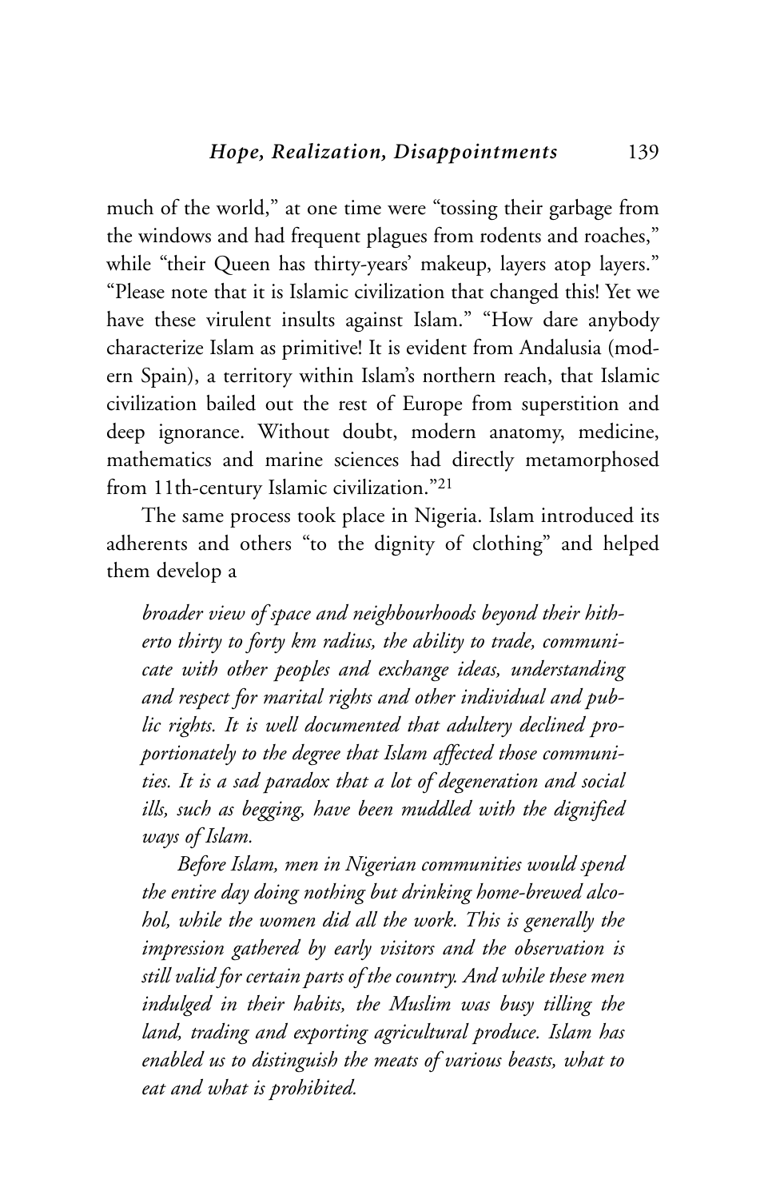much of the world," at one time were "tossing their garbage from the windows and had frequent plagues from rodents and roaches," while "their Queen has thirty-years' makeup, layers atop layers." "Please note that it is Islamic civilization that changed this! Yet we have these virulent insults against Islam." "How dare anybody characterize Islam as primitive! It is evident from Andalusia (modern Spain), a territory within Islam's northern reach, that Islamic civilization bailed out the rest of Europe from superstition and deep ignorance. Without doubt, modern anatomy, medicine, mathematics and marine sciences had directly metamorphosed from 11th-century Islamic civilization."[21]

The same process took place in Nigeria. Islam introduced its adherents and others "to the dignity of clothing" and helped them develop a

> *broader view of space and neighbourhoods beyond their hitherto thirty to forty km radius, the ability to trade, communicate with other peoples and exchange ideas, understanding and respect for marital rights and other individual and public rights. It is well documented that adultery declined proportionately to the degree that Islam affected those communities. It is a sad paradox that a lot of degeneration and social ills, such as begging, have been muddled with the dignified ways of Islam.*
>
> *Before Islam, men in Nigerian communities would spend the entire day doing nothing but drinking home-brewed alcohol, while the women did all the work. This is generally the impression gathered by early visitors and the observation is still valid for certain parts of the country. And while these men indulged in their habits, the Muslim was busy tilling the land, trading and exporting agricultural produce. Islam has enabled us to distinguish the meats of various beasts, what to eat and what is prohibited.*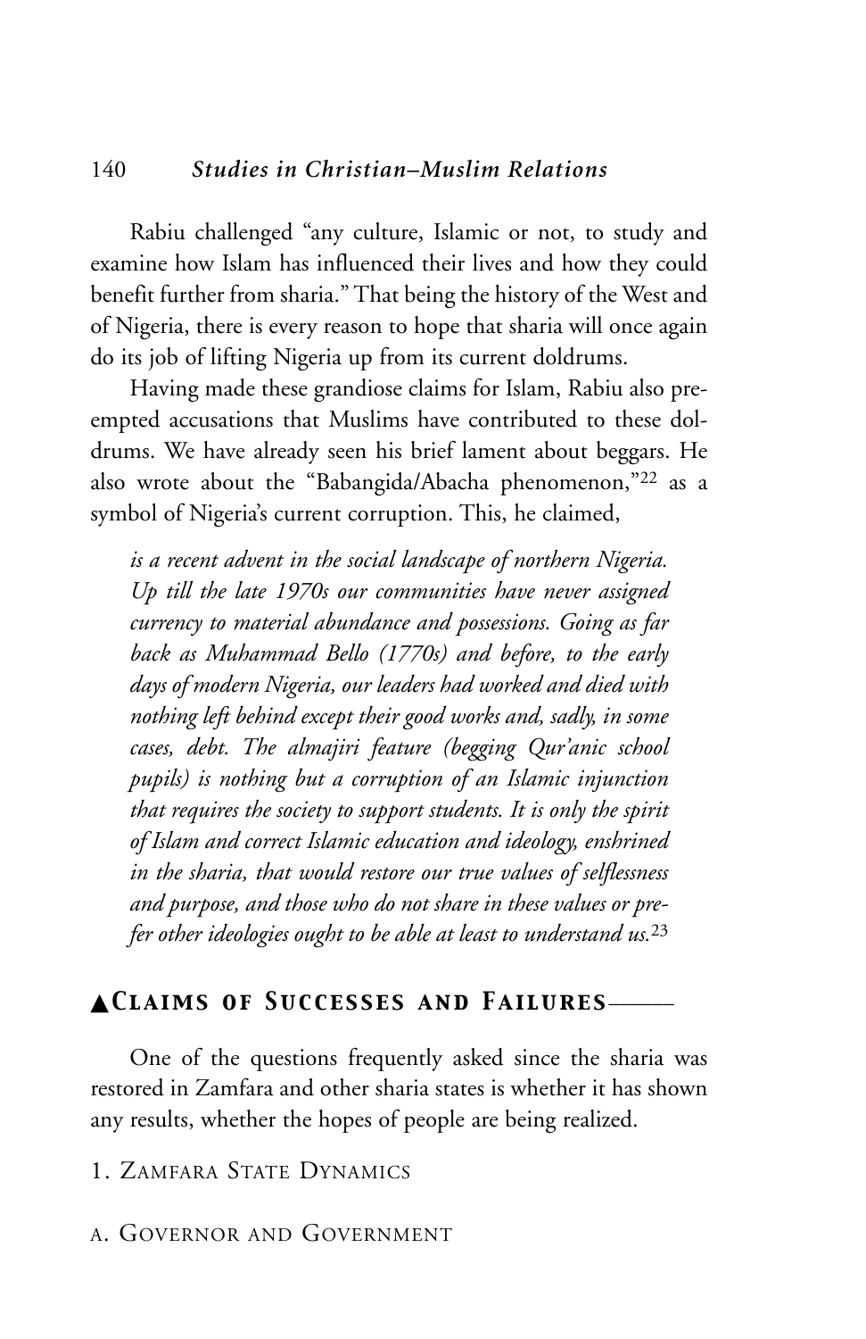Rabiu challenged "any culture, Islamic or not, to study and examine how Islam has influenced their lives and how they could benefit further from sharia." That being the history of the West and of Nigeria, there is every reason to hope that sharia will once again do its job of lifting Nigeria up from its current doldrums.

Having made these grandiose claims for Islam, Rabiu also preempted accusations that Muslims have contributed to these doldrums. We have already seen his brief lament about beggars. He also wrote about the "Babangida/Abacha phenomenon,"[22] as a symbol of Nigeria's current corruption. This, he claimed,

> *is a recent advent in the social landscape of northern Nigeria. Up till the late 1970s our communities have never assigned currency to material abundance and possessions. Going as far back as Muhammad Bello (1770s) and before, to the early days of modern Nigeria, our leaders had worked and died with nothing left behind except their good works and, sadly, in some cases, debt. The almajiri feature (begging Qur'anic school pupils) is nothing but a corruption of an Islamic injunction that requires the society to support students. It is only the spirit of Islam and correct Islamic education and ideology, enshrined in the sharia, that would restore our true values of selflessness and purpose, and those who do not share in these values or prefer other ideologies ought to be able at least to understand us.*[23]

## Claims of Successes and Failures

One of the questions frequently asked since the sharia was restored in Zamfara and other sharia states is whether it has shown any results, whether the hopes of people are being realized.

### 1. Zamfara State Dynamics

#### a. Governor and Government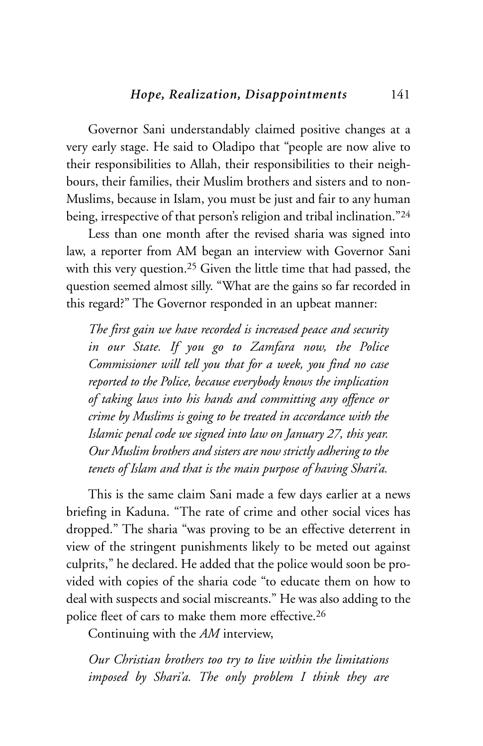Governor Sani understandably claimed positive changes at a very early stage. He said to Oladipo that "people are now alive to their responsibilities to Allah, their responsibilities to their neighbours, their families, their Muslim brothers and sisters and to non-Muslims, because in Islam, you must be just and fair to any human being, irrespective of that person's religion and tribal inclination."[24]

Less than one month after the revised sharia was signed into law, a reporter from AM began an interview with Governor Sani with this very question.[25] Given the little time that had passed, the question seemed almost silly. "What are the gains so far recorded in this regard?" The Governor responded in an upbeat manner:

> *The first gain we have recorded is increased peace and security in our State. If you go to Zamfara now, the Police Commissioner will tell you that for a week, you find no case reported to the Police, because everybody knows the implication of taking laws into his hands and committing any offence or crime by Muslims is going to be treated in accordance with the Islamic penal code we signed into law on January 27, this year. Our Muslim brothers and sisters are now strictly adhering to the tenets of Islam and that is the main purpose of having Shari'a.*

This is the same claim Sani made a few days earlier at a news briefing in Kaduna. "The rate of crime and other social vices has dropped." The sharia "was proving to be an effective deterrent in view of the stringent punishments likely to be meted out against culprits," he declared. He added that the police would soon be provided with copies of the sharia code "to educate them on how to deal with suspects and social miscreants." He was also adding to the police fleet of cars to make them more effective.[26]

Continuing with the *AM* interview,

> *Our Christian brothers too try to live within the limitations imposed by Shari'a. The only problem I think they are*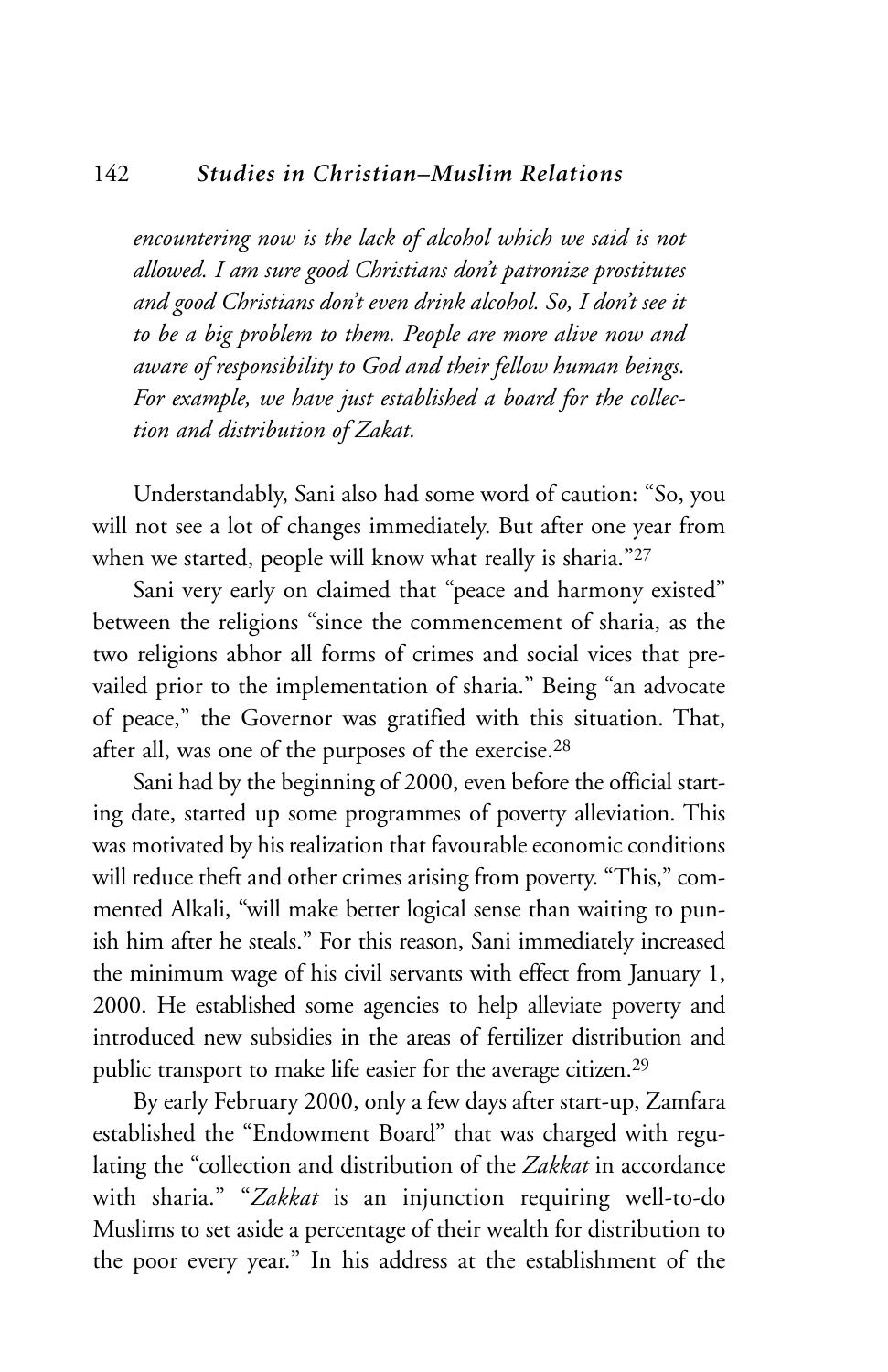*encountering now is the lack of alcohol which we said is not allowed. I am sure good Christians don't patronize prostitutes and good Christians don't even drink alcohol. So, I don't see it to be a big problem to them. People are more alive now and aware of responsibility to God and their fellow human beings. For example, we have just established a board for the collection and distribution of Zakat.*

Understandably, Sani also had some word of caution: "So, you will not see a lot of changes immediately. But after one year from when we started, people will know what really is sharia."[27]

Sani very early on claimed that "peace and harmony existed" between the religions "since the commencement of sharia, as the two religions abhor all forms of crimes and social vices that prevailed prior to the implementation of sharia." Being "an advocate of peace," the Governor was gratified with this situation. That, after all, was one of the purposes of the exercise.[28]

Sani had by the beginning of 2000, even before the official starting date, started up some programmes of poverty alleviation. This was motivated by his realization that favourable economic conditions will reduce theft and other crimes arising from poverty. "This," commented Alkali, "will make better logical sense than waiting to punish him after he steals." For this reason, Sani immediately increased the minimum wage of his civil servants with effect from January 1, 2000. He established some agencies to help alleviate poverty and introduced new subsidies in the areas of fertilizer distribution and public transport to make life easier for the average citizen.[29]

By early February 2000, only a few days after start-up, Zamfara established the "Endowment Board" that was charged with regulating the "collection and distribution of the *Zakkat* in accordance with sharia." "*Zakkat* is an injunction requiring well-to-do Muslims to set aside a percentage of their wealth for distribution to the poor every year." In his address at the establishment of the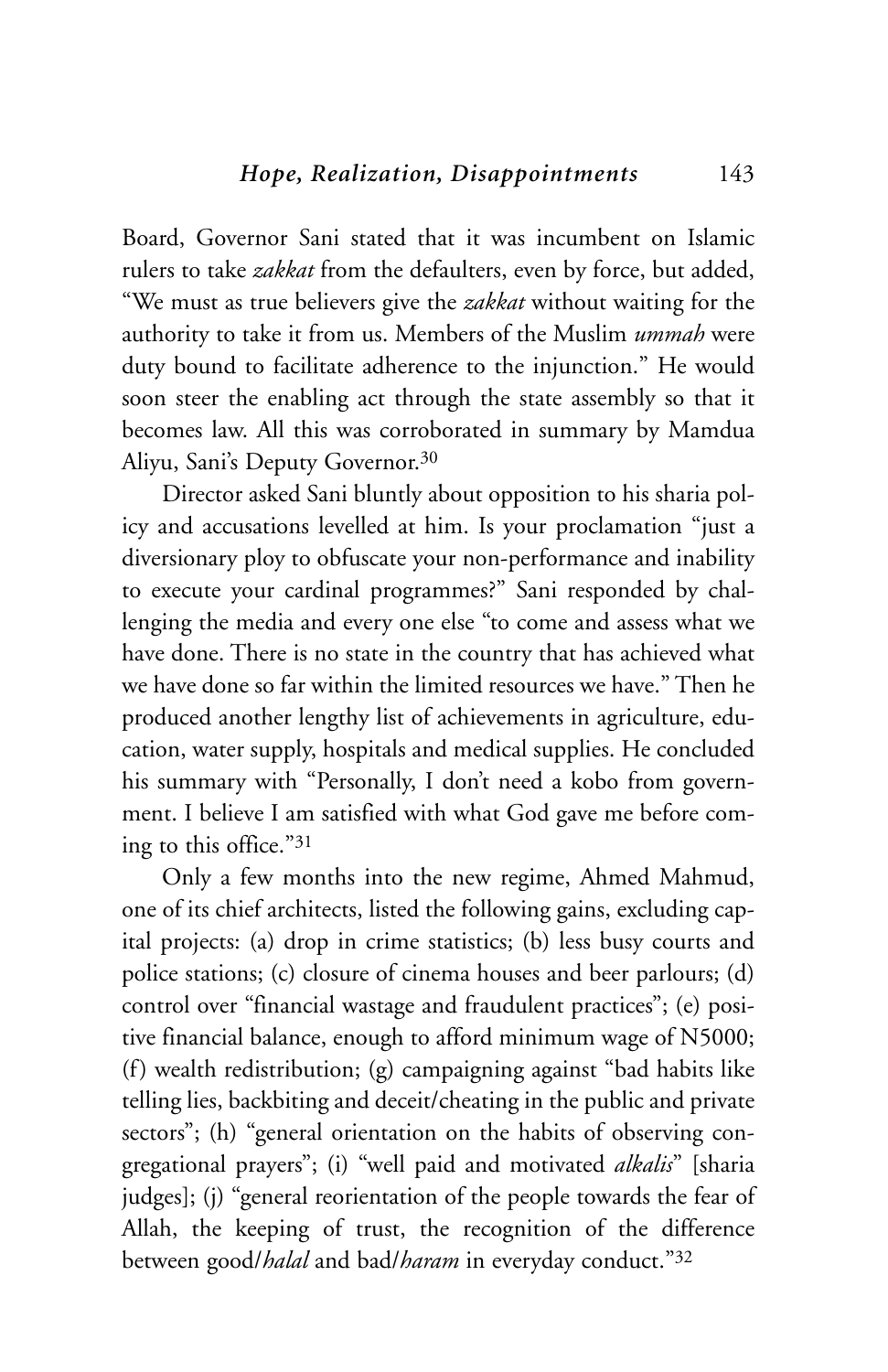Board, Governor Sani stated that it was incumbent on Islamic rulers to take *zakkat* from the defaulters, even by force, but added, "We must as true believers give the *zakkat* without waiting for the authority to take it from us. Members of the Muslim *ummah* were duty bound to facilitate adherence to the injunction." He would soon steer the enabling act through the state assembly so that it becomes law. All this was corroborated in summary by Mamdua Aliyu, Sani's Deputy Governor.[30]

Director asked Sani bluntly about opposition to his sharia policy and accusations levelled at him. Is your proclamation "just a diversionary ploy to obfuscate your non-performance and inability to execute your cardinal programmes?" Sani responded by challenging the media and every one else "to come and assess what we have done. There is no state in the country that has achieved what we have done so far within the limited resources we have." Then he produced another lengthy list of achievements in agriculture, education, water supply, hospitals and medical supplies. He concluded his summary with "Personally, I don't need a kobo from government. I believe I am satisfied with what God gave me before coming to this office."[31]

Only a few months into the new regime, Ahmed Mahmud, one of its chief architects, listed the following gains, excluding capital projects: (a) drop in crime statistics; (b) less busy courts and police stations; (c) closure of cinema houses and beer parlours; (d) control over "financial wastage and fraudulent practices"; (e) positive financial balance, enough to afford minimum wage of N5000; (f) wealth redistribution; (g) campaigning against "bad habits like telling lies, backbiting and deceit/cheating in the public and private sectors"; (h) "general orientation on the habits of observing congregational prayers"; (i) "well paid and motivated *alkalis*" [sharia judges]; (j) "general reorientation of the people towards the fear of Allah, the keeping of trust, the recognition of the difference between good/*halal* and bad/*haram* in everyday conduct."[32]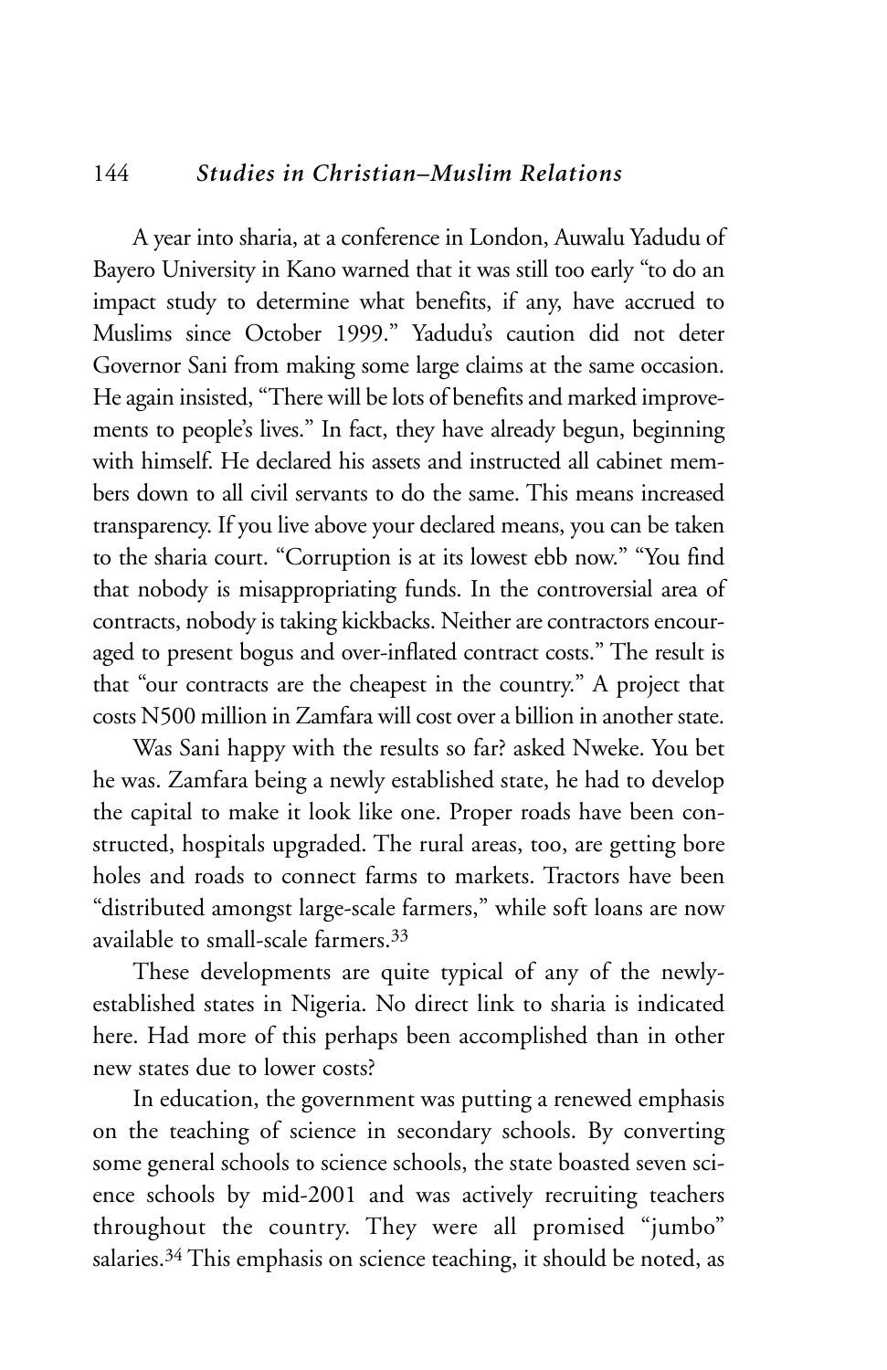A year into sharia, at a conference in London, Auwalu Yadudu of Bayero University in Kano warned that it was still too early "to do an impact study to determine what benefits, if any, have accrued to Muslims since October 1999." Yadudu's caution did not deter Governor Sani from making some large claims at the same occasion. He again insisted, "There will be lots of benefits and marked improvements to people's lives." In fact, they have already begun, beginning with himself. He declared his assets and instructed all cabinet members down to all civil servants to do the same. This means increased transparency. If you live above your declared means, you can be taken to the sharia court. "Corruption is at its lowest ebb now." "You find that nobody is misappropriating funds. In the controversial area of contracts, nobody is taking kickbacks. Neither are contractors encouraged to present bogus and over-inflated contract costs." The result is that "our contracts are the cheapest in the country." A project that costs N500 million in Zamfara will cost over a billion in another state.

Was Sani happy with the results so far? asked Nweke. You bet he was. Zamfara being a newly established state, he had to develop the capital to make it look like one. Proper roads have been constructed, hospitals upgraded. The rural areas, too, are getting bore holes and roads to connect farms to markets. Tractors have been "distributed amongst large-scale farmers," while soft loans are now available to small-scale farmers.[33]

These developments are quite typical of any of the newly-established states in Nigeria. No direct link to sharia is indicated here. Had more of this perhaps been accomplished than in other new states due to lower costs?

In education, the government was putting a renewed emphasis on the teaching of science in secondary schools. By converting some general schools to science schools, the state boasted seven science schools by mid-2001 and was actively recruiting teachers throughout the country. They were all promised "jumbo" salaries.[34] This emphasis on science teaching, it should be noted, as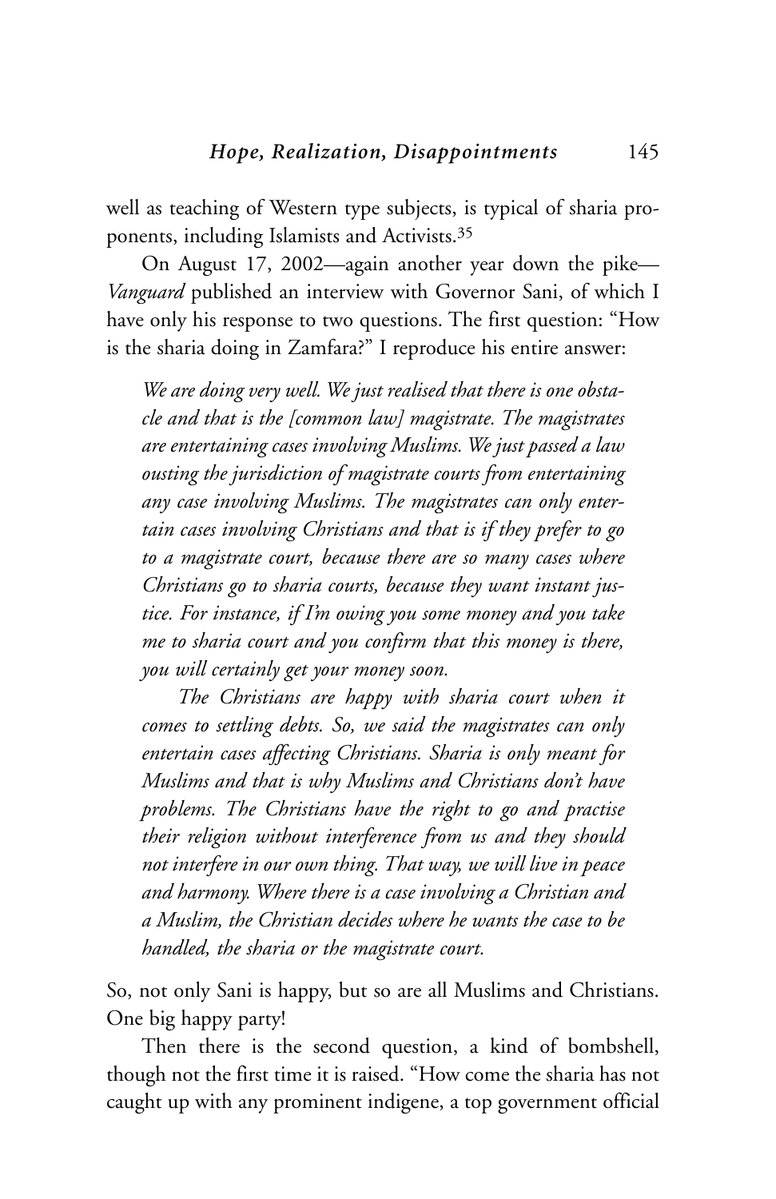well as teaching of Western type subjects, is typical of sharia proponents, including Islamists and Activists.[35]

On August 17, 2002—again another year down the pike—*Vanguard* published an interview with Governor Sani, of which I have only his response to two questions. The first question: "How is the sharia doing in Zamfara?" I reproduce his entire answer:

> *We are doing very well. We just realised that there is one obstacle and that is the [common law] magistrate. The magistrates are entertaining cases involving Muslims. We just passed a law ousting the jurisdiction of magistrate courts from entertaining any case involving Muslims. The magistrates can only entertain cases involving Christians and that is if they prefer to go to a magistrate court, because there are so many cases where Christians go to sharia courts, because they want instant justice. For instance, if I'm owing you some money and you take me to sharia court and you confirm that this money is there, you will certainly get your money soon.*
>
> *The Christians are happy with sharia court when it comes to settling debts. So, we said the magistrates can only entertain cases affecting Christians. Sharia is only meant for Muslims and that is why Muslims and Christians don't have problems. The Christians have the right to go and practise their religion without interference from us and they should not interfere in our own thing. That way, we will live in peace and harmony. Where there is a case involving a Christian and a Muslim, the Christian decides where he wants the case to be handled, the sharia or the magistrate court.*

So, not only Sani is happy, but so are all Muslims and Christians. One big happy party!

Then there is the second question, a kind of bombshell, though not the first time it is raised. "How come the sharia has not caught up with any prominent indigene, a top government official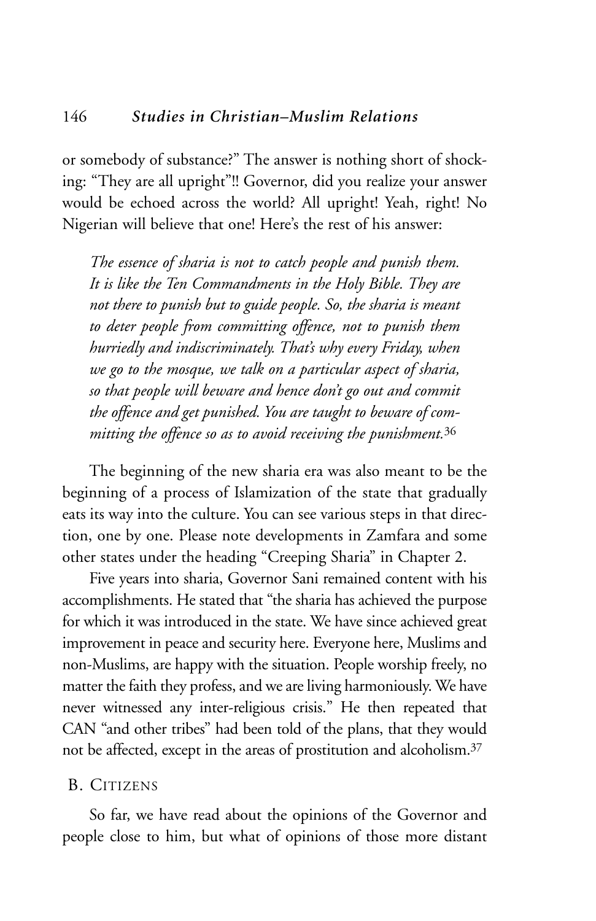or somebody of substance?" The answer is nothing short of shocking: "They are all upright"!! Governor, did you realize your answer would be echoed across the world? All upright! Yeah, right! No Nigerian will believe that one! Here's the rest of his answer:

> *The essence of sharia is not to catch people and punish them. It is like the Ten Commandments in the Holy Bible. They are not there to punish but to guide people. So, the sharia is meant to deter people from committing offence, not to punish them hurriedly and indiscriminately. That's why every Friday, when we go to the mosque, we talk on a particular aspect of sharia, so that people will beware and hence don't go out and commit the offence and get punished. You are taught to beware of committing the offence so as to avoid receiving the punishment.*[36]

The beginning of the new sharia era was also meant to be the beginning of a process of Islamization of the state that gradually eats its way into the culture. You can see various steps in that direction, one by one. Please note developments in Zamfara and some other states under the heading "Creeping Sharia" in Chapter 2.

Five years into sharia, Governor Sani remained content with his accomplishments. He stated that "the sharia has achieved the purpose for which it was introduced in the state. We have since achieved great improvement in peace and security here. Everyone here, Muslims and non-Muslims, are happy with the situation. People worship freely, no matter the faith they profess, and we are living harmoniously. We have never witnessed any inter-religious crisis." He then repeated that CAN "and other tribes" had been told of the plans, that they would not be affected, except in the areas of prostitution and alcoholism.[37]

## B. Citizens

So far, we have read about the opinions of the Governor and people close to him, but what of opinions of those more distant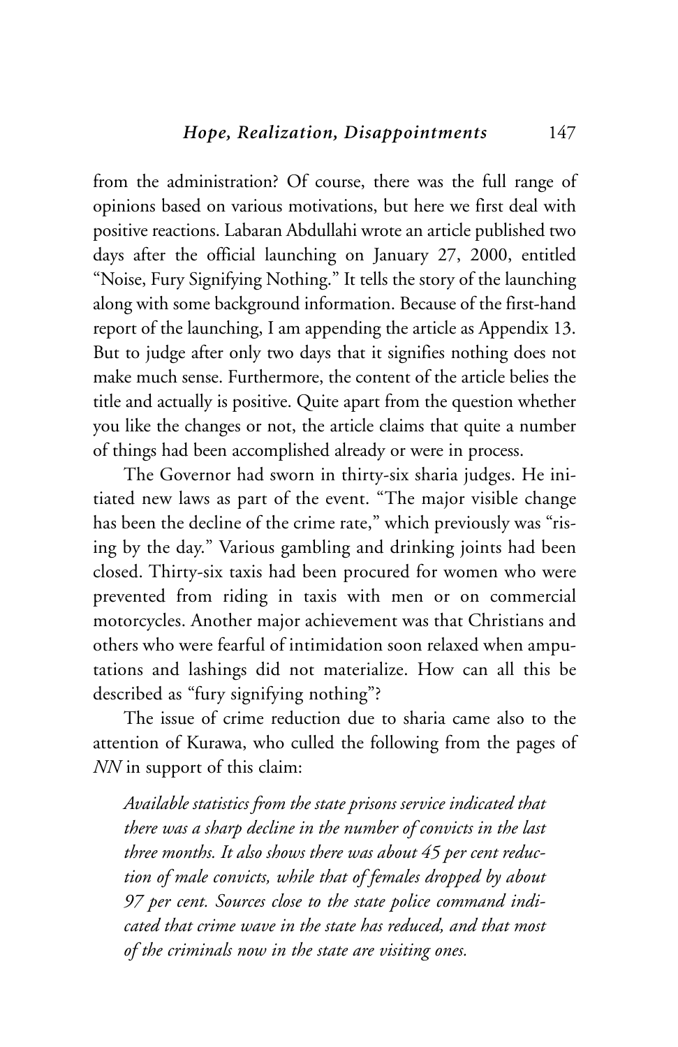from the administration? Of course, there was the full range of opinions based on various motivations, but here we first deal with positive reactions. Labaran Abdullahi wrote an article published two days after the official launching on January 27, 2000, entitled "Noise, Fury Signifying Nothing." It tells the story of the launching along with some background information. Because of the first-hand report of the launching, I am appending the article as Appendix 13. But to judge after only two days that it signifies nothing does not make much sense. Furthermore, the content of the article belies the title and actually is positive. Quite apart from the question whether you like the changes or not, the article claims that quite a number of things had been accomplished already or were in process.

The Governor had sworn in thirty-six sharia judges. He initiated new laws as part of the event. "The major visible change has been the decline of the crime rate," which previously was "rising by the day." Various gambling and drinking joints had been closed. Thirty-six taxis had been procured for women who were prevented from riding in taxis with men or on commercial motorcycles. Another major achievement was that Christians and others who were fearful of intimidation soon relaxed when amputations and lashings did not materialize. How can all this be described as "fury signifying nothing"?

The issue of crime reduction due to sharia came also to the attention of Kurawa, who culled the following from the pages of *NN* in support of this claim:

> *Available statistics from the state prisons service indicated that there was a sharp decline in the number of convicts in the last three months. It also shows there was about 45 per cent reduction of male convicts, while that of females dropped by about 97 per cent. Sources close to the state police command indicated that crime wave in the state has reduced, and that most of the criminals now in the state are visiting ones.*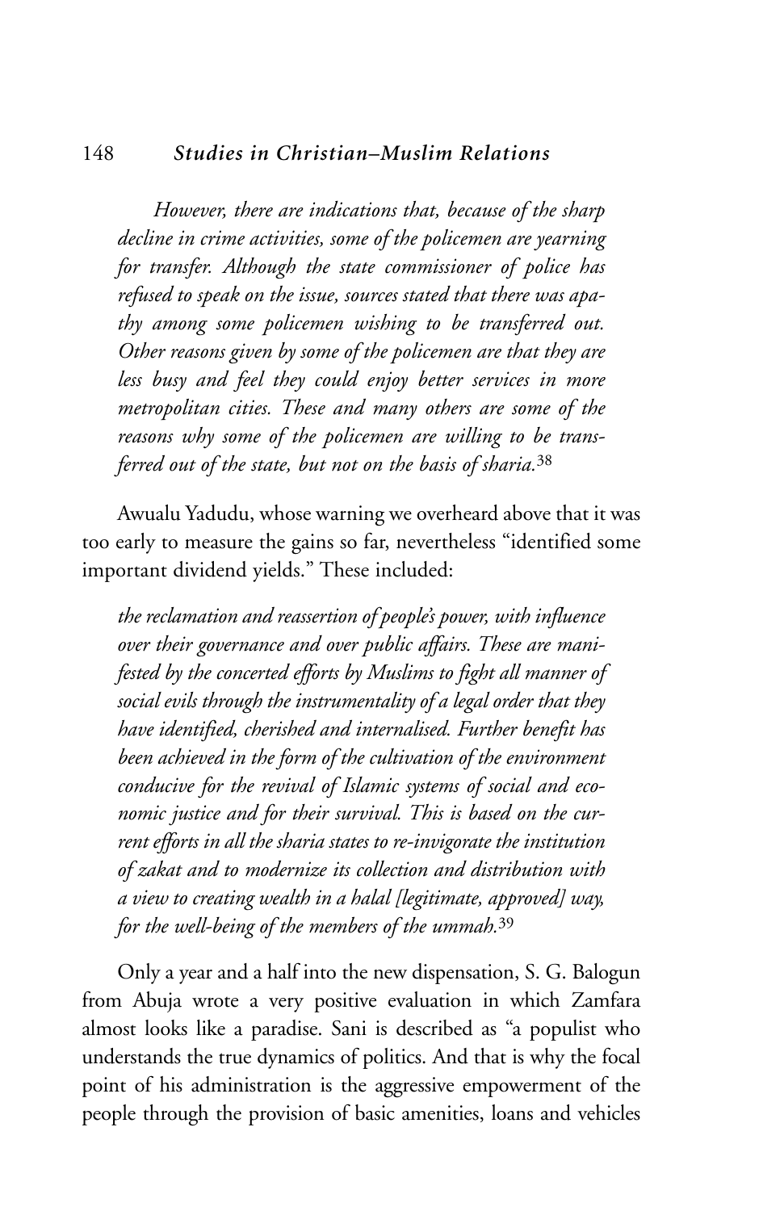*However, there are indications that, because of the sharp decline in crime activities, some of the policemen are yearning for transfer. Although the state commissioner of police has refused to speak on the issue, sources stated that there was apathy among some policemen wishing to be transferred out. Other reasons given by some of the policemen are that they are less busy and feel they could enjoy better services in more metropolitan cities. These and many others are some of the reasons why some of the policemen are willing to be transferred out of the state, but not on the basis of sharia.*[38]

Awualu Yadudu, whose warning we overheard above that it was too early to measure the gains so far, nevertheless "identified some important dividend yields." These included:

*the reclamation and reassertion of people's power, with influence over their governance and over public affairs. These are manifested by the concerted efforts by Muslims to fight all manner of social evils through the instrumentality of a legal order that they have identified, cherished and internalised. Further benefit has been achieved in the form of the cultivation of the environment conducive for the revival of Islamic systems of social and economic justice and for their survival. This is based on the current efforts in all the sharia states to re-invigorate the institution of zakat and to modernize its collection and distribution with a view to creating wealth in a halal [legitimate, approved] way, for the well-being of the members of the ummah.*[39]

Only a year and a half into the new dispensation, S. G. Balogun from Abuja wrote a very positive evaluation in which Zamfara almost looks like a paradise. Sani is described as "a populist who understands the true dynamics of politics. And that is why the focal point of his administration is the aggressive empowerment of the people through the provision of basic amenities, loans and vehicles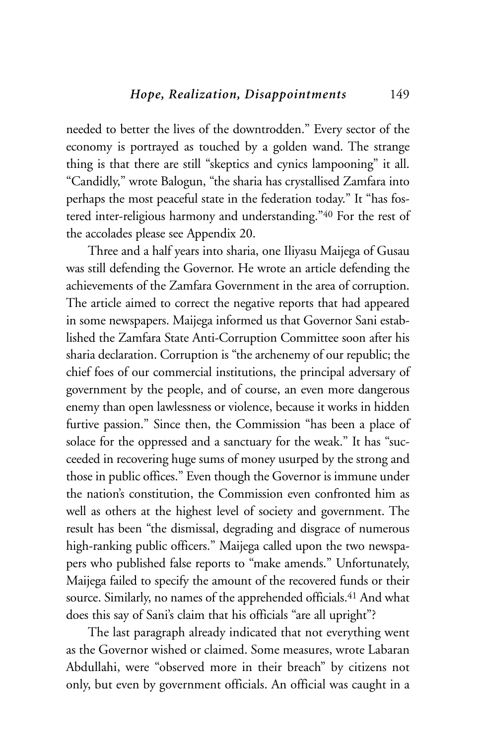needed to better the lives of the downtrodden." Every sector of the economy is portrayed as touched by a golden wand. The strange thing is that there are still "skeptics and cynics lampooning" it all. "Candidly," wrote Balogun, "the sharia has crystallised Zamfara into perhaps the most peaceful state in the federation today." It "has fostered inter-religious harmony and understanding."[40] For the rest of the accolades please see Appendix 20.

Three and a half years into sharia, one Iliyasu Maijega of Gusau was still defending the Governor. He wrote an article defending the achievements of the Zamfara Government in the area of corruption. The article aimed to correct the negative reports that had appeared in some newspapers. Maijega informed us that Governor Sani established the Zamfara State Anti-Corruption Committee soon after his sharia declaration. Corruption is "the archenemy of our republic; the chief foes of our commercial institutions, the principal adversary of government by the people, and of course, an even more dangerous enemy than open lawlessness or violence, because it works in hidden furtive passion." Since then, the Commission "has been a place of solace for the oppressed and a sanctuary for the weak." It has "succeeded in recovering huge sums of money usurped by the strong and those in public offices." Even though the Governor is immune under the nation's constitution, the Commission even confronted him as well as others at the highest level of society and government. The result has been "the dismissal, degrading and disgrace of numerous high-ranking public officers." Maijega called upon the two newspapers who published false reports to "make amends." Unfortunately, Maijega failed to specify the amount of the recovered funds or their source. Similarly, no names of the apprehended officials.[41] And what does this say of Sani's claim that his officials "are all upright"?

The last paragraph already indicated that not everything went as the Governor wished or claimed. Some measures, wrote Labaran Abdullahi, were "observed more in their breach" by citizens not only, but even by government officials. An official was caught in a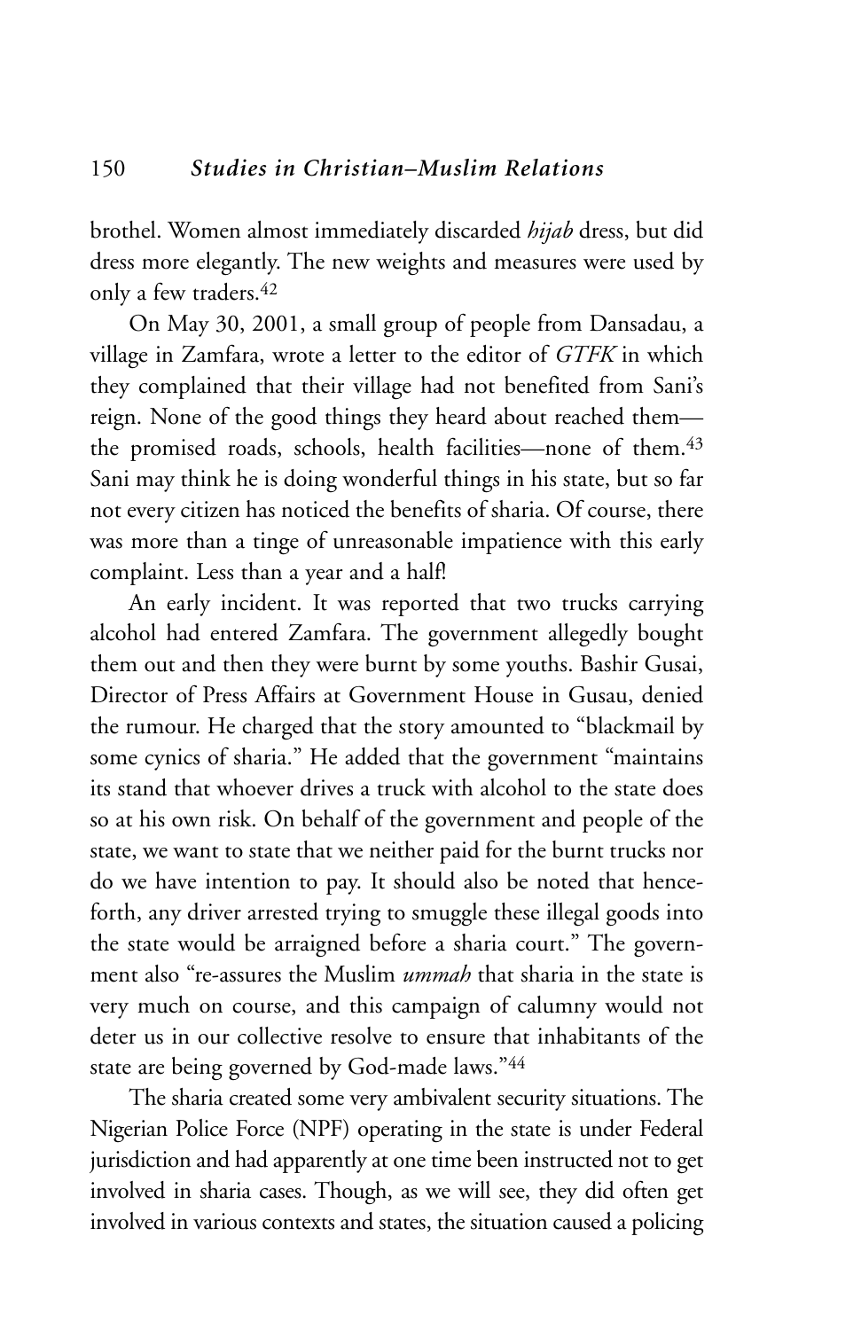brothel. Women almost immediately discarded *hijab* dress, but did dress more elegantly. The new weights and measures were used by only a few traders.[42]

On May 30, 2001, a small group of people from Dansadau, a village in Zamfara, wrote a letter to the editor of *GTFK* in which they complained that their village had not benefited from Sani's reign. None of the good things they heard about reached them—the promised roads, schools, health facilities—none of them.[43] Sani may think he is doing wonderful things in his state, but so far not every citizen has noticed the benefits of sharia. Of course, there was more than a tinge of unreasonable impatience with this early complaint. Less than a year and a half!

An early incident. It was reported that two trucks carrying alcohol had entered Zamfara. The government allegedly bought them out and then they were burnt by some youths. Bashir Gusai, Director of Press Affairs at Government House in Gusau, denied the rumour. He charged that the story amounted to "blackmail by some cynics of sharia." He added that the government "maintains its stand that whoever drives a truck with alcohol to the state does so at his own risk. On behalf of the government and people of the state, we want to state that we neither paid for the burnt trucks nor do we have intention to pay. It should also be noted that henceforth, any driver arrested trying to smuggle these illegal goods into the state would be arraigned before a sharia court." The government also "re-assures the Muslim *ummah* that sharia in the state is very much on course, and this campaign of calumny would not deter us in our collective resolve to ensure that inhabitants of the state are being governed by God-made laws."[44]

The sharia created some very ambivalent security situations. The Nigerian Police Force (NPF) operating in the state is under Federal jurisdiction and had apparently at one time been instructed not to get involved in sharia cases. Though, as we will see, they did often get involved in various contexts and states, the situation caused a policing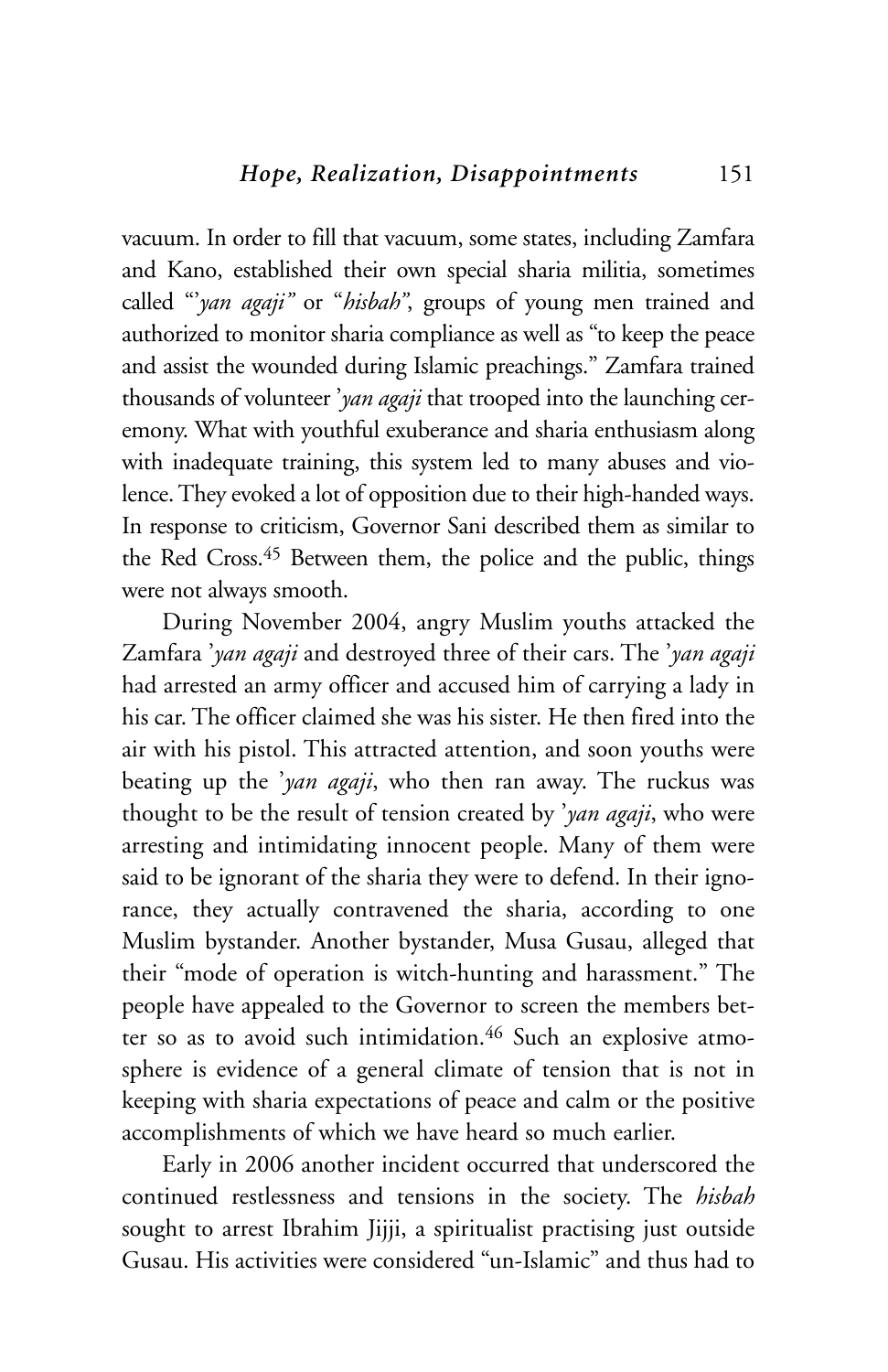vacuum. In order to fill that vacuum, some states, including Zamfara and Kano, established their own special sharia militia, sometimes called "'*yan agaji*" or "*hisbah*", groups of young men trained and authorized to monitor sharia compliance as well as "to keep the peace and assist the wounded during Islamic preachings." Zamfara trained thousands of volunteer '*yan agaji* that trooped into the launching ceremony. What with youthful exuberance and sharia enthusiasm along with inadequate training, this system led to many abuses and violence. They evoked a lot of opposition due to their high-handed ways. In response to criticism, Governor Sani described them as similar to the Red Cross.[45] Between them, the police and the public, things were not always smooth.

During November 2004, angry Muslim youths attacked the Zamfara '*yan agaji* and destroyed three of their cars. The '*yan agaji* had arrested an army officer and accused him of carrying a lady in his car. The officer claimed she was his sister. He then fired into the air with his pistol. This attracted attention, and soon youths were beating up the '*yan agaji*, who then ran away. The ruckus was thought to be the result of tension created by '*yan agaji*, who were arresting and intimidating innocent people. Many of them were said to be ignorant of the sharia they were to defend. In their ignorance, they actually contravened the sharia, according to one Muslim bystander. Another bystander, Musa Gusau, alleged that their "mode of operation is witch-hunting and harassment." The people have appealed to the Governor to screen the members better so as to avoid such intimidation.[46] Such an explosive atmosphere is evidence of a general climate of tension that is not in keeping with sharia expectations of peace and calm or the positive accomplishments of which we have heard so much earlier.

Early in 2006 another incident occurred that underscored the continued restlessness and tensions in the society. The *hisbah* sought to arrest Ibrahim Jijji, a spiritualist practising just outside Gusau. His activities were considered "un-Islamic" and thus had to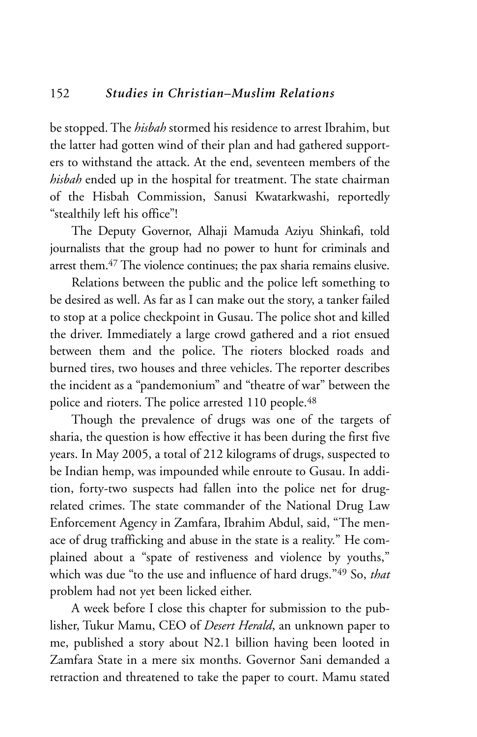be stopped. The *hisbah* stormed his residence to arrest Ibrahim, but the latter had gotten wind of their plan and had gathered supporters to withstand the attack. At the end, seventeen members of the *hisbah* ended up in the hospital for treatment. The state chairman of the Hisbah Commission, Sanusi Kwatarkwashi, reportedly "stealthily left his office"!

The Deputy Governor, Alhaji Mamuda Aziyu Shinkafi, told journalists that the group had no power to hunt for criminals and arrest them.[47] The violence continues; the pax sharia remains elusive.

Relations between the public and the police left something to be desired as well. As far as I can make out the story, a tanker failed to stop at a police checkpoint in Gusau. The police shot and killed the driver. Immediately a large crowd gathered and a riot ensued between them and the police. The rioters blocked roads and burned tires, two houses and three vehicles. The reporter describes the incident as a "pandemonium" and "theatre of war" between the police and rioters. The police arrested 110 people.[48]

Though the prevalence of drugs was one of the targets of sharia, the question is how effective it has been during the first five years. In May 2005, a total of 212 kilograms of drugs, suspected to be Indian hemp, was impounded while enroute to Gusau. In addition, forty-two suspects had fallen into the police net for drug-related crimes. The state commander of the National Drug Law Enforcement Agency in Zamfara, Ibrahim Abdul, said, "The menace of drug trafficking and abuse in the state is a reality." He complained about a "spate of restiveness and violence by youths," which was due "to the use and influence of hard drugs."[49] So, *that* problem had not yet been licked either.

A week before I close this chapter for submission to the publisher, Tukur Mamu, CEO of *Desert Herald*, an unknown paper to me, published a story about N2.1 billion having been looted in Zamfara State in a mere six months. Governor Sani demanded a retraction and threatened to take the paper to court. Mamu stated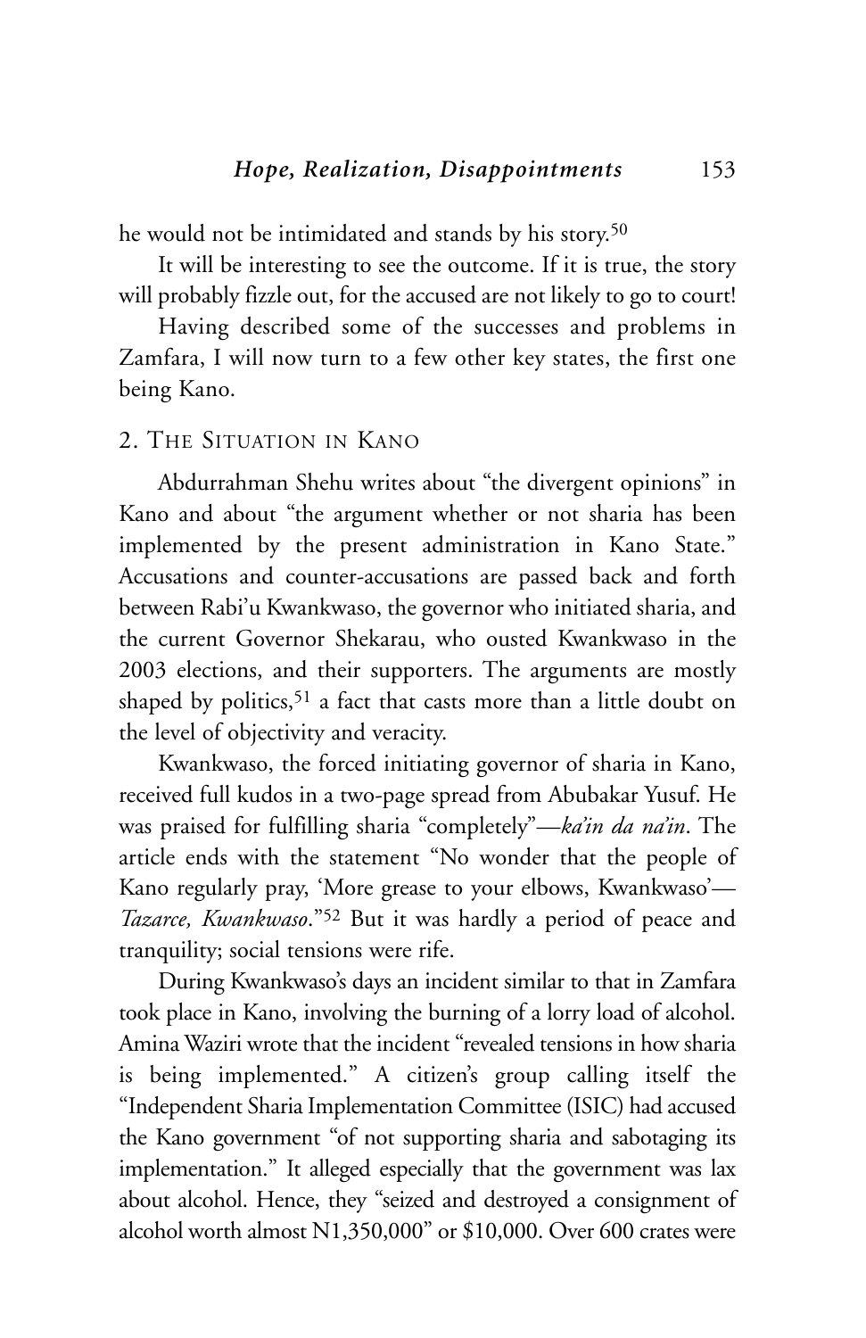he would not be intimidated and stands by his story.[50]

It will be interesting to see the outcome. If it is true, the story will probably fizzle out, for the accused are not likely to go to court!

Having described some of the successes and problems in Zamfara, I will now turn to a few other key states, the first one being Kano.

## 2. The Situation in Kano

Abdurrahman Shehu writes about "the divergent opinions" in Kano and about "the argument whether or not sharia has been implemented by the present administration in Kano State." Accusations and counter-accusations are passed back and forth between Rabi'u Kwankwaso, the governor who initiated sharia, and the current Governor Shekarau, who ousted Kwankwaso in the 2003 elections, and their supporters. The arguments are mostly shaped by politics,[51] a fact that casts more than a little doubt on the level of objectivity and veracity.

Kwankwaso, the forced initiating governor of sharia in Kano, received full kudos in a two-page spread from Abubakar Yusuf. He was praised for fulfilling sharia "completely"—*ka'in da na'in*. The article ends with the statement "No wonder that the people of Kano regularly pray, 'More grease to your elbows, Kwankwaso'—*Tazarce, Kwankwaso*."[52] But it was hardly a period of peace and tranquility; social tensions were rife.

During Kwankwaso's days an incident similar to that in Zamfara took place in Kano, involving the burning of a lorry load of alcohol. Amina Waziri wrote that the incident "revealed tensions in how sharia is being implemented." A citizen's group calling itself the "Independent Sharia Implementation Committee (ISIC) had accused the Kano government "of not supporting sharia and sabotaging its implementation." It alleged especially that the government was lax about alcohol. Hence, they "seized and destroyed a consignment of alcohol worth almost N1,350,000" or $10,000. Over 600 crates were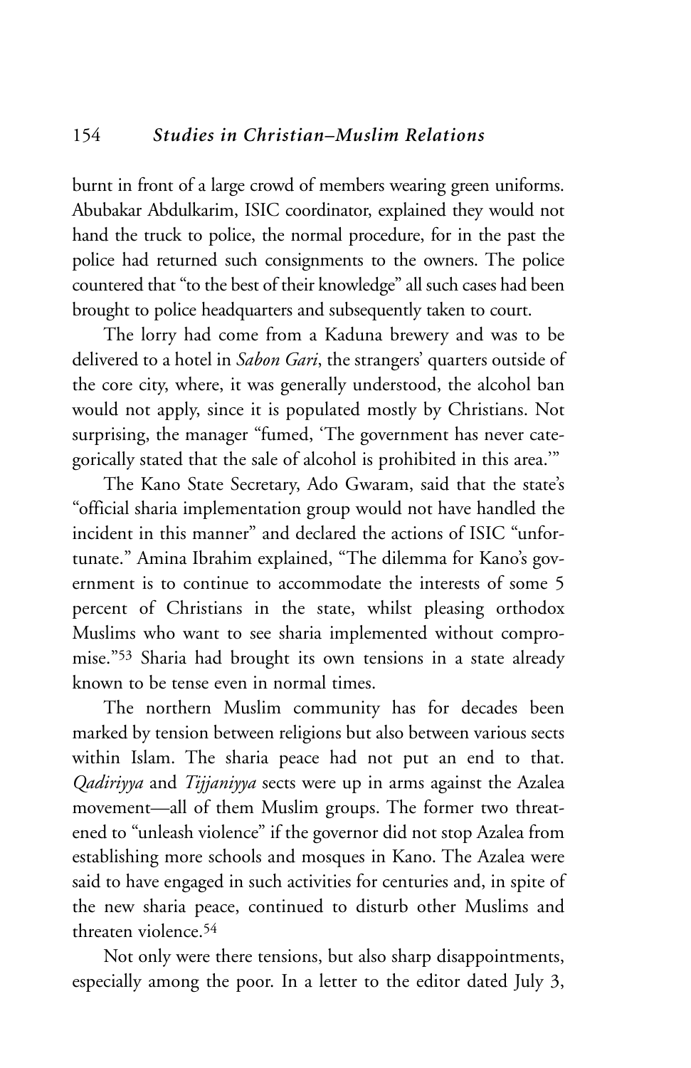burnt in front of a large crowd of members wearing green uniforms. Abubakar Abdulkarim, ISIC coordinator, explained they would not hand the truck to police, the normal procedure, for in the past the police had returned such consignments to the owners. The police countered that "to the best of their knowledge" all such cases had been brought to police headquarters and subsequently taken to court.

The lorry had come from a Kaduna brewery and was to be delivered to a hotel in *Sabon Gari*, the strangers' quarters outside of the core city, where, it was generally understood, the alcohol ban would not apply, since it is populated mostly by Christians. Not surprising, the manager "fumed, 'The government has never categorically stated that the sale of alcohol is prohibited in this area.'"

The Kano State Secretary, Ado Gwaram, said that the state's "official sharia implementation group would not have handled the incident in this manner" and declared the actions of ISIC "unfortunate." Amina Ibrahim explained, "The dilemma for Kano's government is to continue to accommodate the interests of some 5 percent of Christians in the state, whilst pleasing orthodox Muslims who want to see sharia implemented without compromise."[53] Sharia had brought its own tensions in a state already known to be tense even in normal times.

The northern Muslim community has for decades been marked by tension between religions but also between various sects within Islam. The sharia peace had not put an end to that. *Qadiriyya* and *Tijjaniyya* sects were up in arms against the Azalea movement—all of them Muslim groups. The former two threatened to "unleash violence" if the governor did not stop Azalea from establishing more schools and mosques in Kano. The Azalea were said to have engaged in such activities for centuries and, in spite of the new sharia peace, continued to disturb other Muslims and threaten violence.[54]

Not only were there tensions, but also sharp disappointments, especially among the poor. In a letter to the editor dated July 3,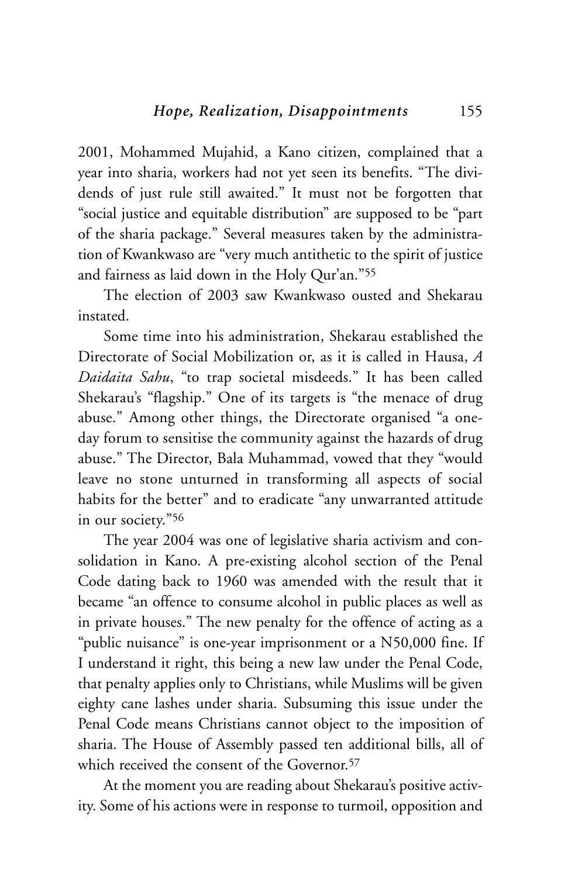2001, Mohammed Mujahid, a Kano citizen, complained that a year into sharia, workers had not yet seen its benefits. "The dividends of just rule still awaited." It must not be forgotten that "social justice and equitable distribution" are supposed to be "part of the sharia package." Several measures taken by the administration of Kwankwaso are "very much antithetic to the spirit of justice and fairness as laid down in the Holy Qur'an."[55]

The election of 2003 saw Kwankwaso ousted and Shekarau instated.

Some time into his administration, Shekarau established the Directorate of Social Mobilization or, as it is called in Hausa, *A Daidaita Sahu*, "to trap societal misdeeds." It has been called Shekarau's "flagship." One of its targets is "the menace of drug abuse." Among other things, the Directorate organised "a one-day forum to sensitise the community against the hazards of drug abuse." The Director, Bala Muhammad, vowed that they "would leave no stone unturned in transforming all aspects of social habits for the better" and to eradicate "any unwarranted attitude in our society."[56]

The year 2004 was one of legislative sharia activism and consolidation in Kano. A pre-existing alcohol section of the Penal Code dating back to 1960 was amended with the result that it became "an offence to consume alcohol in public places as well as in private houses." The new penalty for the offence of acting as a "public nuisance" is one-year imprisonment or a N50,000 fine. If I understand it right, this being a new law under the Penal Code, that penalty applies only to Christians, while Muslims will be given eighty cane lashes under sharia. Subsuming this issue under the Penal Code means Christians cannot object to the imposition of sharia. The House of Assembly passed ten additional bills, all of which received the consent of the Governor.[57]

At the moment you are reading about Shekarau's positive activity. Some of his actions were in response to turmoil, opposition and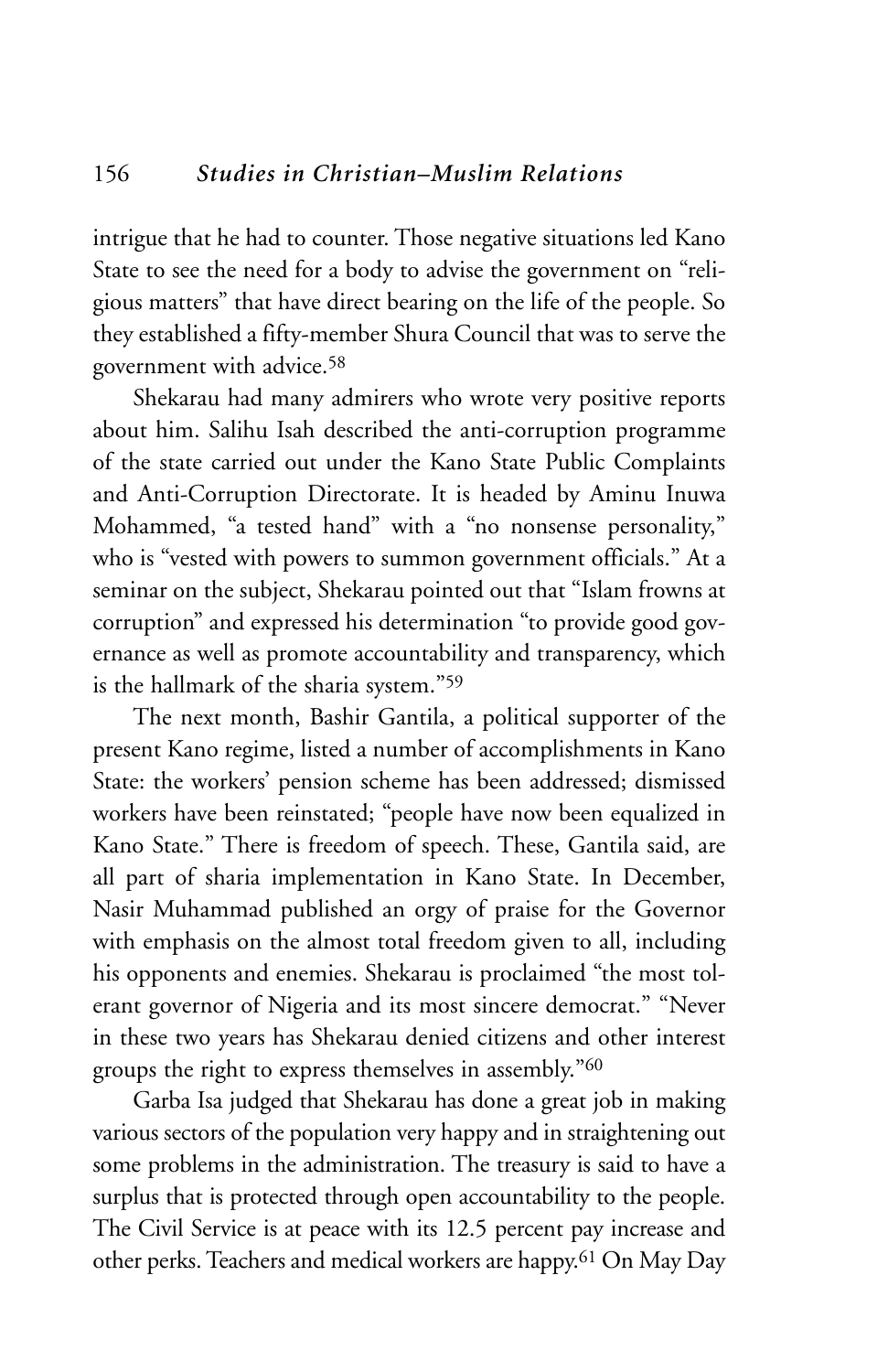intrigue that he had to counter. Those negative situations led Kano State to see the need for a body to advise the government on "religious matters" that have direct bearing on the life of the people. So they established a fifty-member Shura Council that was to serve the government with advice.[58]

Shekarau had many admirers who wrote very positive reports about him. Salihu Isah described the anti-corruption programme of the state carried out under the Kano State Public Complaints and Anti-Corruption Directorate. It is headed by Aminu Inuwa Mohammed, "a tested hand" with a "no nonsense personality," who is "vested with powers to summon government officials." At a seminar on the subject, Shekarau pointed out that "Islam frowns at corruption" and expressed his determination "to provide good governance as well as promote accountability and transparency, which is the hallmark of the sharia system."[59]

The next month, Bashir Gantila, a political supporter of the present Kano regime, listed a number of accomplishments in Kano State: the workers' pension scheme has been addressed; dismissed workers have been reinstated; "people have now been equalized in Kano State." There is freedom of speech. These, Gantila said, are all part of sharia implementation in Kano State. In December, Nasir Muhammad published an orgy of praise for the Governor with emphasis on the almost total freedom given to all, including his opponents and enemies. Shekarau is proclaimed "the most tolerant governor of Nigeria and its most sincere democrat." "Never in these two years has Shekarau denied citizens and other interest groups the right to express themselves in assembly."[60]

Garba Isa judged that Shekarau has done a great job in making various sectors of the population very happy and in straightening out some problems in the administration. The treasury is said to have a surplus that is protected through open accountability to the people. The Civil Service is at peace with its 12.5 percent pay increase and other perks. Teachers and medical workers are happy.[61] On May Day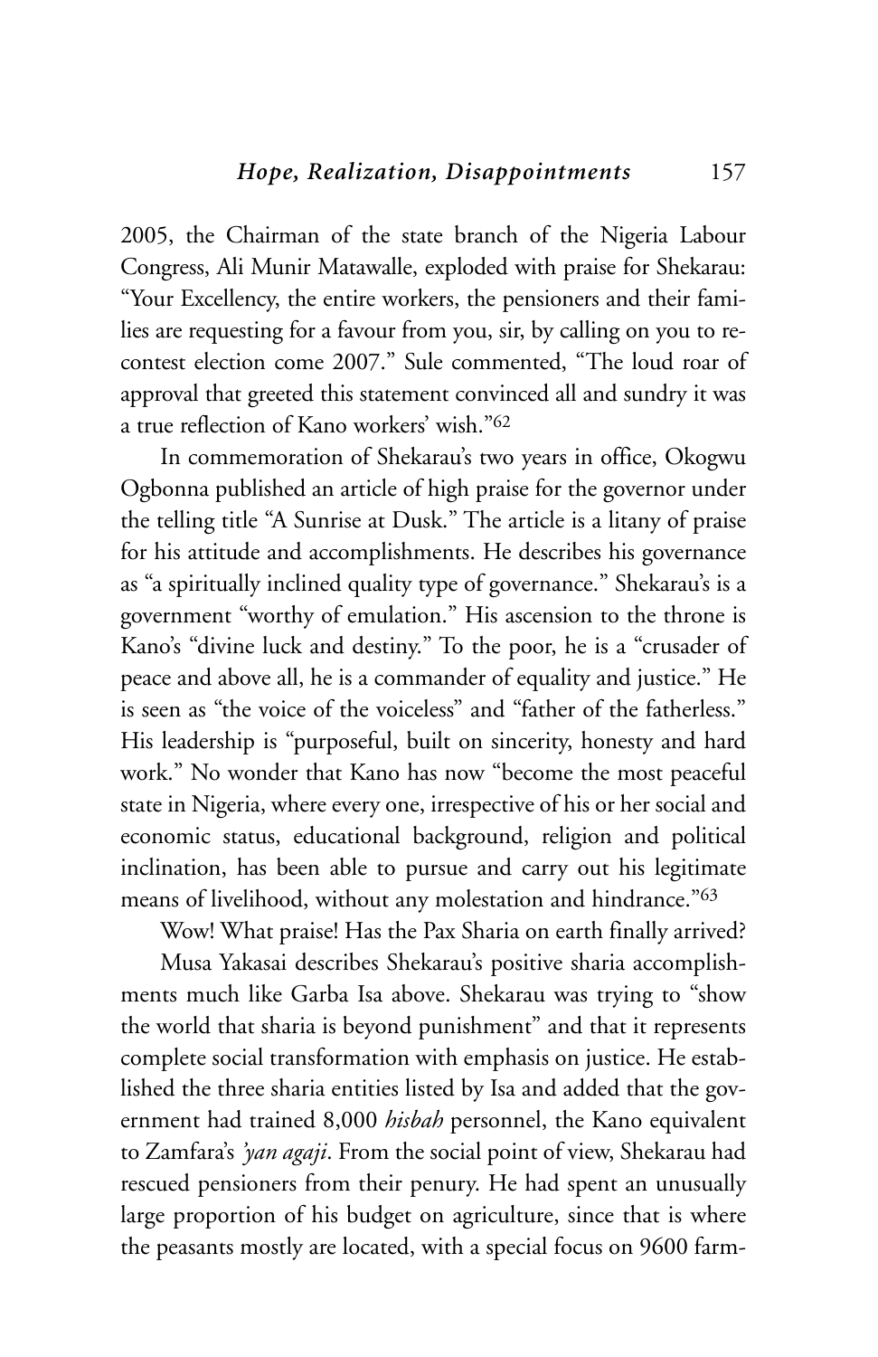2005, the Chairman of the state branch of the Nigeria Labour Congress, Ali Munir Matawalle, exploded with praise for Shekarau: "Your Excellency, the entire workers, the pensioners and their families are requesting for a favour from you, sir, by calling on you to recontest election come 2007." Sule commented, "The loud roar of approval that greeted this statement convinced all and sundry it was a true reflection of Kano workers' wish."[62]

In commemoration of Shekarau's two years in office, Okogwu Ogbonna published an article of high praise for the governor under the telling title "A Sunrise at Dusk." The article is a litany of praise for his attitude and accomplishments. He describes his governance as "a spiritually inclined quality type of governance." Shekarau's is a government "worthy of emulation." His ascension to the throne is Kano's "divine luck and destiny." To the poor, he is a "crusader of peace and above all, he is a commander of equality and justice." He is seen as "the voice of the voiceless" and "father of the fatherless." His leadership is "purposeful, built on sincerity, honesty and hard work." No wonder that Kano has now "become the most peaceful state in Nigeria, where every one, irrespective of his or her social and economic status, educational background, religion and political inclination, has been able to pursue and carry out his legitimate means of livelihood, without any molestation and hindrance."[63]

Wow! What praise! Has the Pax Sharia on earth finally arrived?

Musa Yakasai describes Shekarau's positive sharia accomplishments much like Garba Isa above. Shekarau was trying to "show the world that sharia is beyond punishment" and that it represents complete social transformation with emphasis on justice. He established the three sharia entities listed by Isa and added that the government had trained 8,000 *hisbah* personnel, the Kano equivalent to Zamfara's *'yan agaji*. From the social point of view, Shekarau had rescued pensioners from their penury. He had spent an unusually large proportion of his budget on agriculture, since that is where the peasants mostly are located, with a special focus on 9600 farm-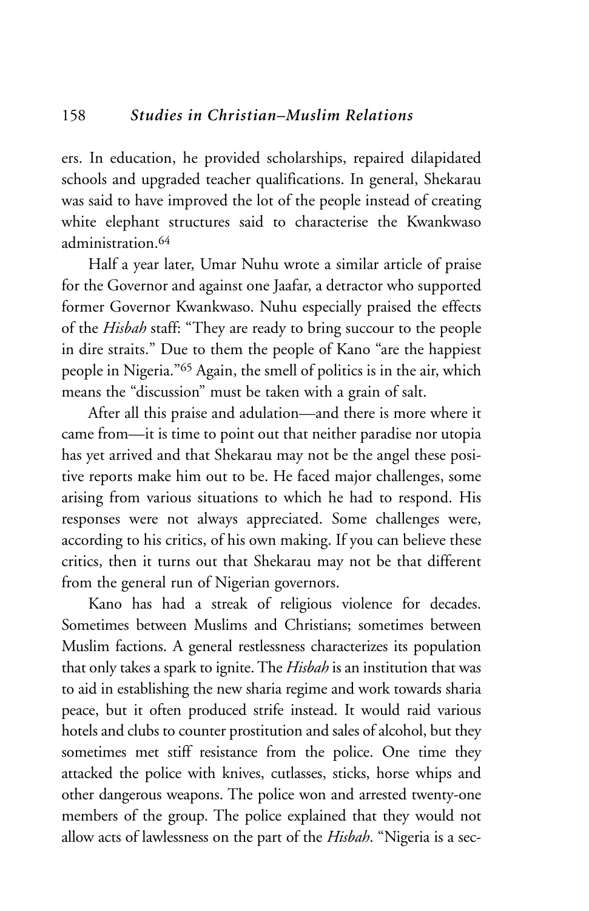ers. In education, he provided scholarships, repaired dilapidated schools and upgraded teacher qualifications. In general, Shekarau was said to have improved the lot of the people instead of creating white elephant structures said to characterise the Kwankwaso administration.[64]

Half a year later, Umar Nuhu wrote a similar article of praise for the Governor and against one Jaafar, a detractor who supported former Governor Kwankwaso. Nuhu especially praised the effects of the *Hisbah* staff: "They are ready to bring succour to the people in dire straits." Due to them the people of Kano "are the happiest people in Nigeria."[65] Again, the smell of politics is in the air, which means the "discussion" must be taken with a grain of salt.

After all this praise and adulation—and there is more where it came from—it is time to point out that neither paradise nor utopia has yet arrived and that Shekarau may not be the angel these positive reports make him out to be. He faced major challenges, some arising from various situations to which he had to respond. His responses were not always appreciated. Some challenges were, according to his critics, of his own making. If you can believe these critics, then it turns out that Shekarau may not be that different from the general run of Nigerian governors.

Kano has had a streak of religious violence for decades. Sometimes between Muslims and Christians; sometimes between Muslim factions. A general restlessness characterizes its population that only takes a spark to ignite. The *Hisbah* is an institution that was to aid in establishing the new sharia regime and work towards sharia peace, but it often produced strife instead. It would raid various hotels and clubs to counter prostitution and sales of alcohol, but they sometimes met stiff resistance from the police. One time they attacked the police with knives, cutlasses, sticks, horse whips and other dangerous weapons. The police won and arrested twenty-one members of the group. The police explained that they would not allow acts of lawlessness on the part of the *Hisbah*. "Nigeria is a sec-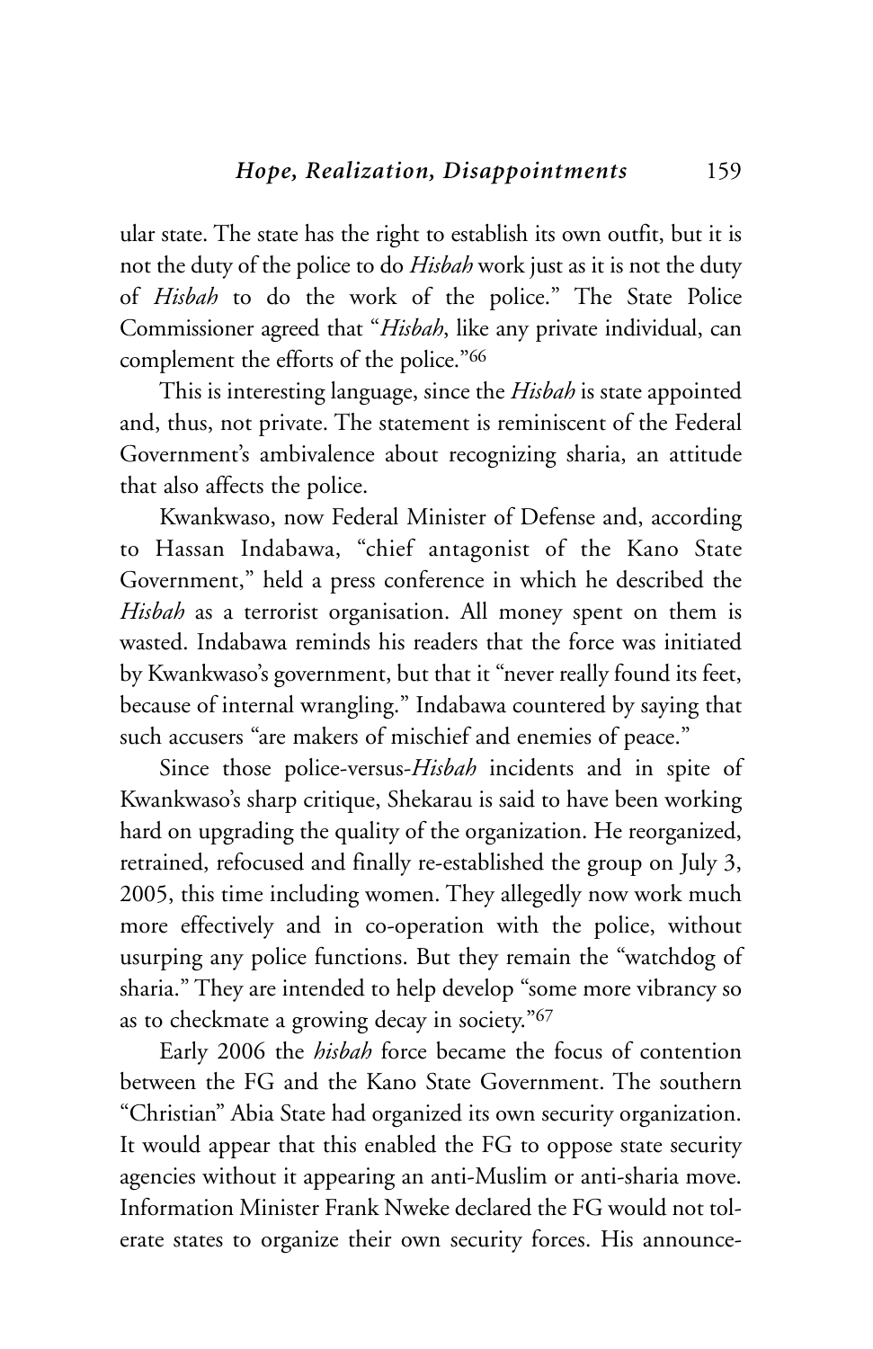ular state. The state has the right to establish its own outfit, but it is not the duty of the police to do *Hisbah* work just as it is not the duty of *Hisbah* to do the work of the police." The State Police Commissioner agreed that "*Hisbah*, like any private individual, can complement the efforts of the police."[66]

This is interesting language, since the *Hisbah* is state appointed and, thus, not private. The statement is reminiscent of the Federal Government's ambivalence about recognizing sharia, an attitude that also affects the police.

Kwankwaso, now Federal Minister of Defense and, according to Hassan Indabawa, "chief antagonist of the Kano State Government," held a press conference in which he described the *Hisbah* as a terrorist organisation. All money spent on them is wasted. Indabawa reminds his readers that the force was initiated by Kwankwaso's government, but that it "never really found its feet, because of internal wrangling." Indabawa countered by saying that such accusers "are makers of mischief and enemies of peace."

Since those police-versus-*Hisbah* incidents and in spite of Kwankwaso's sharp critique, Shekarau is said to have been working hard on upgrading the quality of the organization. He reorganized, retrained, refocused and finally re-established the group on July 3, 2005, this time including women. They allegedly now work much more effectively and in co-operation with the police, without usurping any police functions. But they remain the "watchdog of sharia." They are intended to help develop "some more vibrancy so as to checkmate a growing decay in society."[67]

Early 2006 the *hisbah* force became the focus of contention between the FG and the Kano State Government. The southern "Christian" Abia State had organized its own security organization. It would appear that this enabled the FG to oppose state security agencies without it appearing an anti-Muslim or anti-sharia move. Information Minister Frank Nweke declared the FG would not tolerate states to organize their own security forces. His announce-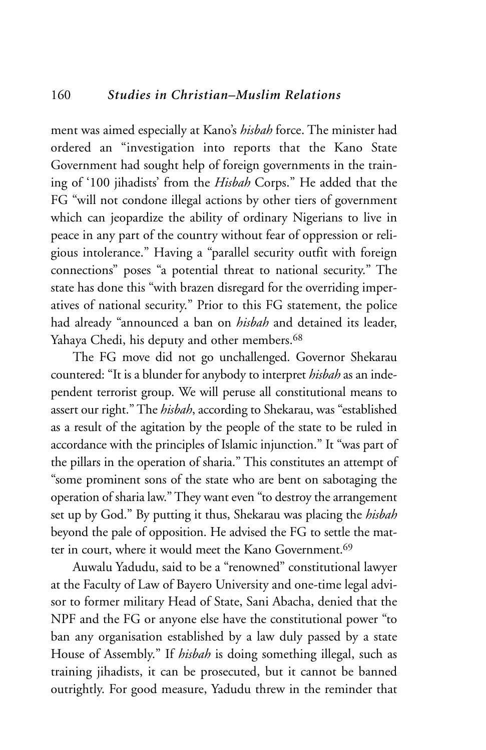ment was aimed especially at Kano's *hisbah* force. The minister had ordered an "investigation into reports that the Kano State Government had sought help of foreign governments in the training of '100 jihadists' from the *Hisbah* Corps." He added that the FG "will not condone illegal actions by other tiers of government which can jeopardize the ability of ordinary Nigerians to live in peace in any part of the country without fear of oppression or religious intolerance." Having a "parallel security outfit with foreign connections" poses "a potential threat to national security." The state has done this "with brazen disregard for the overriding imperatives of national security." Prior to this FG statement, the police had already "announced a ban on *hisbah* and detained its leader, Yahaya Chedi, his deputy and other members.[68]

The FG move did not go unchallenged. Governor Shekarau countered: "It is a blunder for anybody to interpret *hisbah* as an independent terrorist group. We will peruse all constitutional means to assert our right." The *hisbah*, according to Shekarau, was "established as a result of the agitation by the people of the state to be ruled in accordance with the principles of Islamic injunction." It "was part of the pillars in the operation of sharia." This constitutes an attempt of "some prominent sons of the state who are bent on sabotaging the operation of sharia law." They want even "to destroy the arrangement set up by God." By putting it thus, Shekarau was placing the *hisbah* beyond the pale of opposition. He advised the FG to settle the matter in court, where it would meet the Kano Government.[69]

Auwalu Yadudu, said to be a "renowned" constitutional lawyer at the Faculty of Law of Bayero University and one-time legal advisor to former military Head of State, Sani Abacha, denied that the NPF and the FG or anyone else have the constitutional power "to ban any organisation established by a law duly passed by a state House of Assembly." If *hisbah* is doing something illegal, such as training jihadists, it can be prosecuted, but it cannot be banned outrightly. For good measure, Yadudu threw in the reminder that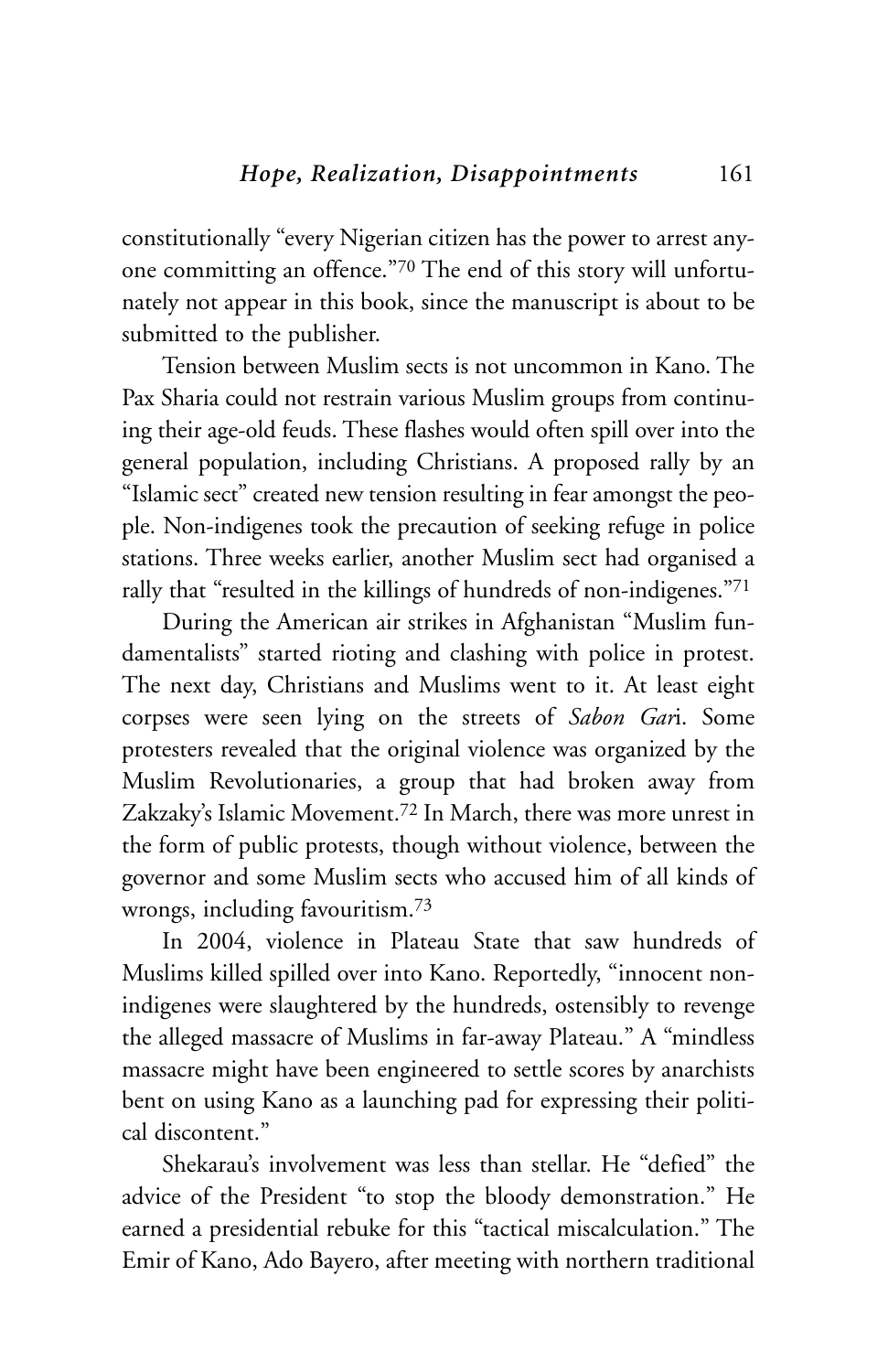constitutionally "every Nigerian citizen has the power to arrest anyone committing an offence."[70] The end of this story will unfortunately not appear in this book, since the manuscript is about to be submitted to the publisher.

Tension between Muslim sects is not uncommon in Kano. The Pax Sharia could not restrain various Muslim groups from continuing their age-old feuds. These flashes would often spill over into the general population, including Christians. A proposed rally by an "Islamic sect" created new tension resulting in fear amongst the people. Non-indigenes took the precaution of seeking refuge in police stations. Three weeks earlier, another Muslim sect had organised a rally that "resulted in the killings of hundreds of non-indigenes."[71]

During the American air strikes in Afghanistan "Muslim fundamentalists" started rioting and clashing with police in protest. The next day, Christians and Muslims went to it. At least eight corpses were seen lying on the streets of *Sabon Gar*i. Some protesters revealed that the original violence was organized by the Muslim Revolutionaries, a group that had broken away from Zakzaky's Islamic Movement.[72] In March, there was more unrest in the form of public protests, though without violence, between the governor and some Muslim sects who accused him of all kinds of wrongs, including favouritism.[73]

In 2004, violence in Plateau State that saw hundreds of Muslims killed spilled over into Kano. Reportedly, "innocent non-indigenes were slaughtered by the hundreds, ostensibly to revenge the alleged massacre of Muslims in far-away Plateau." A "mindless massacre might have been engineered to settle scores by anarchists bent on using Kano as a launching pad for expressing their political discontent."

Shekarau's involvement was less than stellar. He "defied" the advice of the President "to stop the bloody demonstration." He earned a presidential rebuke for this "tactical miscalculation." The Emir of Kano, Ado Bayero, after meeting with northern traditional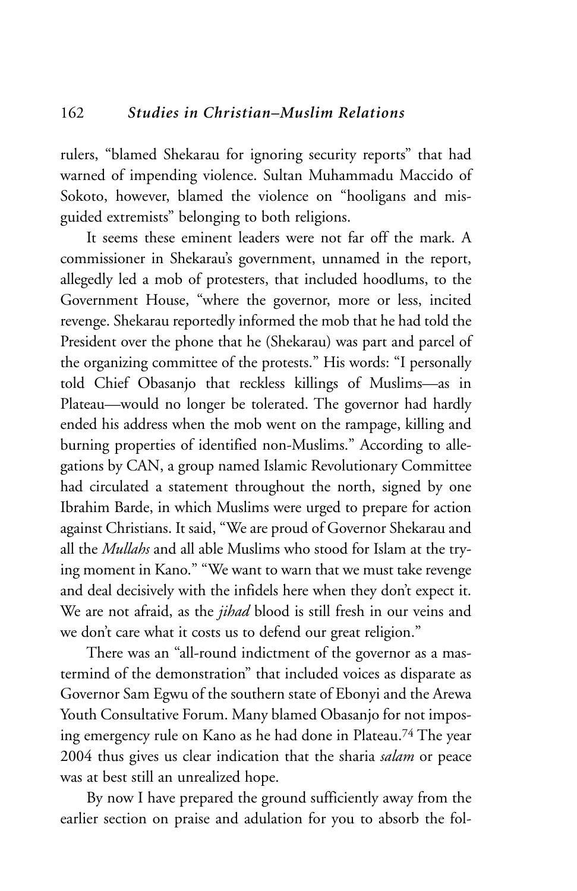rulers, "blamed Shekarau for ignoring security reports" that had warned of impending violence. Sultan Muhammadu Maccido of Sokoto, however, blamed the violence on "hooligans and misguided extremists" belonging to both religions.

It seems these eminent leaders were not far off the mark. A commissioner in Shekarau's government, unnamed in the report, allegedly led a mob of protesters, that included hoodlums, to the Government House, "where the governor, more or less, incited revenge. Shekarau reportedly informed the mob that he had told the President over the phone that he (Shekarau) was part and parcel of the organizing committee of the protests." His words: "I personally told Chief Obasanjo that reckless killings of Muslims—as in Plateau—would no longer be tolerated. The governor had hardly ended his address when the mob went on the rampage, killing and burning properties of identified non-Muslims." According to allegations by CAN, a group named Islamic Revolutionary Committee had circulated a statement throughout the north, signed by one Ibrahim Barde, in which Muslims were urged to prepare for action against Christians. It said, "We are proud of Governor Shekarau and all the *Mullahs* and all able Muslims who stood for Islam at the trying moment in Kano." "We want to warn that we must take revenge and deal decisively with the infidels here when they don't expect it. We are not afraid, as the *jihad* blood is still fresh in our veins and we don't care what it costs us to defend our great religion."

There was an "all-round indictment of the governor as a mastermind of the demonstration" that included voices as disparate as Governor Sam Egwu of the southern state of Ebonyi and the Arewa Youth Consultative Forum. Many blamed Obasanjo for not imposing emergency rule on Kano as he had done in Plateau.[74] The year 2004 thus gives us clear indication that the sharia *salam* or peace was at best still an unrealized hope.

By now I have prepared the ground sufficiently away from the earlier section on praise and adulation for you to absorb the fol-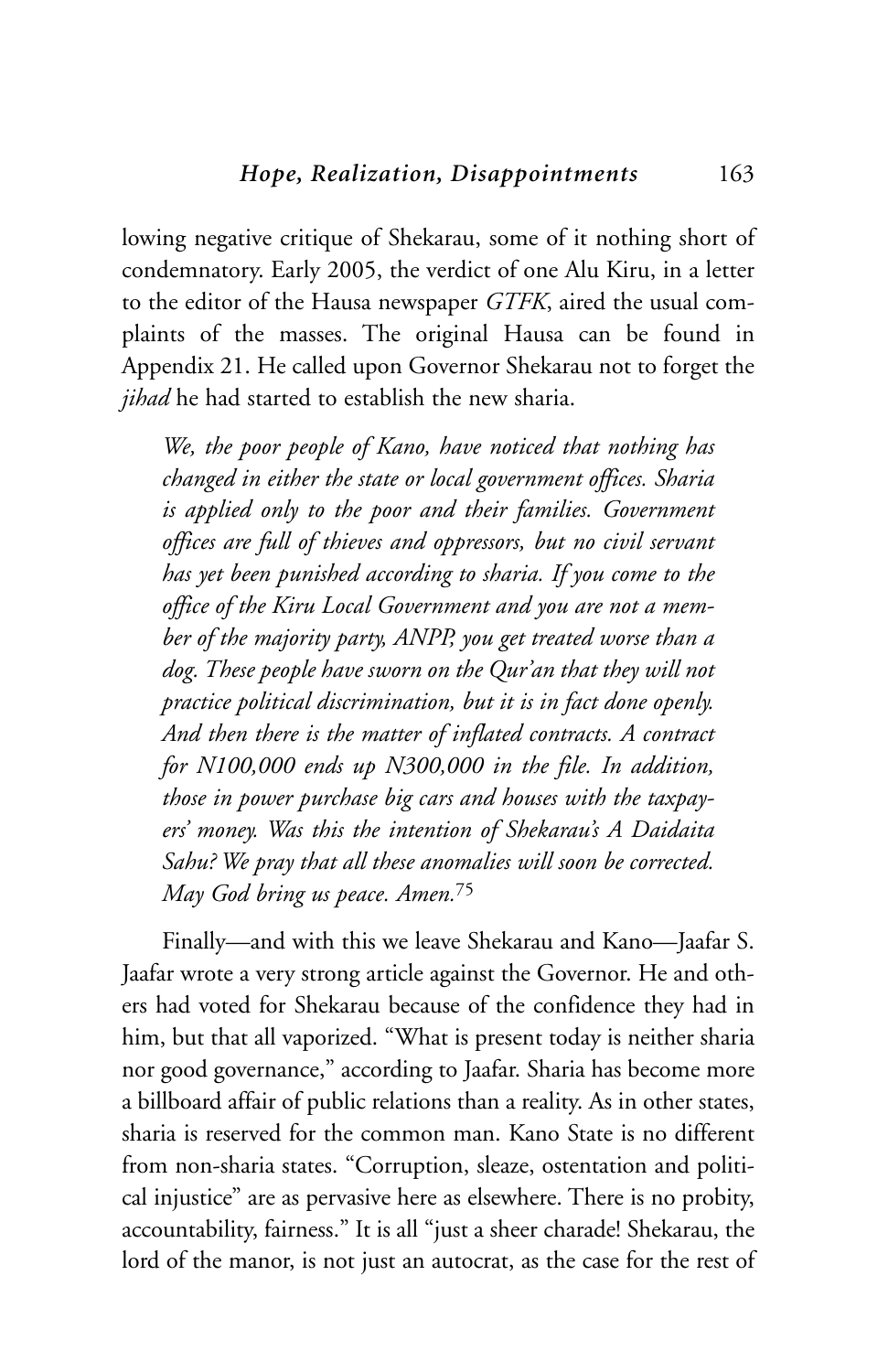lowing negative critique of Shekarau, some of it nothing short of condemnatory. Early 2005, the verdict of one Alu Kiru, in a letter to the editor of the Hausa newspaper *GTFK*, aired the usual complaints of the masses. The original Hausa can be found in Appendix 21. He called upon Governor Shekarau not to forget the *jihad* he had started to establish the new sharia.

> *We, the poor people of Kano, have noticed that nothing has changed in either the state or local government offices. Sharia is applied only to the poor and their families. Government offices are full of thieves and oppressors, but no civil servant has yet been punished according to sharia. If you come to the office of the Kiru Local Government and you are not a member of the majority party, ANPP, you get treated worse than a dog. These people have sworn on the Qur'an that they will not practice political discrimination, but it is in fact done openly. And then there is the matter of inflated contracts. A contract for N100,000 ends up N300,000 in the file. In addition, those in power purchase big cars and houses with the taxpayers' money. Was this the intention of Shekarau's A Daidaita Sahu? We pray that all these anomalies will soon be corrected. May God bring us peace. Amen.*[75]

Finally—and with this we leave Shekarau and Kano—Jaafar S. Jaafar wrote a very strong article against the Governor. He and others had voted for Shekarau because of the confidence they had in him, but that all vaporized. "What is present today is neither sharia nor good governance," according to Jaafar. Sharia has become more a billboard affair of public relations than a reality. As in other states, sharia is reserved for the common man. Kano State is no different from non-sharia states. "Corruption, sleaze, ostentation and political injustice" are as pervasive here as elsewhere. There is no probity, accountability, fairness." It is all "just a sheer charade! Shekarau, the lord of the manor, is not just an autocrat, as the case for the rest of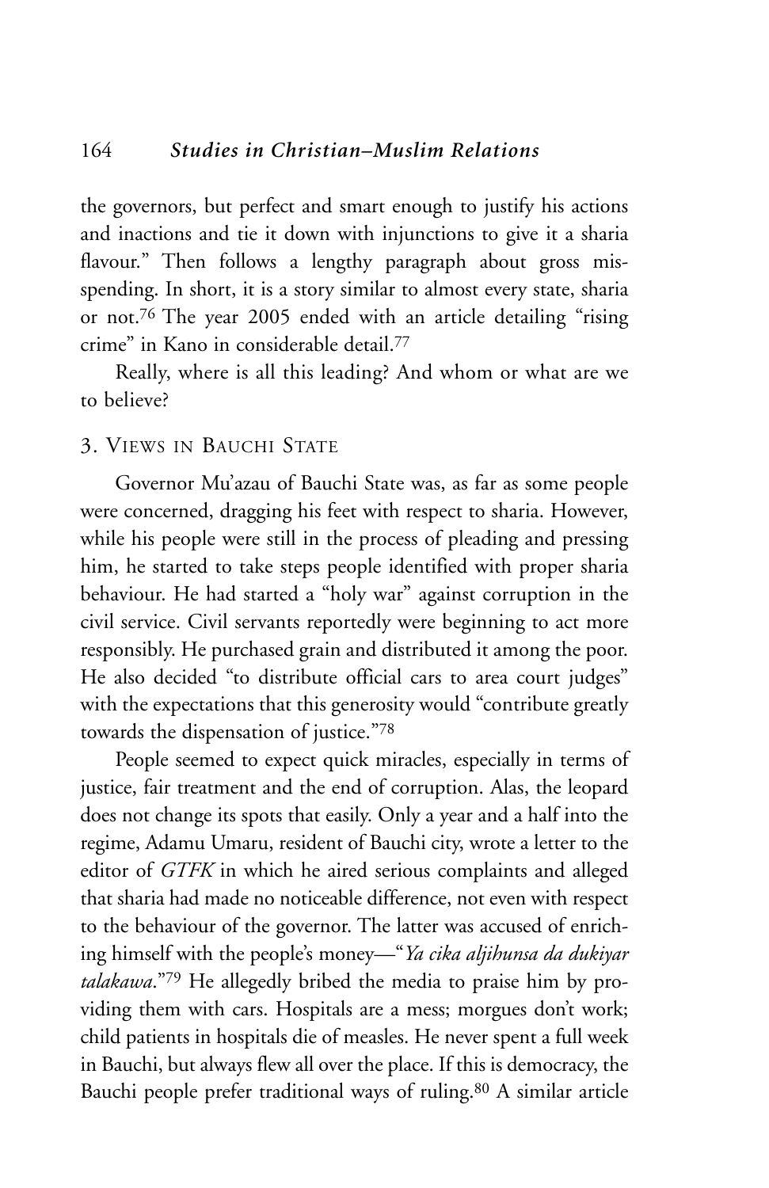the governors, but perfect and smart enough to justify his actions and inactions and tie it down with injunctions to give it a sharia flavour." Then follows a lengthy paragraph about gross mis-spending. In short, it is a story similar to almost every state, sharia or not.[76] The year 2005 ended with an article detailing "rising crime" in Kano in considerable detail.[77]

Really, where is all this leading? And whom or what are we to believe?

## 3. Views in Bauchi State

Governor Mu'azau of Bauchi State was, as far as some people were concerned, dragging his feet with respect to sharia. However, while his people were still in the process of pleading and pressing him, he started to take steps people identified with proper sharia behaviour. He had started a "holy war" against corruption in the civil service. Civil servants reportedly were beginning to act more responsibly. He purchased grain and distributed it among the poor. He also decided "to distribute official cars to area court judges" with the expectations that this generosity would "contribute greatly towards the dispensation of justice."[78]

People seemed to expect quick miracles, especially in terms of justice, fair treatment and the end of corruption. Alas, the leopard does not change its spots that easily. Only a year and a half into the regime, Adamu Umaru, resident of Bauchi city, wrote a letter to the editor of *GTFK* in which he aired serious complaints and alleged that sharia had made no noticeable difference, not even with respect to the behaviour of the governor. The latter was accused of enriching himself with the people's money—"*Ya cika aljihunsa da dukiyar talakawa*."[79] He allegedly bribed the media to praise him by providing them with cars. Hospitals are a mess; morgues don't work; child patients in hospitals die of measles. He never spent a full week in Bauchi, but always flew all over the place. If this is democracy, the Bauchi people prefer traditional ways of ruling.[80] A similar article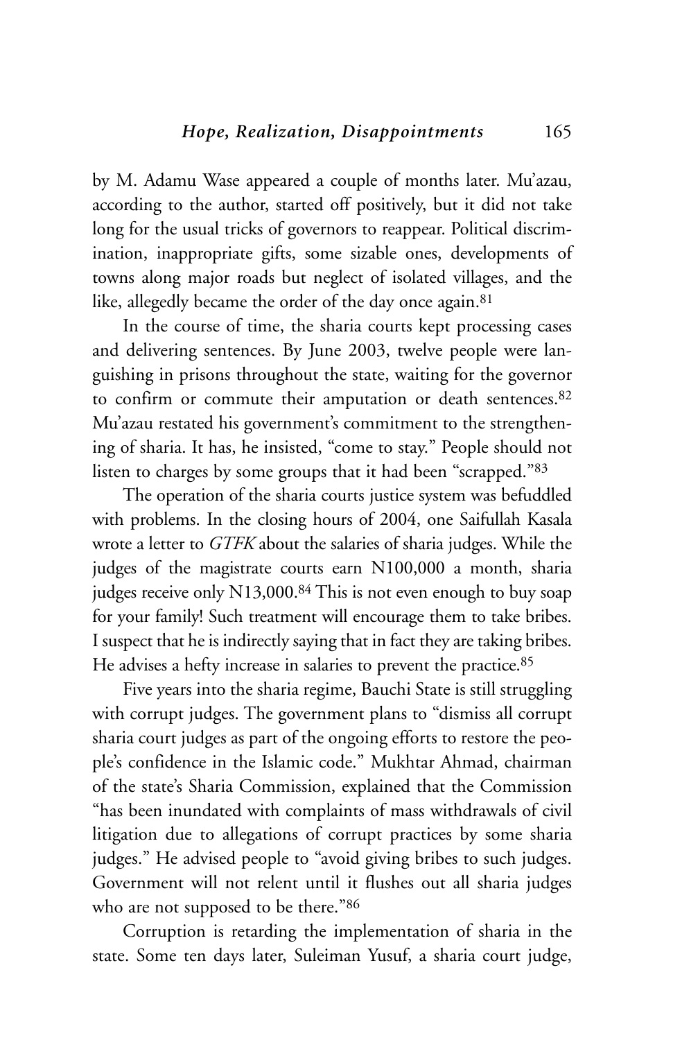by M. Adamu Wase appeared a couple of months later. Mu'azau, according to the author, started off positively, but it did not take long for the usual tricks of governors to reappear. Political discrimination, inappropriate gifts, some sizable ones, developments of towns along major roads but neglect of isolated villages, and the like, allegedly became the order of the day once again.[81]

In the course of time, the sharia courts kept processing cases and delivering sentences. By June 2003, twelve people were languishing in prisons throughout the state, waiting for the governor to confirm or commute their amputation or death sentences.[82] Mu'azau restated his government's commitment to the strengthening of sharia. It has, he insisted, "come to stay." People should not listen to charges by some groups that it had been "scrapped."[83]

The operation of the sharia courts justice system was befuddled with problems. In the closing hours of 2004, one Saifullah Kasala wrote a letter to *GTFK* about the salaries of sharia judges. While the judges of the magistrate courts earn N100,000 a month, sharia judges receive only N13,000.[84] This is not even enough to buy soap for your family! Such treatment will encourage them to take bribes. I suspect that he is indirectly saying that in fact they are taking bribes. He advises a hefty increase in salaries to prevent the practice.[85]

Five years into the sharia regime, Bauchi State is still struggling with corrupt judges. The government plans to "dismiss all corrupt sharia court judges as part of the ongoing efforts to restore the people's confidence in the Islamic code." Mukhtar Ahmad, chairman of the state's Sharia Commission, explained that the Commission "has been inundated with complaints of mass withdrawals of civil litigation due to allegations of corrupt practices by some sharia judges." He advised people to "avoid giving bribes to such judges. Government will not relent until it flushes out all sharia judges who are not supposed to be there."[86]

Corruption is retarding the implementation of sharia in the state. Some ten days later, Suleiman Yusuf, a sharia court judge,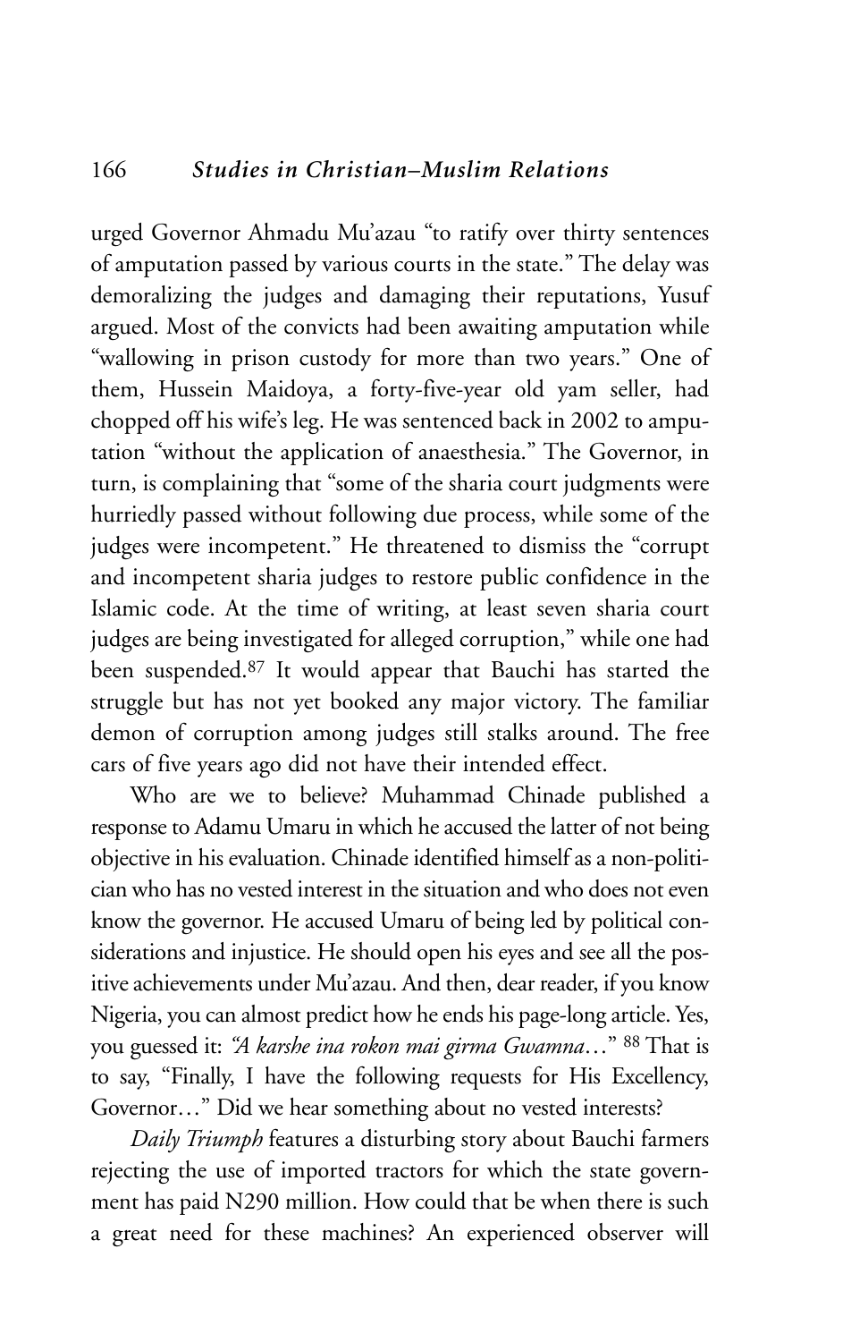urged Governor Ahmadu Mu'azau "to ratify over thirty sentences of amputation passed by various courts in the state." The delay was demoralizing the judges and damaging their reputations, Yusuf argued. Most of the convicts had been awaiting amputation while "wallowing in prison custody for more than two years." One of them, Hussein Maidoya, a forty-five-year old yam seller, had chopped off his wife's leg. He was sentenced back in 2002 to amputation "without the application of anaesthesia." The Governor, in turn, is complaining that "some of the sharia court judgments were hurriedly passed without following due process, while some of the judges were incompetent." He threatened to dismiss the "corrupt and incompetent sharia judges to restore public confidence in the Islamic code. At the time of writing, at least seven sharia court judges are being investigated for alleged corruption," while one had been suspended.[87] It would appear that Bauchi has started the struggle but has not yet booked any major victory. The familiar demon of corruption among judges still stalks around. The free cars of five years ago did not have their intended effect.

Who are we to believe? Muhammad Chinade published a response to Adamu Umaru in which he accused the latter of not being objective in his evaluation. Chinade identified himself as a non-politician who has no vested interest in the situation and who does not even know the governor. He accused Umaru of being led by political considerations and injustice. He should open his eyes and see all the positive achievements under Mu'azau. And then, dear reader, if you know Nigeria, you can almost predict how he ends his page-long article. Yes, you guessed it: *"A karshe ina rokon mai girma Gwamna…"* [88] That is to say, "Finally, I have the following requests for His Excellency, Governor…" Did we hear something about no vested interests?

*Daily Triumph* features a disturbing story about Bauchi farmers rejecting the use of imported tractors for which the state government has paid N290 million. How could that be when there is such a great need for these machines? An experienced observer will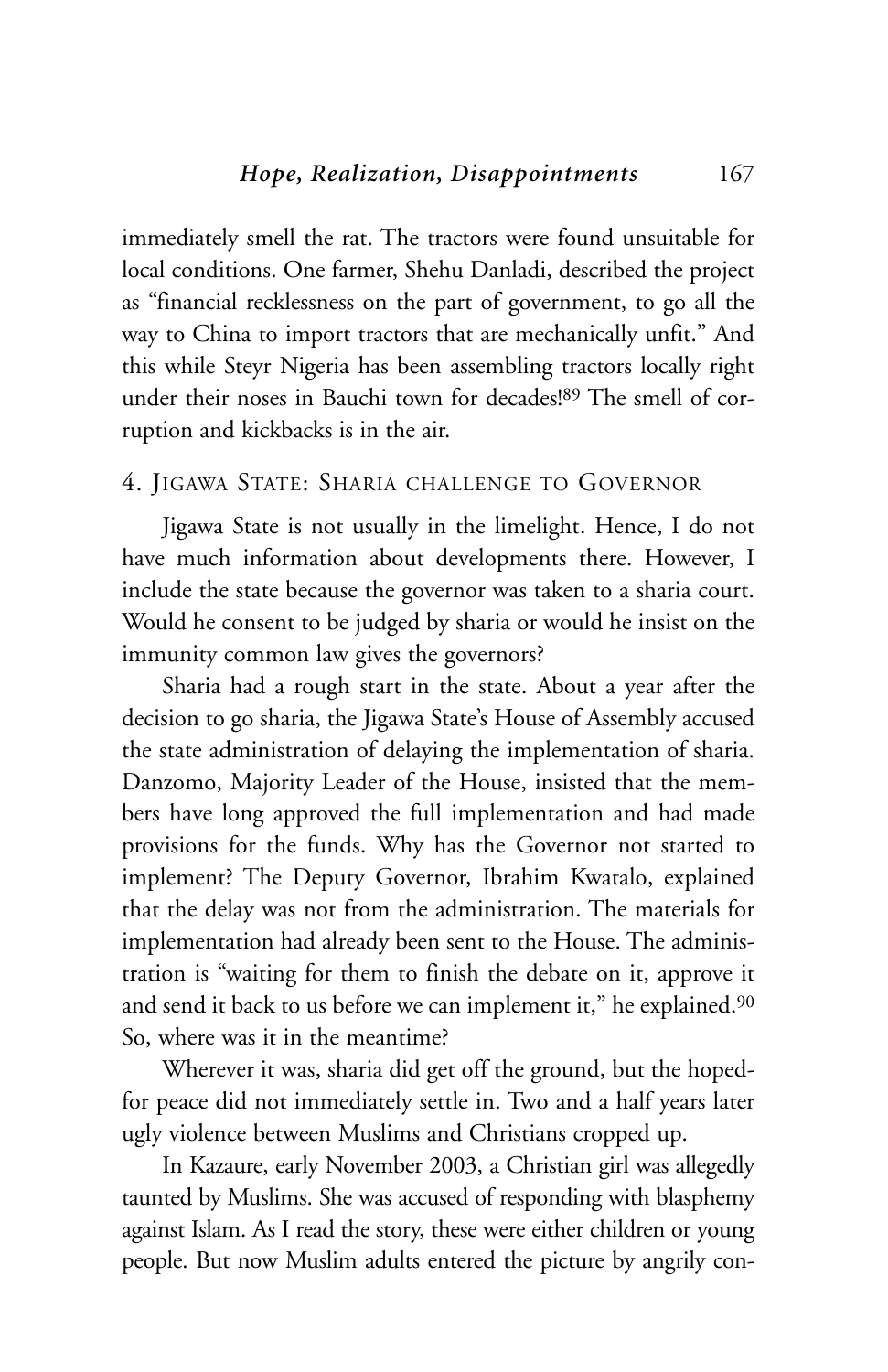immediately smell the rat. The tractors were found unsuitable for local conditions. One farmer, Shehu Danladi, described the project as "financial recklessness on the part of government, to go all the way to China to import tractors that are mechanically unfit." And this while Steyr Nigeria has been assembling tractors locally right under their noses in Bauchi town for decades![89] The smell of corruption and kickbacks is in the air.

## 4. Jigawa State: Sharia challenge to Governor

Jigawa State is not usually in the limelight. Hence, I do not have much information about developments there. However, I include the state because the governor was taken to a sharia court. Would he consent to be judged by sharia or would he insist on the immunity common law gives the governors?

Sharia had a rough start in the state. About a year after the decision to go sharia, the Jigawa State's House of Assembly accused the state administration of delaying the implementation of sharia. Danzomo, Majority Leader of the House, insisted that the members have long approved the full implementation and had made provisions for the funds. Why has the Governor not started to implement? The Deputy Governor, Ibrahim Kwatalo, explained that the delay was not from the administration. The materials for implementation had already been sent to the House. The administration is "waiting for them to finish the debate on it, approve it and send it back to us before we can implement it," he explained.[90] So, where was it in the meantime?

Wherever it was, sharia did get off the ground, but the hoped-for peace did not immediately settle in. Two and a half years later ugly violence between Muslims and Christians cropped up.

In Kazaure, early November 2003, a Christian girl was allegedly taunted by Muslims. She was accused of responding with blasphemy against Islam. As I read the story, these were either children or young people. But now Muslim adults entered the picture by angrily con-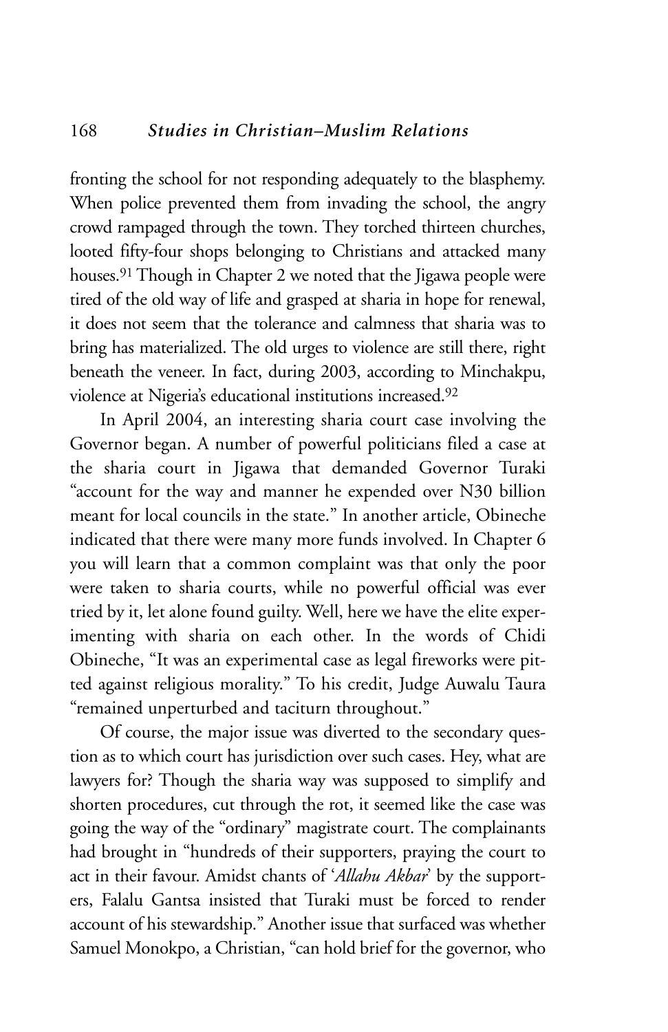fronting the school for not responding adequately to the blasphemy. When police prevented them from invading the school, the angry crowd rampaged through the town. They torched thirteen churches, looted fifty-four shops belonging to Christians and attacked many houses.[91] Though in Chapter 2 we noted that the Jigawa people were tired of the old way of life and grasped at sharia in hope for renewal, it does not seem that the tolerance and calmness that sharia was to bring has materialized. The old urges to violence are still there, right beneath the veneer. In fact, during 2003, according to Minchakpu, violence at Nigeria's educational institutions increased.[92]

In April 2004, an interesting sharia court case involving the Governor began. A number of powerful politicians filed a case at the sharia court in Jigawa that demanded Governor Turaki "account for the way and manner he expended over N30 billion meant for local councils in the state." In another article, Obineche indicated that there were many more funds involved. In Chapter 6 you will learn that a common complaint was that only the poor were taken to sharia courts, while no powerful official was ever tried by it, let alone found guilty. Well, here we have the elite experimenting with sharia on each other. In the words of Chidi Obineche, "It was an experimental case as legal fireworks were pitted against religious morality." To his credit, Judge Auwalu Taura "remained unperturbed and taciturn throughout."

Of course, the major issue was diverted to the secondary question as to which court has jurisdiction over such cases. Hey, what are lawyers for? Though the sharia way was supposed to simplify and shorten procedures, cut through the rot, it seemed like the case was going the way of the "ordinary" magistrate court. The complainants had brought in "hundreds of their supporters, praying the court to act in their favour. Amidst chants of '*Allahu Akbar*' by the supporters, Falalu Gantsa insisted that Turaki must be forced to render account of his stewardship." Another issue that surfaced was whether Samuel Monokpo, a Christian, "can hold brief for the governor, who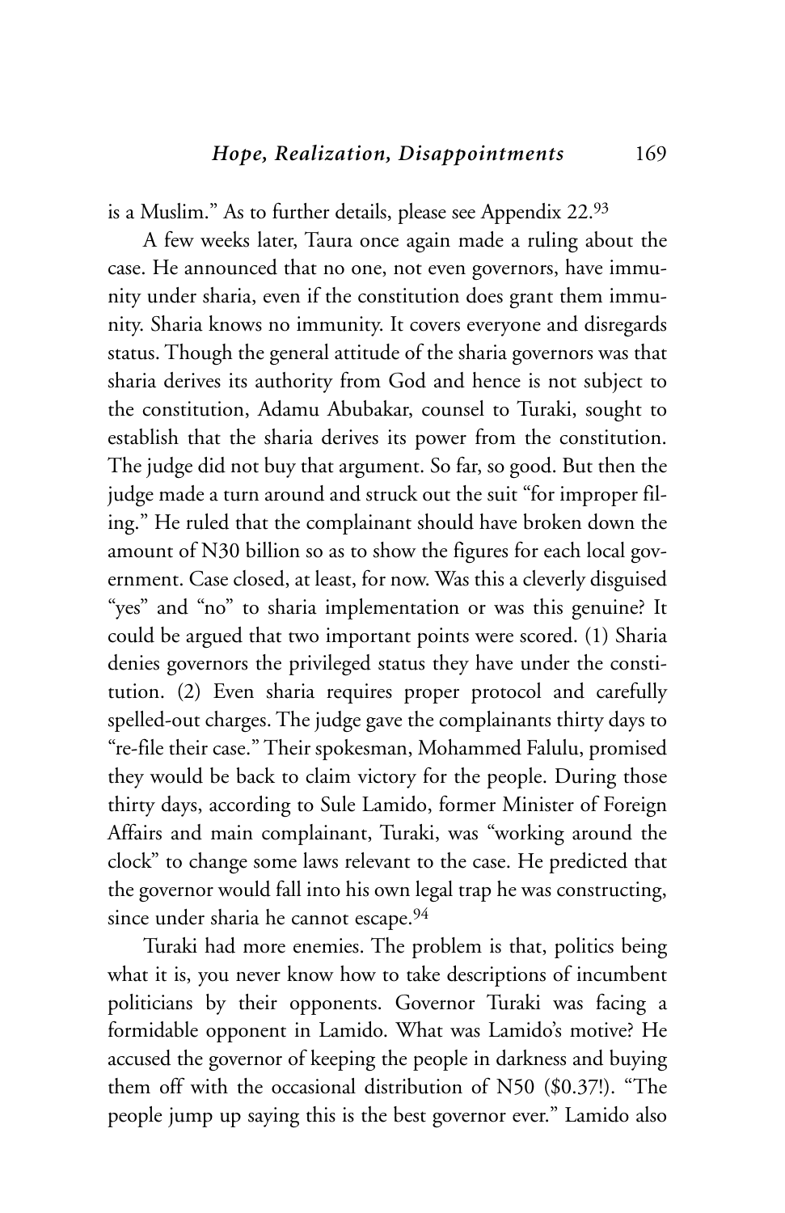is a Muslim." As to further details, please see Appendix 22.[93]

A few weeks later, Taura once again made a ruling about the case. He announced that no one, not even governors, have immunity under sharia, even if the constitution does grant them immunity. Sharia knows no immunity. It covers everyone and disregards status. Though the general attitude of the sharia governors was that sharia derives its authority from God and hence is not subject to the constitution, Adamu Abubakar, counsel to Turaki, sought to establish that the sharia derives its power from the constitution. The judge did not buy that argument. So far, so good. But then the judge made a turn around and struck out the suit "for improper filing." He ruled that the complainant should have broken down the amount of N30 billion so as to show the figures for each local government. Case closed, at least, for now. Was this a cleverly disguised "yes" and "no" to sharia implementation or was this genuine? It could be argued that two important points were scored. (1) Sharia denies governors the privileged status they have under the constitution. (2) Even sharia requires proper protocol and carefully spelled-out charges. The judge gave the complainants thirty days to "re-file their case." Their spokesman, Mohammed Falulu, promised they would be back to claim victory for the people. During those thirty days, according to Sule Lamido, former Minister of Foreign Affairs and main complainant, Turaki, was "working around the clock" to change some laws relevant to the case. He predicted that the governor would fall into his own legal trap he was constructing, since under sharia he cannot escape.[94]

Turaki had more enemies. The problem is that, politics being what it is, you never know how to take descriptions of incumbent politicians by their opponents. Governor Turaki was facing a formidable opponent in Lamido. What was Lamido's motive? He accused the governor of keeping the people in darkness and buying them off with the occasional distribution of N50 ($0.37!). "The people jump up saying this is the best governor ever." Lamido also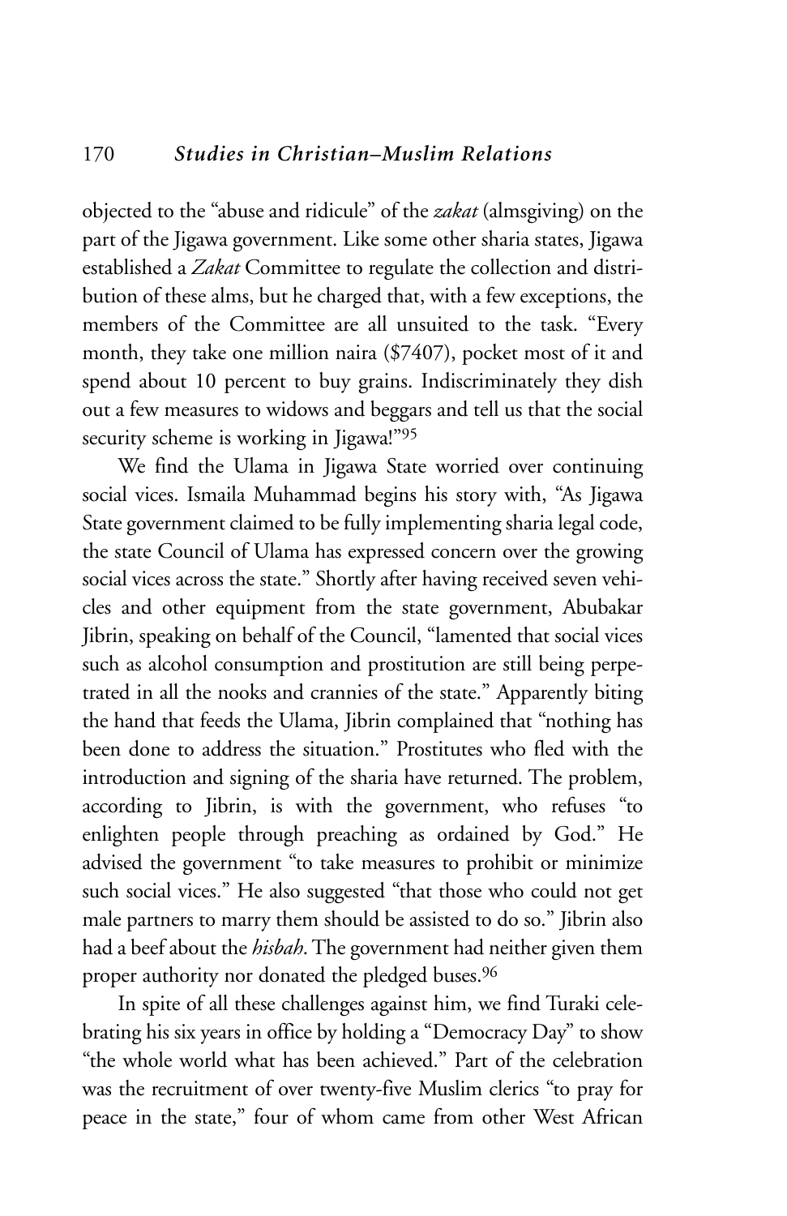objected to the "abuse and ridicule" of the *zakat* (almsgiving) on the part of the Jigawa government. Like some other sharia states, Jigawa established a *Zakat* Committee to regulate the collection and distribution of these alms, but he charged that, with a few exceptions, the members of the Committee are all unsuited to the task. "Every month, they take one million naira ($7407), pocket most of it and spend about 10 percent to buy grains. Indiscriminately they dish out a few measures to widows and beggars and tell us that the social security scheme is working in Jigawa!"[95]

We find the Ulama in Jigawa State worried over continuing social vices. Ismaila Muhammad begins his story with, "As Jigawa State government claimed to be fully implementing sharia legal code, the state Council of Ulama has expressed concern over the growing social vices across the state." Shortly after having received seven vehicles and other equipment from the state government, Abubakar Jibrin, speaking on behalf of the Council, "lamented that social vices such as alcohol consumption and prostitution are still being perpetrated in all the nooks and crannies of the state." Apparently biting the hand that feeds the Ulama, Jibrin complained that "nothing has been done to address the situation." Prostitutes who fled with the introduction and signing of the sharia have returned. The problem, according to Jibrin, is with the government, who refuses "to enlighten people through preaching as ordained by God." He advised the government "to take measures to prohibit or minimize such social vices." He also suggested "that those who could not get male partners to marry them should be assisted to do so." Jibrin also had a beef about the *hisbah*. The government had neither given them proper authority nor donated the pledged buses.[96]

In spite of all these challenges against him, we find Turaki celebrating his six years in office by holding a "Democracy Day" to show "the whole world what has been achieved." Part of the celebration was the recruitment of over twenty-five Muslim clerics "to pray for peace in the state," four of whom came from other West African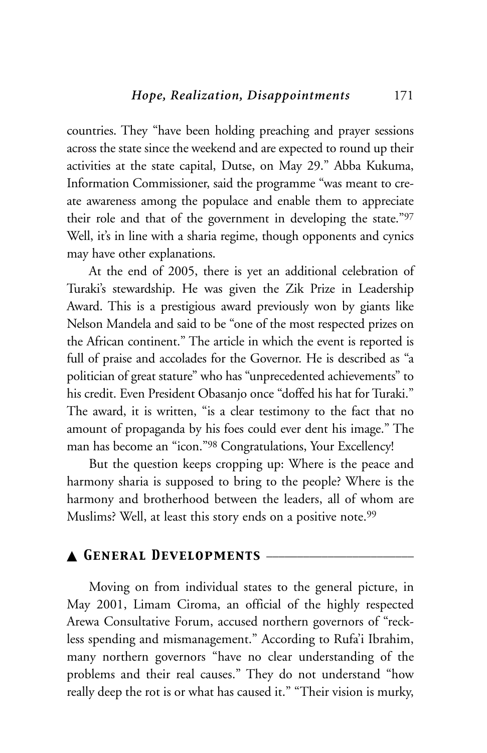countries. They "have been holding preaching and prayer sessions across the state since the weekend and are expected to round up their activities at the state capital, Dutse, on May 29." Abba Kukuma, Information Commissioner, said the programme "was meant to create awareness among the populace and enable them to appreciate their role and that of the government in developing the state."[97] Well, it's in line with a sharia regime, though opponents and cynics may have other explanations.

At the end of 2005, there is yet an additional celebration of Turaki's stewardship. He was given the Zik Prize in Leadership Award. This is a prestigious award previously won by giants like Nelson Mandela and said to be "one of the most respected prizes on the African continent." The article in which the event is reported is full of praise and accolades for the Governor. He is described as "a politician of great stature" who has "unprecedented achievements" to his credit. Even President Obasanjo once "doffed his hat for Turaki." The award, it is written, "is a clear testimony to the fact that no amount of propaganda by his foes could ever dent his image." The man has become an "icon."[98] Congratulations, Your Excellency!

But the question keeps cropping up: Where is the peace and harmony sharia is supposed to bring to the people? Where is the harmony and brotherhood between the leaders, all of whom are Muslims? Well, at least this story ends on a positive note.[99]

## ▲ General Developments

Moving on from individual states to the general picture, in May 2001, Limam Ciroma, an official of the highly respected Arewa Consultative Forum, accused northern governors of "reckless spending and mismanagement." According to Rufa'i Ibrahim, many northern governors "have no clear understanding of the problems and their real causes." They do not understand "how really deep the rot is or what has caused it." "Their vision is murky,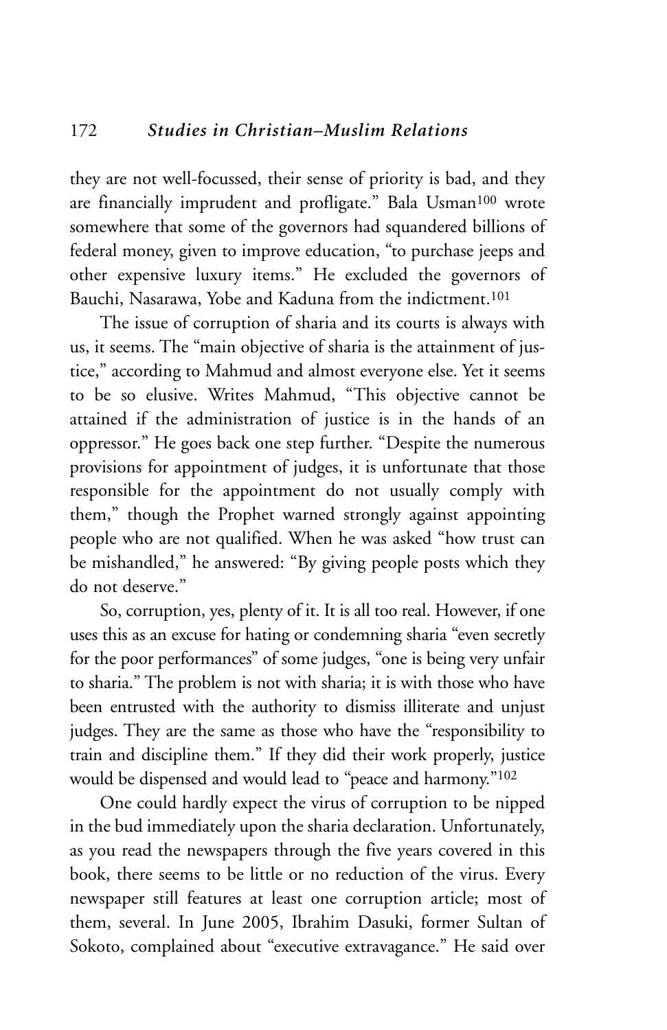they are not well-focussed, their sense of priority is bad, and they are financially imprudent and profligate." Bala Usman[100] wrote somewhere that some of the governors had squandered billions of federal money, given to improve education, "to purchase jeeps and other expensive luxury items." He excluded the governors of Bauchi, Nasarawa, Yobe and Kaduna from the indictment.[101]

The issue of corruption of sharia and its courts is always with us, it seems. The "main objective of sharia is the attainment of justice," according to Mahmud and almost everyone else. Yet it seems to be so elusive. Writes Mahmud, "This objective cannot be attained if the administration of justice is in the hands of an oppressor." He goes back one step further. "Despite the numerous provisions for appointment of judges, it is unfortunate that those responsible for the appointment do not usually comply with them," though the Prophet warned strongly against appointing people who are not qualified. When he was asked "how trust can be mishandled," he answered: "By giving people posts which they do not deserve."

So, corruption, yes, plenty of it. It is all too real. However, if one uses this as an excuse for hating or condemning sharia "even secretly for the poor performances" of some judges, "one is being very unfair to sharia." The problem is not with sharia; it is with those who have been entrusted with the authority to dismiss illiterate and unjust judges. They are the same as those who have the "responsibility to train and discipline them." If they did their work properly, justice would be dispensed and would lead to "peace and harmony."[102]

One could hardly expect the virus of corruption to be nipped in the bud immediately upon the sharia declaration. Unfortunately, as you read the newspapers through the five years covered in this book, there seems to be little or no reduction of the virus. Every newspaper still features at least one corruption article; most of them, several. In June 2005, Ibrahim Dasuki, former Sultan of Sokoto, complained about "executive extravagance." He said over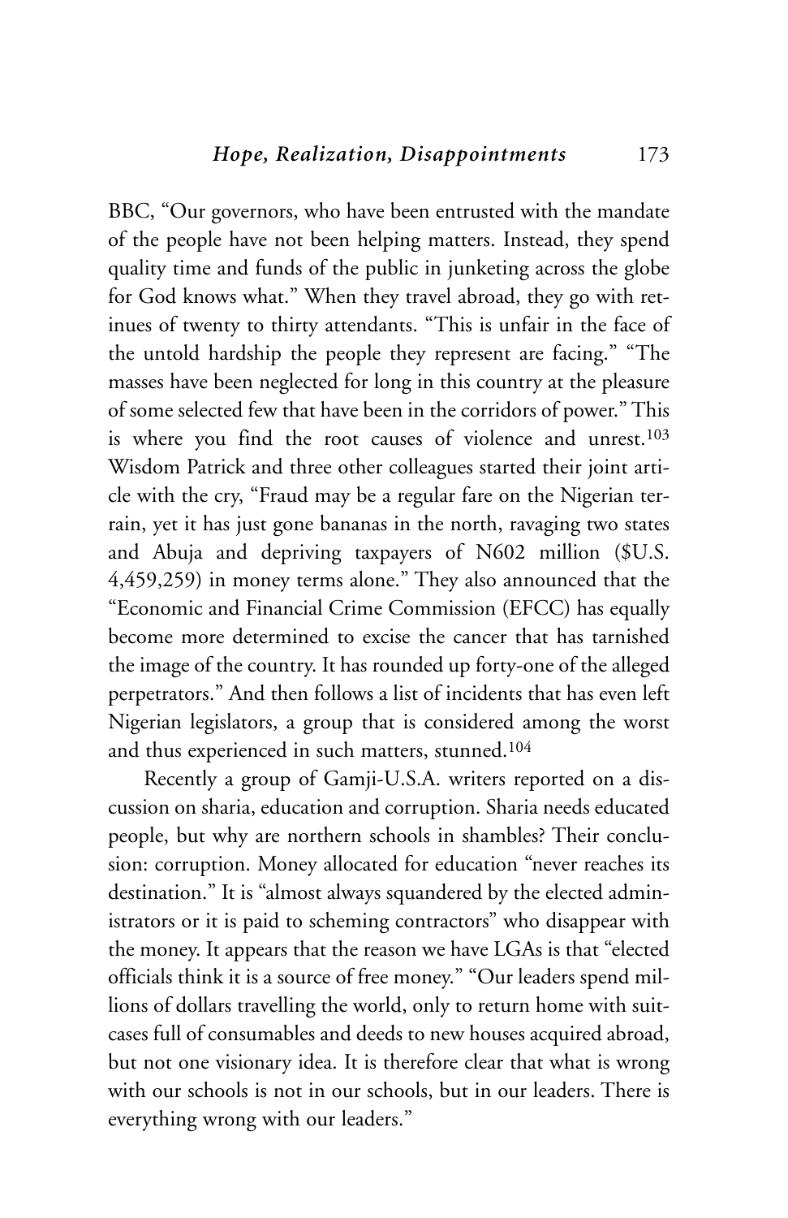BBC, "Our governors, who have been entrusted with the mandate of the people have not been helping matters. Instead, they spend quality time and funds of the public in junketing across the globe for God knows what." When they travel abroad, they go with retinues of twenty to thirty attendants. "This is unfair in the face of the untold hardship the people they represent are facing." "The masses have been neglected for long in this country at the pleasure of some selected few that have been in the corridors of power." This is where you find the root causes of violence and unrest.[103] Wisdom Patrick and three other colleagues started their joint article with the cry, "Fraud may be a regular fare on the Nigerian terrain, yet it has just gone bananas in the north, ravaging two states and Abuja and depriving taxpayers of N602 million ($U.S. 4,459,259) in money terms alone." They also announced that the "Economic and Financial Crime Commission (EFCC) has equally become more determined to excise the cancer that has tarnished the image of the country. It has rounded up forty-one of the alleged perpetrators." And then follows a list of incidents that has even left Nigerian legislators, a group that is considered among the worst and thus experienced in such matters, stunned.[104]

Recently a group of Gamji-U.S.A. writers reported on a discussion on sharia, education and corruption. Sharia needs educated people, but why are northern schools in shambles? Their conclusion: corruption. Money allocated for education "never reaches its destination." It is "almost always squandered by the elected administrators or it is paid to scheming contractors" who disappear with the money. It appears that the reason we have LGAs is that "elected officials think it is a source of free money." "Our leaders spend millions of dollars travelling the world, only to return home with suitcases full of consumables and deeds to new houses acquired abroad, but not one visionary idea. It is therefore clear that what is wrong with our schools is not in our schools, but in our leaders. There is everything wrong with our leaders."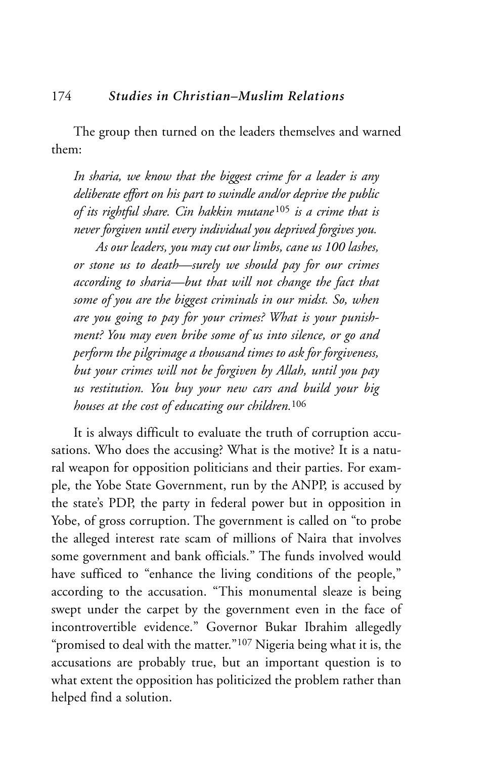The group then turned on the leaders themselves and warned them:

> *In sharia, we know that the biggest crime for a leader is any deliberate effort on his part to swindle and/or deprive the public of its rightful share. Cin hakkin mutane*[105] *is a crime that is never forgiven until every individual you deprived forgives you.*
>
> *As our leaders, you may cut our limbs, cane us 100 lashes, or stone us to death—surely we should pay for our crimes according to sharia—but that will not change the fact that some of you are the biggest criminals in our midst. So, when are you going to pay for your crimes? What is your punishment? You may even bribe some of us into silence, or go and perform the pilgrimage a thousand times to ask for forgiveness, but your crimes will not be forgiven by Allah, until you pay us restitution. You buy your new cars and build your big houses at the cost of educating our children.*[106]

It is always difficult to evaluate the truth of corruption accusations. Who does the accusing? What is the motive? It is a natural weapon for opposition politicians and their parties. For example, the Yobe State Government, run by the ANPP, is accused by the state's PDP, the party in federal power but in opposition in Yobe, of gross corruption. The government is called on "to probe the alleged interest rate scam of millions of Naira that involves some government and bank officials." The funds involved would have sufficed to "enhance the living conditions of the people," according to the accusation. "This monumental sleaze is being swept under the carpet by the government even in the face of incontrovertible evidence." Governor Bukar Ibrahim allegedly "promised to deal with the matter."[107] Nigeria being what it is, the accusations are probably true, but an important question is to what extent the opposition has politicized the problem rather than helped find a solution.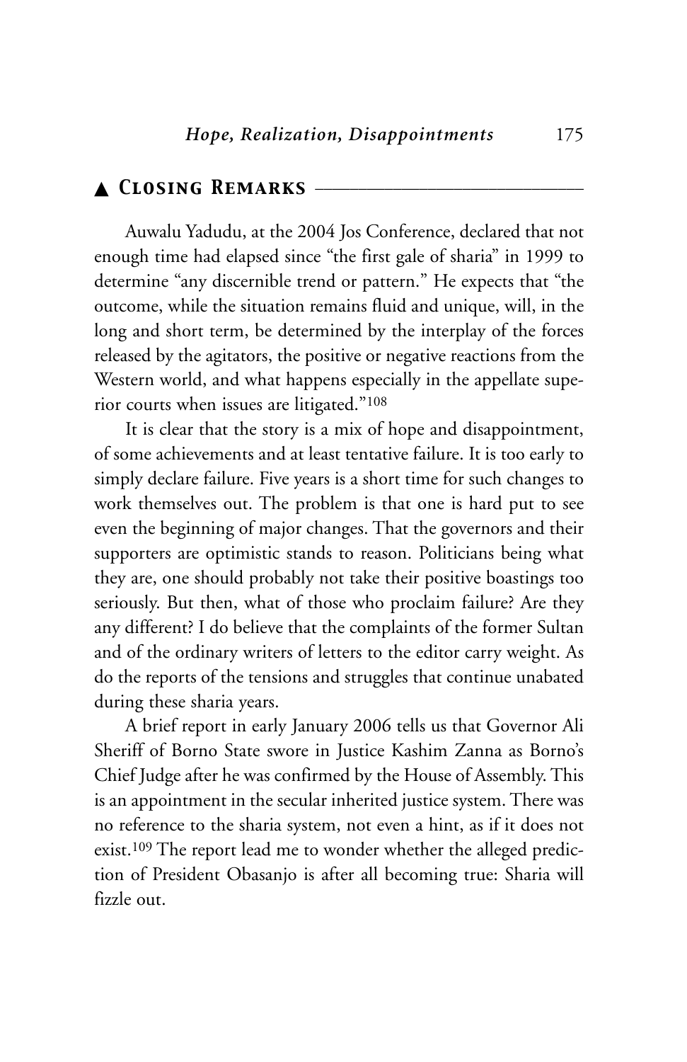## ▲ Closing Remarks

Auwalu Yadudu, at the 2004 Jos Conference, declared that not enough time had elapsed since "the first gale of sharia" in 1999 to determine "any discernible trend or pattern." He expects that "the outcome, while the situation remains fluid and unique, will, in the long and short term, be determined by the interplay of the forces released by the agitators, the positive or negative reactions from the Western world, and what happens especially in the appellate superior courts when issues are litigated."[108]

It is clear that the story is a mix of hope and disappointment, of some achievements and at least tentative failure. It is too early to simply declare failure. Five years is a short time for such changes to work themselves out. The problem is that one is hard put to see even the beginning of major changes. That the governors and their supporters are optimistic stands to reason. Politicians being what they are, one should probably not take their positive boastings too seriously. But then, what of those who proclaim failure? Are they any different? I do believe that the complaints of the former Sultan and of the ordinary writers of letters to the editor carry weight. As do the reports of the tensions and struggles that continue unabated during these sharia years.

A brief report in early January 2006 tells us that Governor Ali Sheriff of Borno State swore in Justice Kashim Zanna as Borno's Chief Judge after he was confirmed by the House of Assembly. This is an appointment in the secular inherited justice system. There was no reference to the sharia system, not even a hint, as if it does not exist.[109] The report lead me to wonder whether the alleged prediction of President Obasanjo is after all becoming true: Sharia will fizzle out.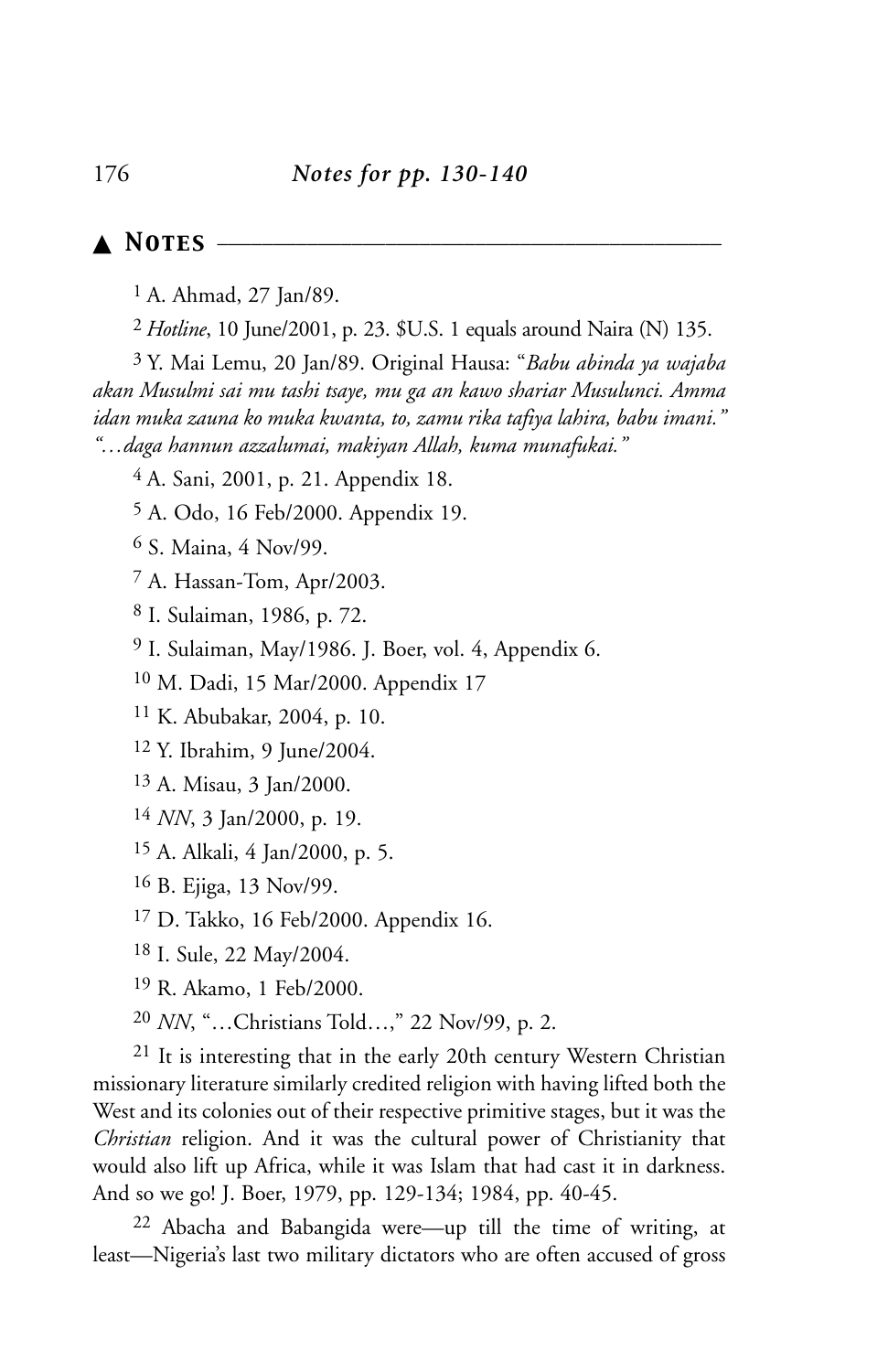## ▲ Notes

[1] A. Ahmad, 27 Jan/89.

[2] *Hotline*, 10 June/2001, p. 23. $U.S. 1 equals around Naira (N) 135.

[3] Y. Mai Lemu, 20 Jan/89. Original Hausa: "*Babu abinda ya wajaba akan Musulmi sai mu tashi tsaye, mu ga an kawo shariar Musulunci. Amma idan muka zauna ko muka kwanta, to, zamu rika tafiya lahira, babu imani.*" "*…daga hannun azzalumai, makiyan Allah, kuma munafukai.*"

[4] A. Sani, 2001, p. 21. Appendix 18.

[5] A. Odo, 16 Feb/2000. Appendix 19.

[6] S. Maina, 4 Nov/99.

[7] A. Hassan-Tom, Apr/2003.

[8] I. Sulaiman, 1986, p. 72.

[9] I. Sulaiman, May/1986. J. Boer, vol. 4, Appendix 6.

[10] M. Dadi, 15 Mar/2000. Appendix 17

[11] K. Abubakar, 2004, p. 10.

[12] Y. Ibrahim, 9 June/2004.

[13] A. Misau, 3 Jan/2000.

[14] *NN*, 3 Jan/2000, p. 19.

[15] A. Alkali, 4 Jan/2000, p. 5.

[16] B. Ejiga, 13 Nov/99.

[17] D. Takko, 16 Feb/2000. Appendix 16.

[18] I. Sule, 22 May/2004.

[19] R. Akamo, 1 Feb/2000.

[20] *NN*, "…Christians Told…," 22 Nov/99, p. 2.

[21] It is interesting that in the early 20th century Western Christian missionary literature similarly credited religion with having lifted both the West and its colonies out of their respective primitive stages, but it was the *Christian* religion. And it was the cultural power of Christianity that would also lift up Africa, while it was Islam that had cast it in darkness. And so we go! J. Boer, 1979, pp. 129-134; 1984, pp. 40-45.

[22] Abacha and Babangida were—up till the time of writing, at least—Nigeria's last two military dictators who are often accused of gross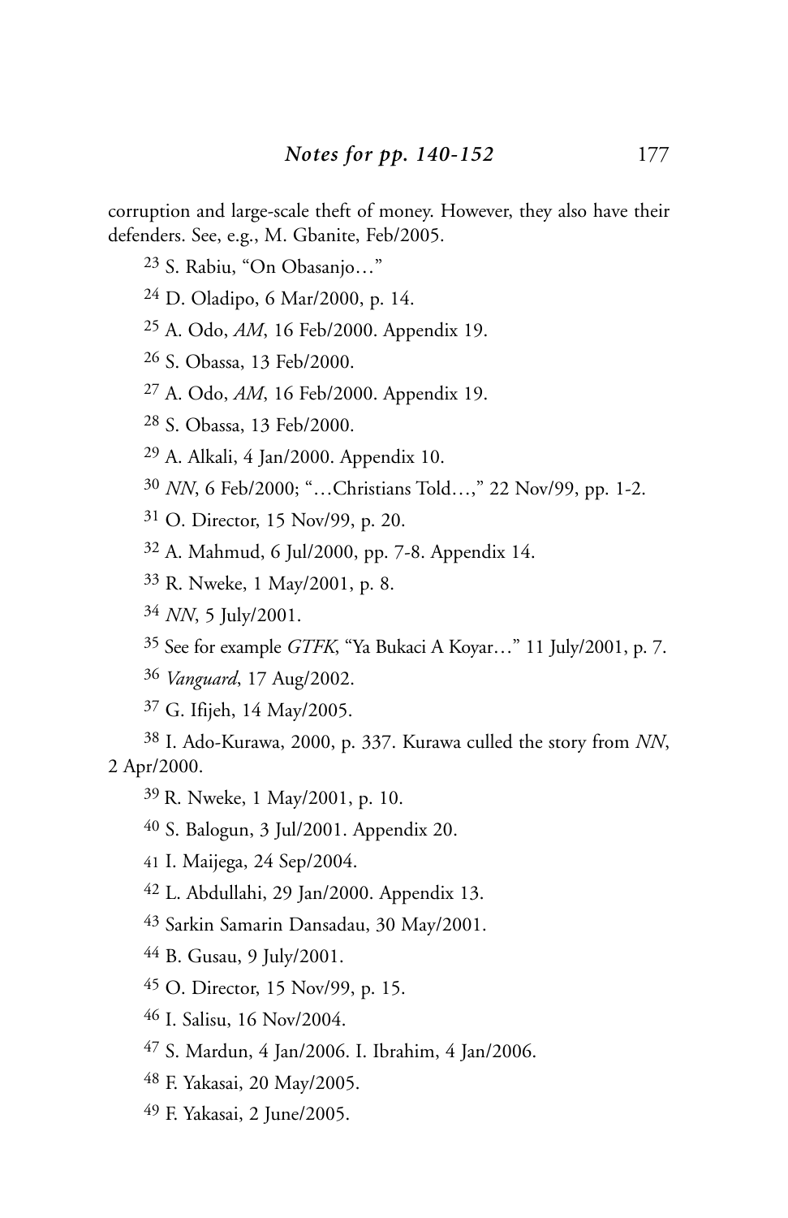corruption and large-scale theft of money. However, they also have their defenders. See, e.g., M. Gbanite, Feb/2005.

[23] S. Rabiu, "On Obasanjo…"

[24] D. Oladipo, 6 Mar/2000, p. 14.

[25] A. Odo, *AM*, 16 Feb/2000. Appendix 19.

[26] S. Obassa, 13 Feb/2000.

[27] A. Odo, *AM*, 16 Feb/2000. Appendix 19.

[28] S. Obassa, 13 Feb/2000.

[29] A. Alkali, 4 Jan/2000. Appendix 10.

[30] *NN*, 6 Feb/2000; "…Christians Told…," 22 Nov/99, pp. 1-2.

[31] O. Director, 15 Nov/99, p. 20.

[32] A. Mahmud, 6 Jul/2000, pp. 7-8. Appendix 14.

[33] R. Nweke, 1 May/2001, p. 8.

[34] *NN*, 5 July/2001.

[35] See for example *GTFK*, "Ya Bukaci A Koyar…" 11 July/2001, p. 7.

[36] *Vanguard*, 17 Aug/2002.

[37] G. Ifijeh, 14 May/2005.

[38] I. Ado-Kurawa, 2000, p. 337. Kurawa culled the story from *NN*, 2 Apr/2000.

[39] R. Nweke, 1 May/2001, p. 10.

[40] S. Balogun, 3 Jul/2001. Appendix 20.

[41] I. Maijega, 24 Sep/2004.

[42] L. Abdullahi, 29 Jan/2000. Appendix 13.

[43] Sarkin Samarin Dansadau, 30 May/2001.

[44] B. Gusau, 9 July/2001.

[45] O. Director, 15 Nov/99, p. 15.

[46] I. Salisu, 16 Nov/2004.

[47] S. Mardun, 4 Jan/2006. I. Ibrahim, 4 Jan/2006.

[48] F. Yakasai, 20 May/2005.

[49] F. Yakasai, 2 June/2005.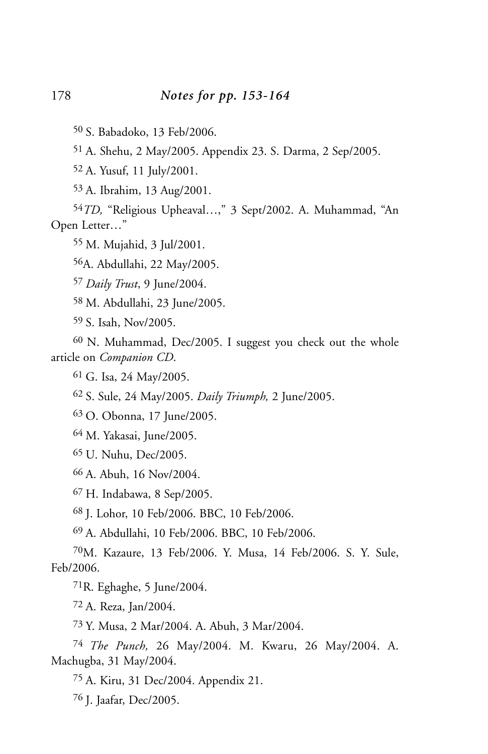## *Notes for pp. 153-164*

[50] S. Babadoko, 13 Feb/2006.

[51] A. Shehu, 2 May/2005. Appendix 23. S. Darma, 2 Sep/2005.

[52] A. Yusuf, 11 July/2001.

[53] A. Ibrahim, 13 Aug/2001.

[54] *TD,* "Religious Upheaval…," 3 Sept/2002. A. Muhammad, "An Open Letter…"

[55] M. Mujahid, 3 Jul/2001.

[56] A. Abdullahi, 22 May/2005.

[57] *Daily Trust*, 9 June/2004.

[58] M. Abdullahi, 23 June/2005.

[59] S. Isah, Nov/2005.

[60] N. Muhammad, Dec/2005. I suggest you check out the whole article on *Companion CD*.

[61] G. Isa, 24 May/2005.

[62] S. Sule, 24 May/2005. *Daily Triumph,* 2 June/2005.

[63] O. Obonna, 17 June/2005.

[64] M. Yakasai, June/2005.

[65] U. Nuhu, Dec/2005.

[66] A. Abuh, 16 Nov/2004.

[67] H. Indabawa, 8 Sep/2005.

[68] J. Lohor, 10 Feb/2006. BBC, 10 Feb/2006.

[69] A. Abdullahi, 10 Feb/2006. BBC, 10 Feb/2006.

[70] M. Kazaure, 13 Feb/2006. Y. Musa, 14 Feb/2006. S. Y. Sule, Feb/2006.

[71] R. Eghaghe, 5 June/2004.

[72] A. Reza, Jan/2004.

[73] Y. Musa, 2 Mar/2004. A. Abuh, 3 Mar/2004.

[74] *The Punch,* 26 May/2004. M. Kwaru, 26 May/2004. A. Machugba, 31 May/2004.

[75] A. Kiru, 31 Dec/2004. Appendix 21.

[76] J. Jaafar, Dec/2005.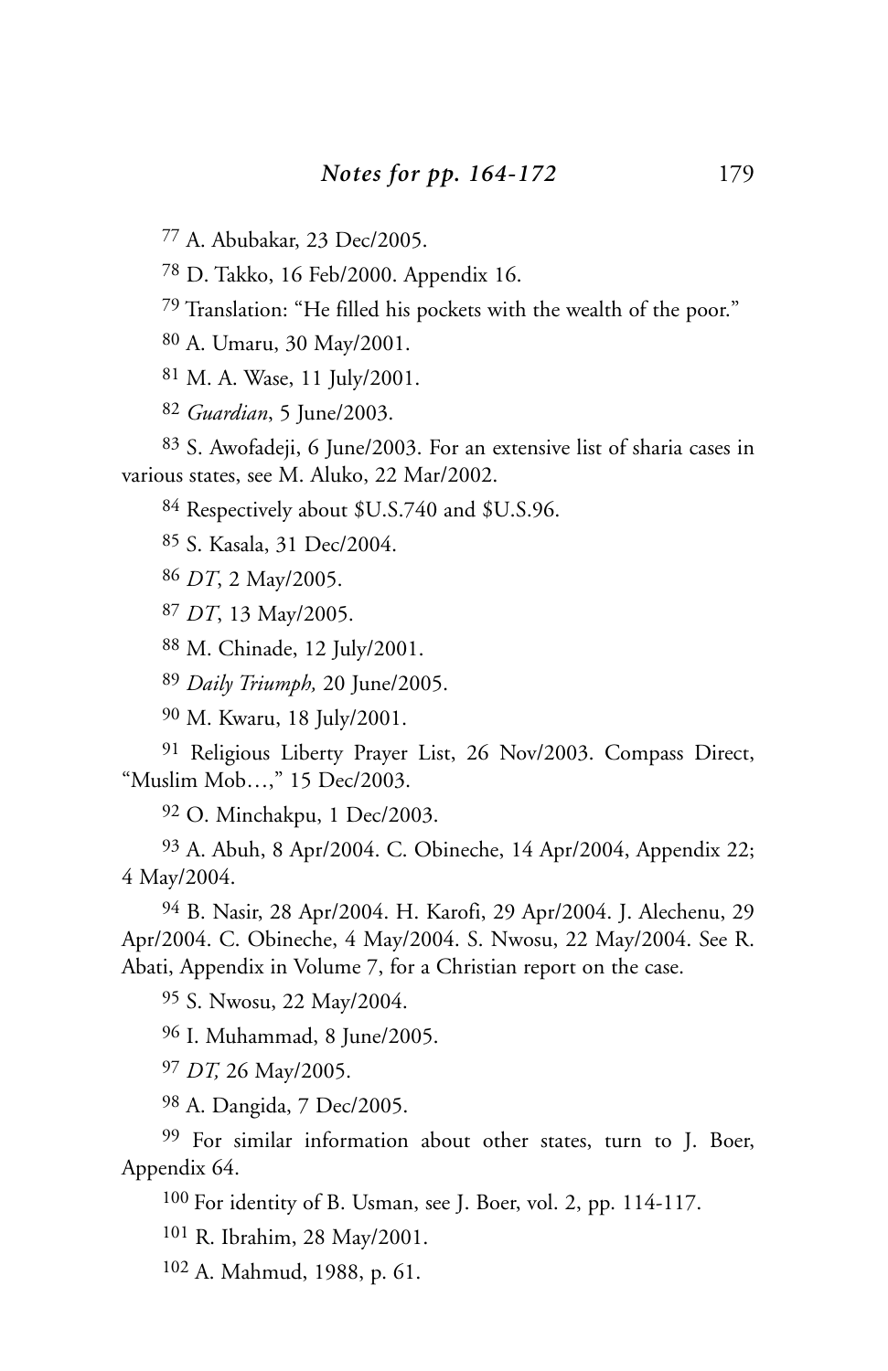[77] A. Abubakar, 23 Dec/2005.

[78] D. Takko, 16 Feb/2000. Appendix 16.

[79] Translation: "He filled his pockets with the wealth of the poor."

[80] A. Umaru, 30 May/2001.

[81] M. A. Wase, 11 July/2001.

[82] *Guardian*, 5 June/2003.

[83] S. Awofadeji, 6 June/2003. For an extensive list of sharia cases in various states, see M. Aluko, 22 Mar/2002.

[84] Respectively about $U.S.740 and $U.S.96.

[85] S. Kasala, 31 Dec/2004.

[86] *DT*, 2 May/2005.

[87] *DT*, 13 May/2005.

[88] M. Chinade, 12 July/2001.

[89] *Daily Triumph,* 20 June/2005.

[90] M. Kwaru, 18 July/2001.

[91] Religious Liberty Prayer List, 26 Nov/2003. Compass Direct, "Muslim Mob…," 15 Dec/2003.

[92] O. Minchakpu, 1 Dec/2003.

[93] A. Abuh, 8 Apr/2004. C. Obineche, 14 Apr/2004, Appendix 22; 4 May/2004.

[94] B. Nasir, 28 Apr/2004. H. Karofi, 29 Apr/2004. J. Alechenu, 29 Apr/2004. C. Obineche, 4 May/2004. S. Nwosu, 22 May/2004. See R. Abati, Appendix in Volume 7, for a Christian report on the case.

[95] S. Nwosu, 22 May/2004.

[96] I. Muhammad, 8 June/2005.

[97] *DT,* 26 May/2005.

[98] A. Dangida, 7 Dec/2005.

[99] For similar information about other states, turn to J. Boer, Appendix 64.

[100] For identity of B. Usman, see J. Boer, vol. 2, pp. 114-117.

[101] R. Ibrahim, 28 May/2001.

[102] A. Mahmud, 1988, p. 61.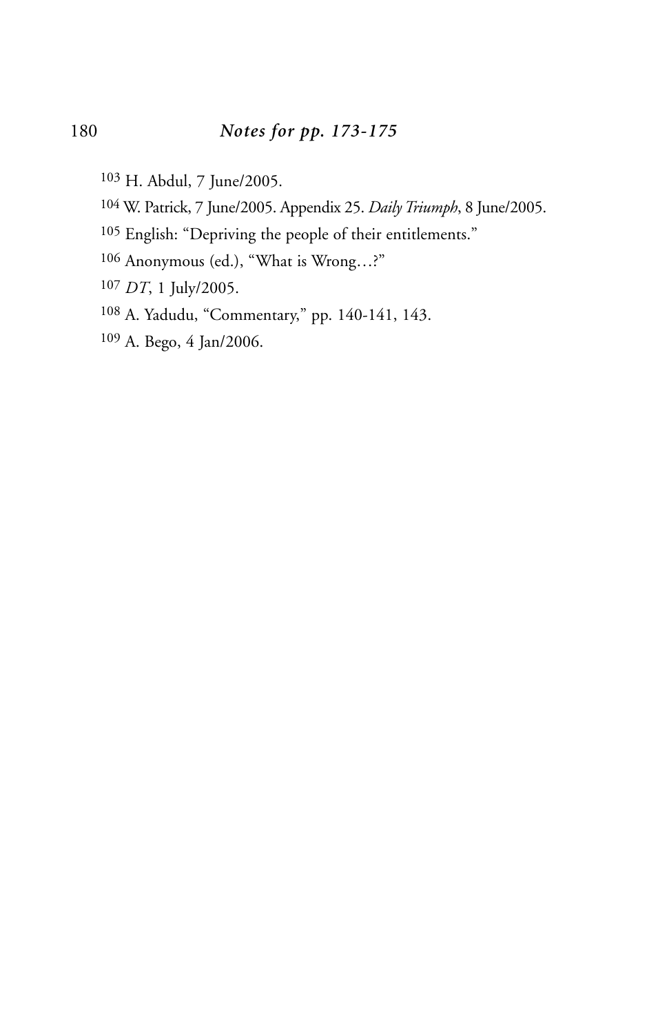## *Notes for pp. 173-175*

[103] H. Abdul, 7 June/2005.

[104] W. Patrick, 7 June/2005. Appendix 25. *Daily Triumph*, 8 June/2005.

[105] English: "Depriving the people of their entitlements."

[106] Anonymous (ed.), "What is Wrong…?"

[107] *DT*, 1 July/2005.

[108] A. Yadudu, "Commentary," pp. 140-141, 143.

[109] A. Bego, 4 Jan/2006.